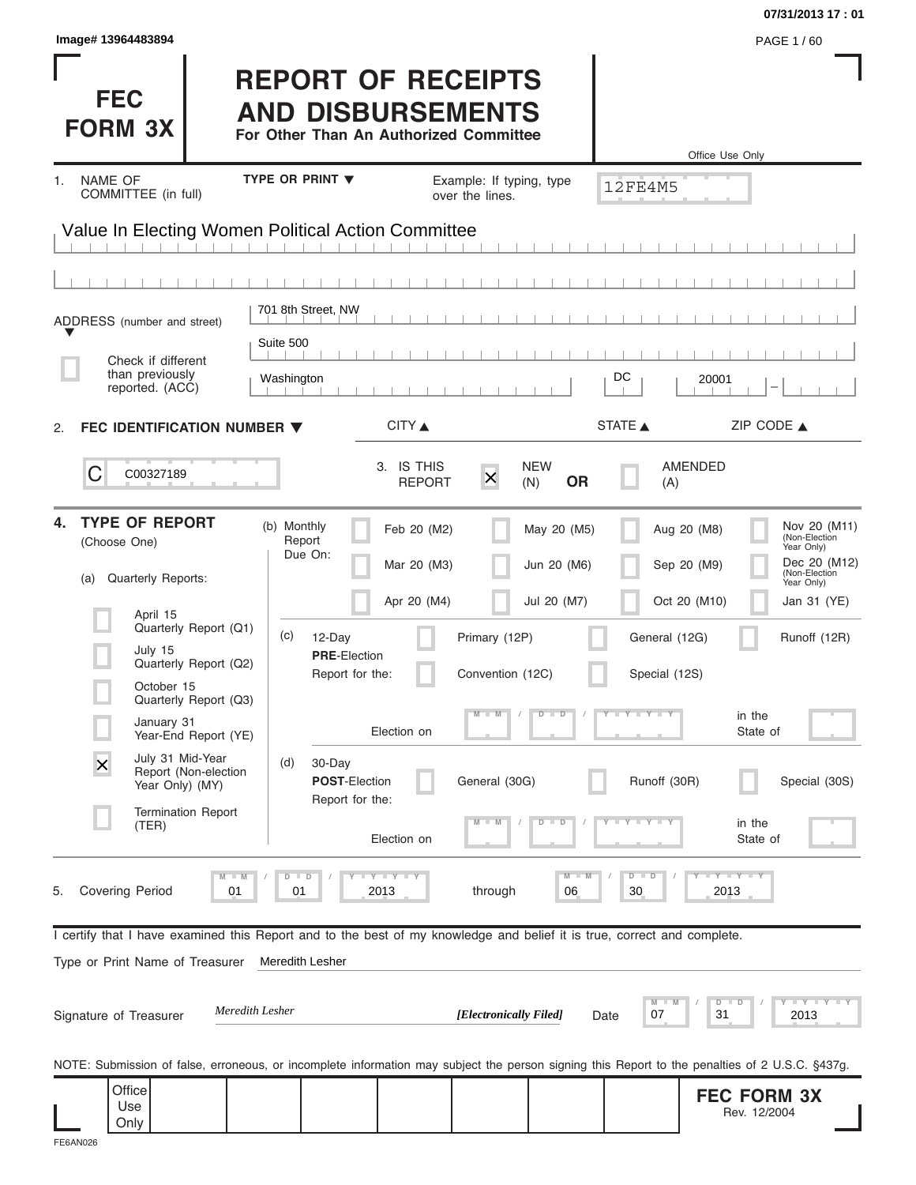Image# 13964483894

07/31/2013 17 : 01

# FEC FORM 3X

# REPORT OF RECEIPTS AND DISBURSEMENTS

**For Other Than An Authorized Committee**

Office Use Only

12FE4M5

1. NAME OF COMMITTEE (in full) — TYPE OR PRINT ▼ — Example: If typing, type over the lines.

Value In Electing Women Political Action Committee

ADDRESS (number and street) ▼

701 8th Street, NW

Suite 500

☐ Check if different than previously reported. (ACC)

| CITY ▲ | STATE ▲ | ZIP CODE ▲ |
|---|---|---|
| Washington | DC | 20001 |

2. **FEC IDENTIFICATION NUMBER ▼**

C C00327189

3. IS THIS REPORT ☒ NEW (N) **OR** ☐ AMENDED (A)

4. **TYPE OF REPORT** (Choose One)

(a) Quarterly Reports:

- ☐ April 15 Quarterly Report (Q1)
- ☐ July 15 Quarterly Report (Q2)
- ☐ October 15 Quarterly Report (Q3)
- ☐ January 31 Year-End Report (YE)
- ☒ July 31 Mid-Year Report (Non-election Year Only) (MY)
- ☐ Termination Report (TER)

(b) Monthly Report Due On:

- ☐ Feb 20 (M2)
- ☐ Mar 20 (M3)
- ☐ Apr 20 (M4)
- ☐ May 20 (M5)
- ☐ Jun 20 (M6)
- ☐ Jul 20 (M7)
- ☐ Aug 20 (M8)
- ☐ Sep 20 (M9)
- ☐ Oct 20 (M10)
- ☐ Nov 20 (M11) (Non-Election Year Only)
- ☐ Dec 20 (M12) (Non-Election Year Only)
- ☐ Jan 31 (YE)

(c) 12-Day **PRE**-Election Report for the:

- ☐ Primary (12P)
- ☐ General (12G)
- ☐ Runoff (12R)
- ☐ Convention (12C)
- ☐ Special (12S)

Election on MM / DD / YYYY in the State of

(d) 30-Day **POST**-Election Report for the:

- ☐ General (30G)
- ☐ Runoff (30R)
- ☐ Special (30S)

Election on MM / DD / YYYY in the State of

5. Covering Period 01 / 01 / 2013 through 06 / 30 / 2013

I certify that I have examined this Report and to the best of my knowledge and belief it is true, correct and complete.

Type or Print Name of Treasurer: Meredith Lesher

Signature of Treasurer: *Meredith Lesher* ***[Electronically Filed]*** Date 07 / 31 / 2013

NOTE: Submission of false, erroneous, or incomplete information may subject the person signing this Report to the penalties of 2 U.S.C. §437g.

Office Use Only

**FEC FORM 3X** Rev. 12/2004

FE6AN026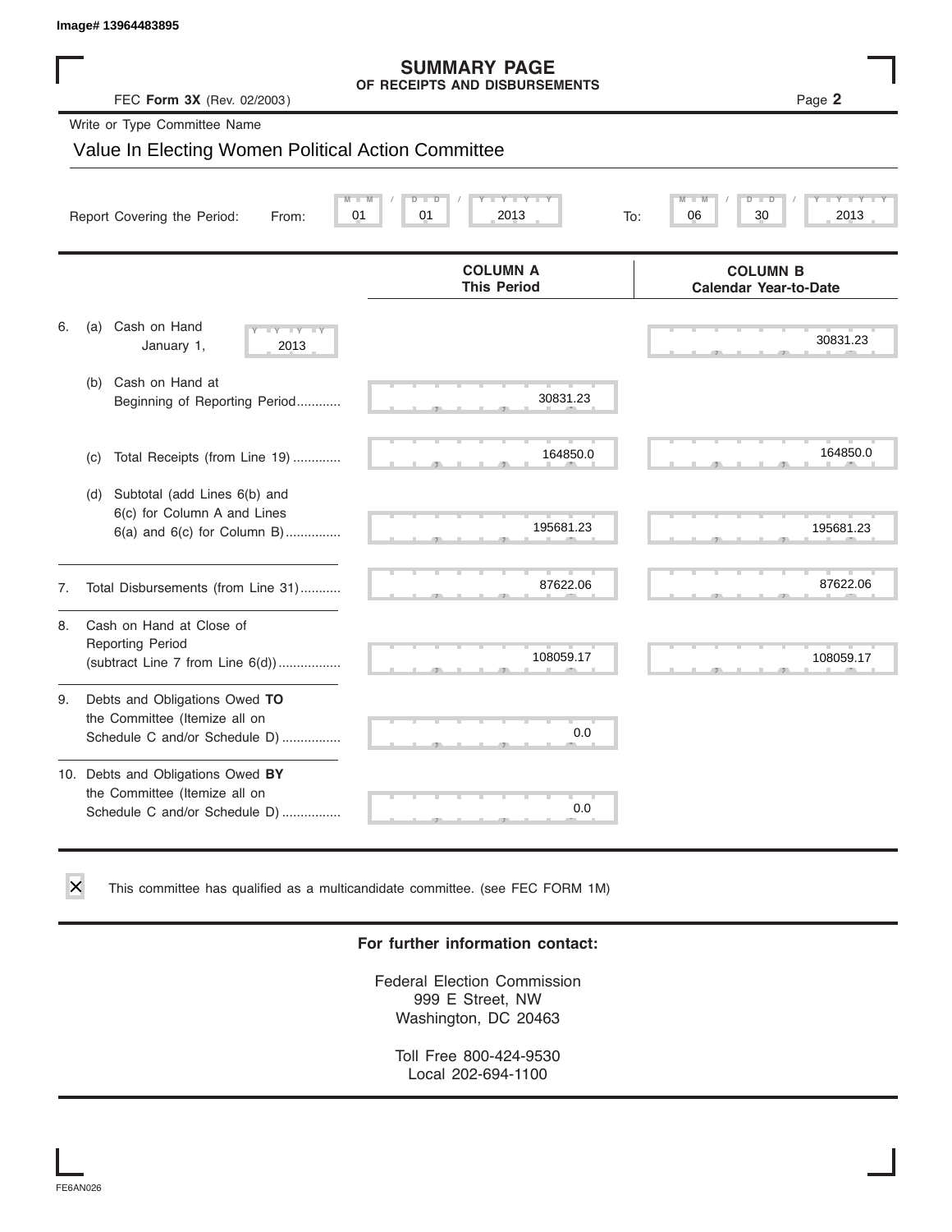Image# 13964483895

# SUMMARY PAGE
## OF RECEIPTS AND DISBURSEMENTS

FEC **Form 3X** (Rev. 02/2003)

Write or Type Committee Name

Value In Electing Women Political Action Committee

Report Covering the Period: From: 01 / 01 / 2013 To: 06 / 30 / 2013

| | COLUMN A This Period | COLUMN B Calendar Year-to-Date |
|---|---|---|
| 6. (a) Cash on Hand January 1, 2013 | | 30831.23 |
| (b) Cash on Hand at Beginning of Reporting Period............ | 30831.23 | |
| (c) Total Receipts (from Line 19) ............. | 164850.0 | 164850.0 |
| (d) Subtotal (add Lines 6(b) and 6(c) for Column A and Lines 6(a) and 6(c) for Column B)............... | 195681.23 | 195681.23 |
| 7. Total Disbursements (from Line 31)........... | 87622.06 | 87622.06 |
| 8. Cash on Hand at Close of Reporting Period (subtract Line 7 from Line 6(d)) ................. | 108059.17 | 108059.17 |
| 9. Debts and Obligations Owed **TO** the Committee (Itemize all on Schedule C and/or Schedule D) ................ | 0.0 | |
| 10. Debts and Obligations Owed **BY** the Committee (Itemize all on Schedule C and/or Schedule D) ................ | 0.0 | |

☒ This committee has qualified as a multicandidate committee. (see FEC FORM 1M)

**For further information contact:**

Federal Election Commission
999 E Street, NW
Washington, DC 20463

Toll Free 800-424-9530
Local 202-694-1100

FE6AN026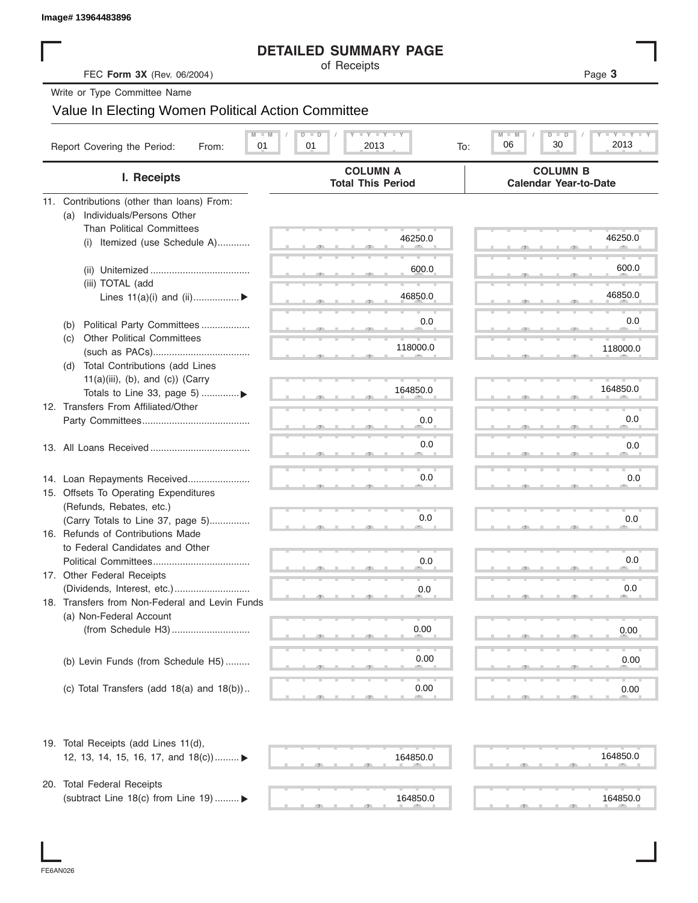Image# 13964483896

# DETAILED SUMMARY PAGE

of Receipts

FEC **Form 3X** (Rev. 06/2004)

Write or Type Committee Name

Value In Electing Women Political Action Committee

Report Covering the Period: From: 01 / 01 / 2013 To: 06 / 30 / 2013

| I. Receipts | COLUMN A Total This Period | COLUMN B Calendar Year-to-Date |
|---|---|---|
| 11. Contributions (other than loans) From: | | |
| (a) Individuals/Persons Other Than Political Committees | | |
| (i) Itemized (use Schedule A)............ | 46250.0 | 46250.0 |
| (ii) Unitemized .................................... | 600.0 | 600.0 |
| (iii) TOTAL (add Lines 11(a)(i) and (ii)................. ▶ | 46850.0 | 46850.0 |
| (b) Political Party Committees .................. | 0.0 | 0.0 |
| (c) Other Political Committees (such as PACs).................................... | 118000.0 | 118000.0 |
| (d) Total Contributions (add Lines 11(a)(iii), (b), and (c)) (Carry Totals to Line 33, page 5) .............▶ | 164850.0 | 164850.0 |
| 12. Transfers From Affiliated/Other Party Committees........................................ | 0.0 | 0.0 |
| 13. All Loans Received..................................... | 0.0 | 0.0 |
| 14. Loan Repayments Received....................... | 0.0 | 0.0 |
| 15. Offsets To Operating Expenditures (Refunds, Rebates, etc.) (Carry Totals to Line 37, page 5)............... | 0.0 | 0.0 |
| 16. Refunds of Contributions Made to Federal Candidates and Other Political Committees.................................... | 0.0 | 0.0 |
| 17. Other Federal Receipts (Dividends, Interest, etc.)............................ | 0.0 | 0.0 |
| 18. Transfers from Non-Federal and Levin Funds | | |
| (a) Non-Federal Account (from Schedule H3)............................. | 0.00 | 0.00 |
| (b) Levin Funds (from Schedule H5) ......... | 0.00 | 0.00 |
| (c) Total Transfers (add 18(a) and 18(b)).. | 0.00 | 0.00 |
| 19. Total Receipts (add Lines 11(d), 12, 13, 14, 15, 16, 17, and 18(c))......... ▶ | 164850.0 | 164850.0 |
| 20. Total Federal Receipts (subtract Line 18(c) from Line 19) ......... ▶ | 164850.0 | 164850.0 |

FE6AN026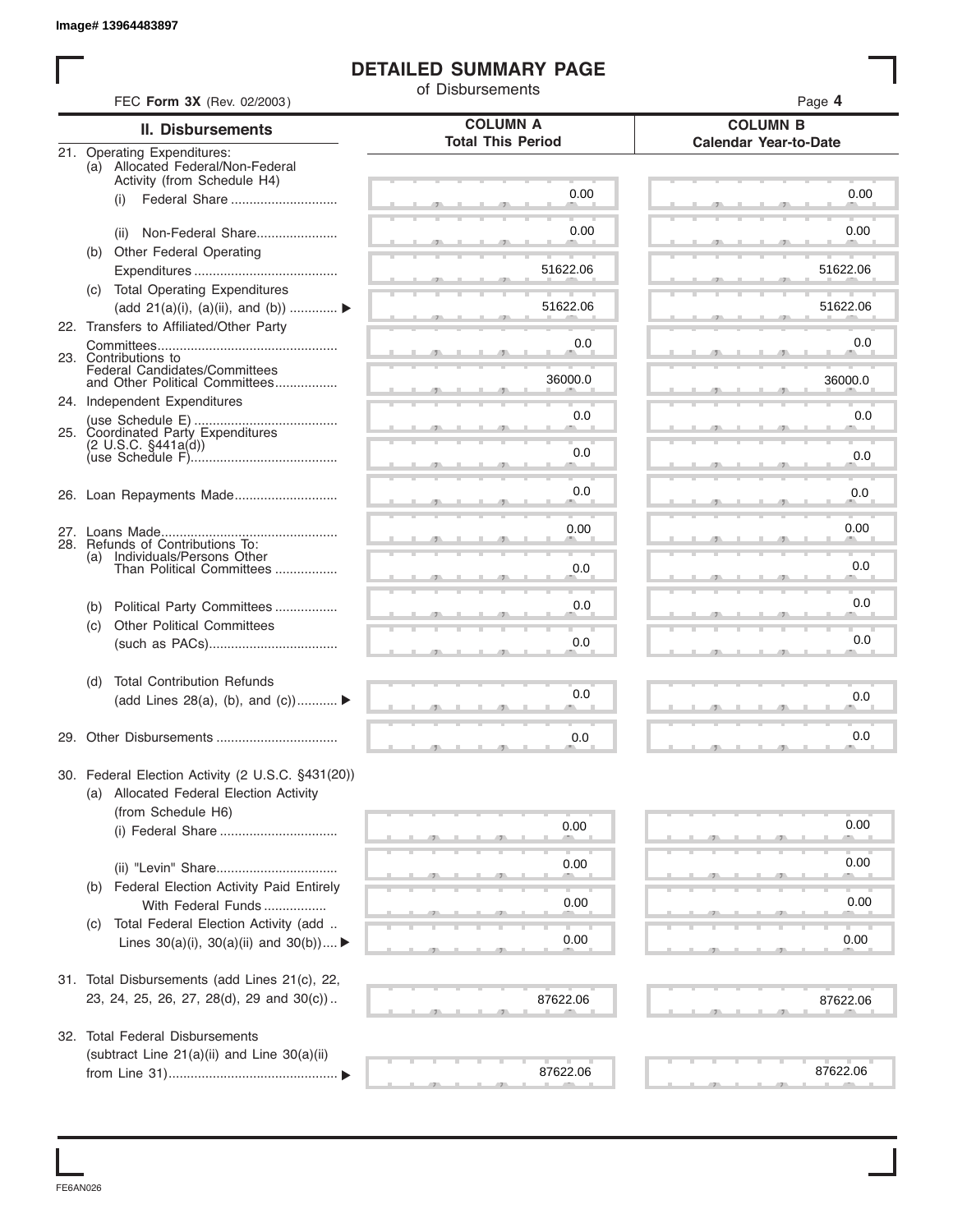Image# 13964483897

# DETAILED SUMMARY PAGE

of Disbursements

FEC **Form 3X** (Rev. 02/2003)

| II. Disbursements | COLUMN A Total This Period | COLUMN B Calendar Year-to-Date |
|---|---|---|
| 21. Operating Expenditures: | | |
| (a) Allocated Federal/Non-Federal Activity (from Schedule H4) | | |
| (i) Federal Share | 0.00 | 0.00 |
| (ii) Non-Federal Share | 0.00 | 0.00 |
| (b) Other Federal Operating Expenditures | 51622.06 | 51622.06 |
| (c) Total Operating Expenditures (add 21(a)(i), (a)(ii), and (b)) ▶ | 51622.06 | 51622.06 |
| 22. Transfers to Affiliated/Other Party Committees | 0.0 | 0.0 |
| 23. Contributions to Federal Candidates/Committees and Other Political Committees | 36000.0 | 36000.0 |
| 24. Independent Expenditures (use Schedule E) | 0.0 | 0.0 |
| 25. Coordinated Party Expenditures (2 U.S.C. §441a(d)) (use Schedule F) | 0.0 | 0.0 |
| 26. Loan Repayments Made | 0.0 | 0.0 |
| 27. Loans Made | 0.00 | 0.00 |
| 28. Refunds of Contributions To: | | |
| (a) Individuals/Persons Other Than Political Committees | 0.0 | 0.0 |
| (b) Political Party Committees | 0.0 | 0.0 |
| (c) Other Political Committees (such as PACs) | 0.0 | 0.0 |
| (d) Total Contribution Refunds (add Lines 28(a), (b), and (c)) ▶ | 0.0 | 0.0 |
| 29. Other Disbursements | 0.0 | 0.0 |
| 30. Federal Election Activity (2 U.S.C. §431(20)) | | |
| (a) Allocated Federal Election Activity (from Schedule H6) | | |
| (i) Federal Share | 0.00 | 0.00 |
| (ii) "Levin" Share | 0.00 | 0.00 |
| (b) Federal Election Activity Paid Entirely With Federal Funds | 0.00 | 0.00 |
| (c) Total Federal Election Activity (add Lines 30(a)(i), 30(a)(ii) and 30(b)) ▶ | 0.00 | 0.00 |
| 31. Total Disbursements (add Lines 21(c), 22, 23, 24, 25, 26, 27, 28(d), 29 and 30(c)) | 87622.06 | 87622.06 |
| 32. Total Federal Disbursements (subtract Line 21(a)(ii) and Line 30(a)(ii) from Line 31) ▶ | 87622.06 | 87622.06 |

FE6AN026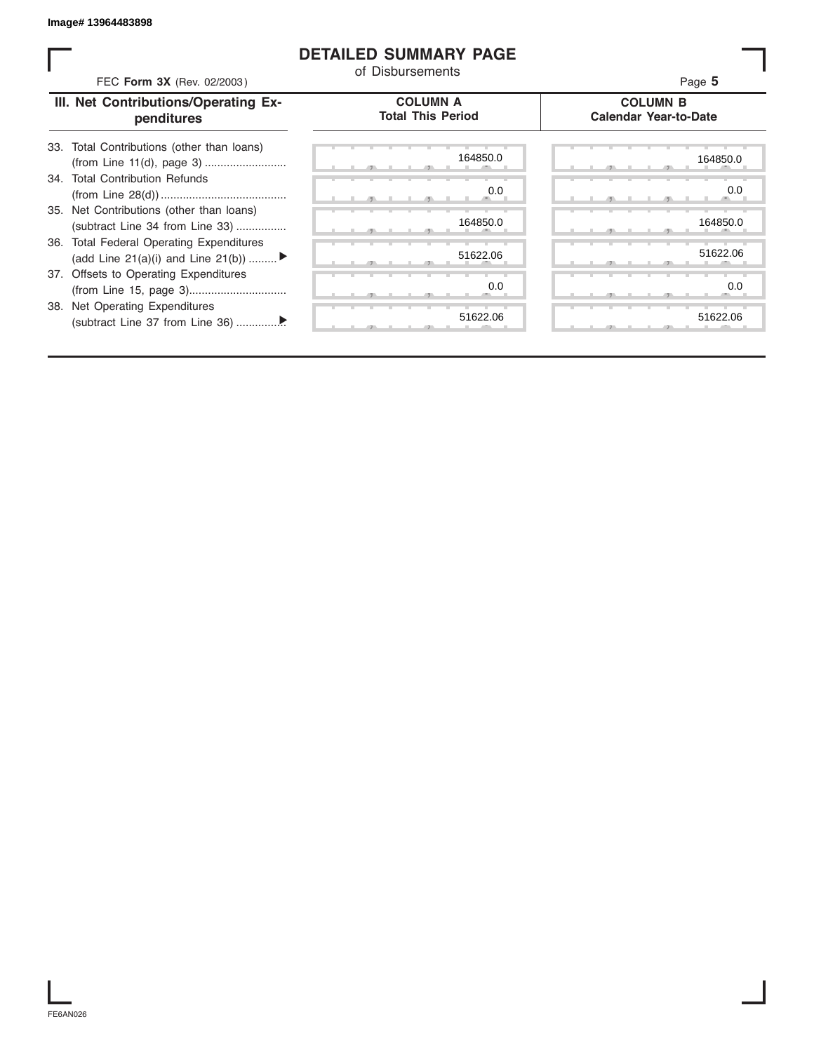Image# 13964483898

# DETAILED SUMMARY PAGE

of Disbursements

FEC **Form 3X** (Rev. 02/2003)

| III. Net Contributions/Operating Expenditures | COLUMN A Total This Period | COLUMN B Calendar Year-to-Date |
|---|---|---|
| 33. Total Contributions (other than loans) (from Line 11(d), page 3) .......................... | 164850.0 | 164850.0 |
| 34. Total Contribution Refunds (from Line 28(d)) ........................................ | 0.0 | 0.0 |
| 35. Net Contributions (other than loans) (subtract Line 34 from Line 33) ................ | 164850.0 | 164850.0 |
| 36. Total Federal Operating Expenditures (add Line 21(a)(i) and Line 21(b)) ......... ▶ | 51622.06 | 51622.06 |
| 37. Offsets to Operating Expenditures (from Line 15, page 3)............................... | 0.0 | 0.0 |
| 38. Net Operating Expenditures (subtract Line 37 from Line 36) ...............▶ | 51622.06 | 51622.06 |

FE6AN026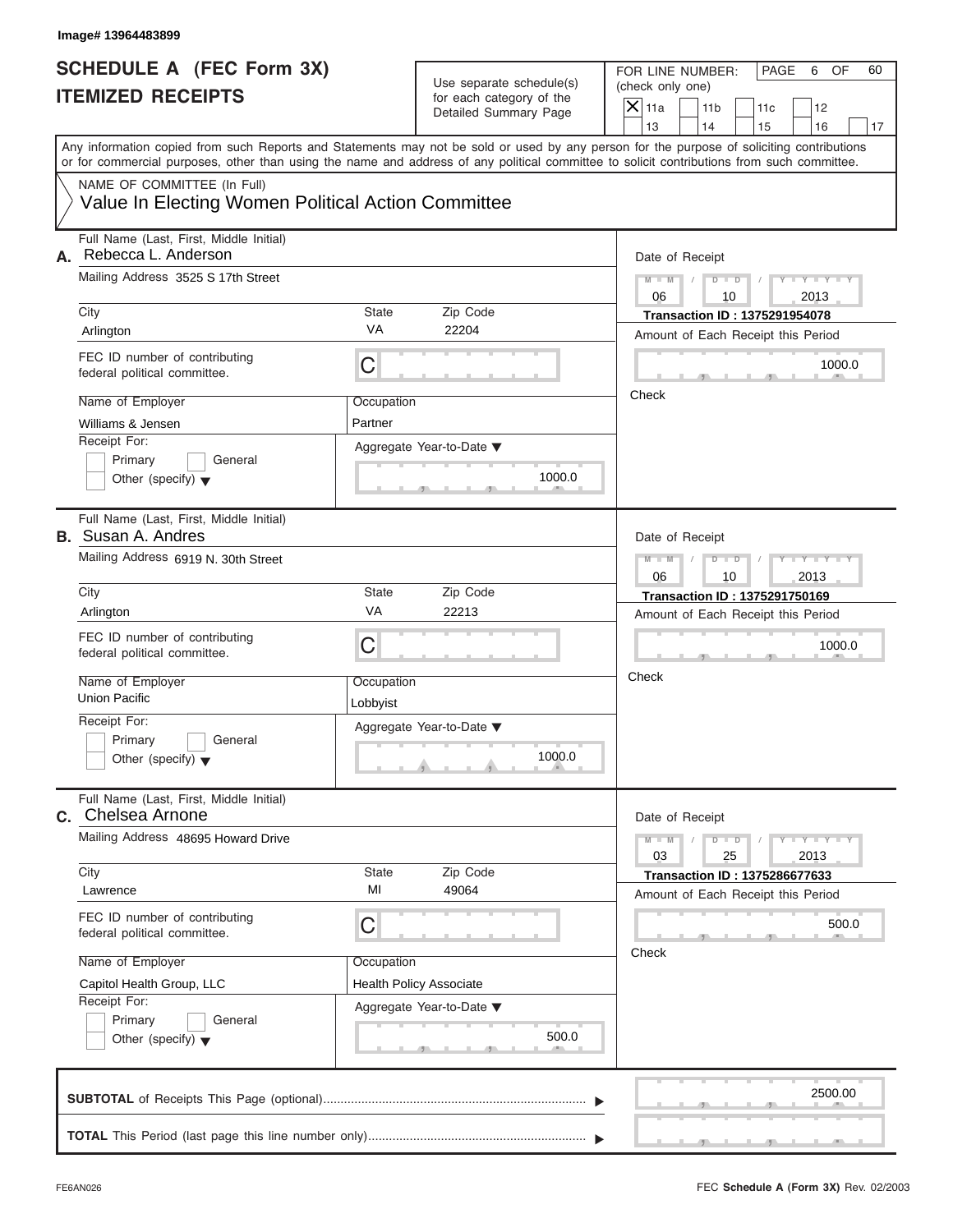Image# 13964483899

# SCHEDULE A (FEC Form 3X)
# ITEMIZED RECEIPTS

Use separate schedule(s) for each category of the Detailed Summary Page

FOR LINE NUMBER: (check only one)

- [X] 11a
- [ ] 11b
- [ ] 11c
- [ ] 12
- [ ] 13
- [ ] 14
- [ ] 15
- [ ] 16
- [ ] 17

PAGE 6 OF 60

Any information copied from such Reports and Statements may not be sold or used by any person for the purpose of soliciting contributions or for commercial purposes, other than using the name and address of any political committee to solicit contributions from such committee.

NAME OF COMMITTEE (In Full)

Value In Electing Women Political Action Committee

---

**A.** Full Name (Last, First, Middle Initial): Rebecca L. Anderson

Mailing Address: 3525 S 17th Street

City: Arlington | State: VA | Zip Code: 22204

FEC ID number of contributing federal political committee: C

Name of Employer: Williams & Jensen

Occupation: Partner

Receipt For: Primary / General / Other (specify)

Aggregate Year-to-Date: 1000.0

Date of Receipt: 06 / 10 / 2013

Transaction ID : 1375291954078

Amount of Each Receipt this Period: 1000.0

Check

---

**B.** Full Name (Last, First, Middle Initial): Susan A. Andres

Mailing Address: 6919 N. 30th Street

City: Arlington | State: VA | Zip Code: 22213

FEC ID number of contributing federal political committee: C

Name of Employer: Union Pacific

Occupation: Lobbyist

Receipt For: Primary / General / Other (specify)

Aggregate Year-to-Date: 1000.0

Date of Receipt: 06 / 10 / 2013

Transaction ID : 1375291750169

Amount of Each Receipt this Period: 1000.0

Check

---

**C.** Full Name (Last, First, Middle Initial): Chelsea Arnone

Mailing Address: 48695 Howard Drive

City: Lawrence | State: MI | Zip Code: 49064

FEC ID number of contributing federal political committee: C

Name of Employer: Capitol Health Group, LLC

Occupation: Health Policy Associate

Receipt For: Primary / General / Other (specify)

Aggregate Year-to-Date: 500.0

Date of Receipt: 03 / 25 / 2013

Transaction ID : 1375286677633

Amount of Each Receipt this Period: 500.0

Check

---

**SUBTOTAL** of Receipts This Page (optional): 2500.00

**TOTAL** This Period (last page this line number only):

FE6AN026

FEC **Schedule A** (Form 3X) Rev. 02/2003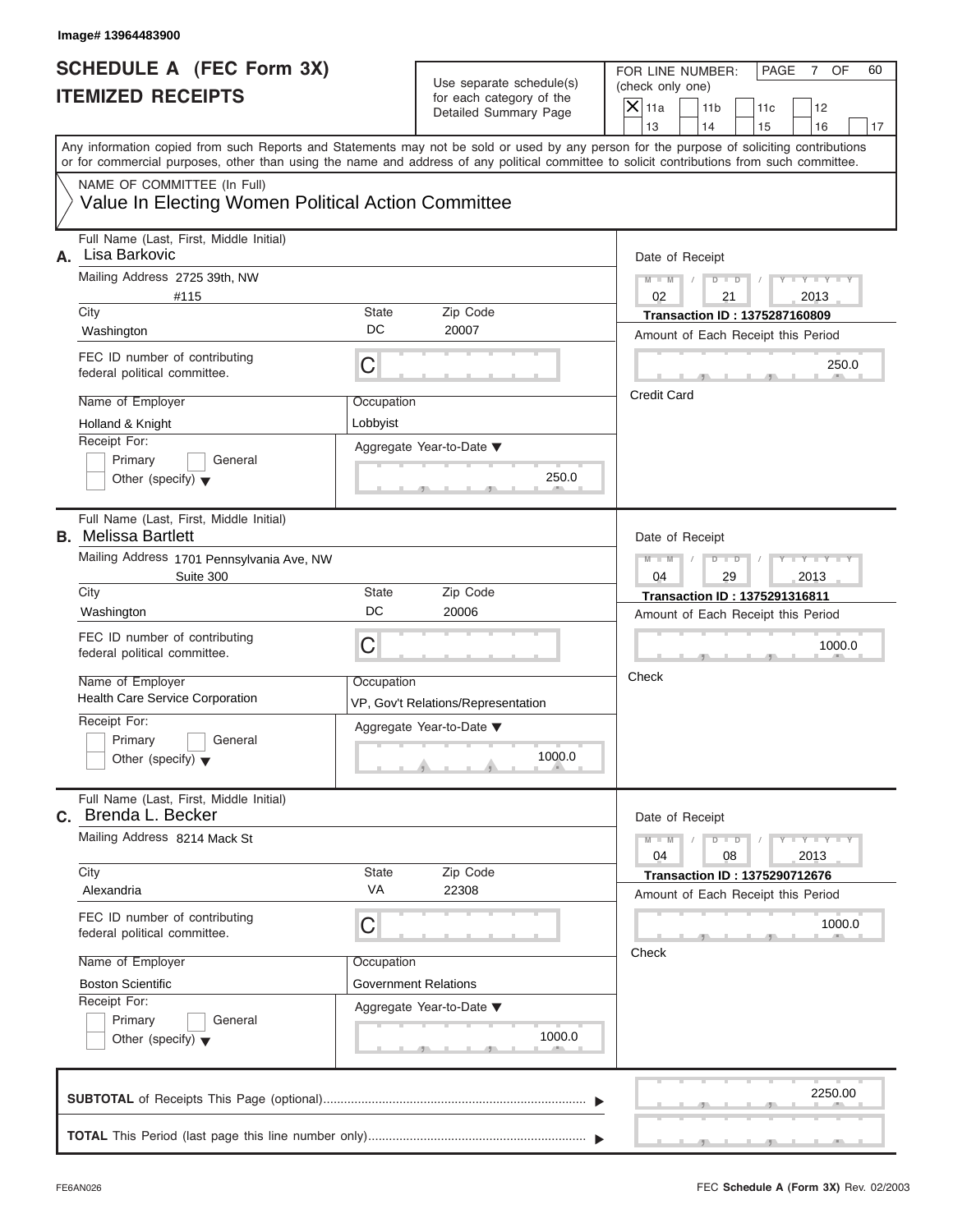Image# 13964483900

# SCHEDULE A (FEC Form 3X) ITEMIZED RECEIPTS

Use separate schedule(s) for each category of the Detailed Summary Page

FOR LINE NUMBER: (check only one)

[X] 11a [ ] 11b [ ] 11c [ ] 12 [ ] 13 [ ] 14 [ ] 15 [ ] 16 [ ] 17

PAGE 7 OF 60

Any information copied from such Reports and Statements may not be sold or used by any person for the purpose of soliciting contributions or for commercial purposes, other than using the name and address of any political committee to solicit contributions from such committee.

NAME OF COMMITTEE (In Full)
Value In Electing Women Political Action Committee

---

**A.** Full Name (Last, First, Middle Initial): Lisa Barkovic

Mailing Address: 2725 39th, NW #115

City: Washington | State: DC | Zip Code: 20007

FEC ID number of contributing federal political committee: C

Name of Employer: Holland & Knight

Occupation: Lobbyist

Receipt For: [ ] Primary [ ] General [ ] Other (specify)

Aggregate Year-to-Date: 250.0

Date of Receipt: 02 / 21 / 2013

Transaction ID : 1375287160809

Amount of Each Receipt this Period: 250.0

Credit Card

---

**B.** Full Name (Last, First, Middle Initial): Melissa Bartlett

Mailing Address: 1701 Pennsylvania Ave, NW Suite 300

City: Washington | State: DC | Zip Code: 20006

FEC ID number of contributing federal political committee: C

Name of Employer: Health Care Service Corporation

Occupation: VP, Gov't Relations/Representation

Receipt For: [ ] Primary [ ] General [ ] Other (specify)

Aggregate Year-to-Date: 1000.0

Date of Receipt: 04 / 29 / 2013

Transaction ID : 1375291316811

Amount of Each Receipt this Period: 1000.0

Check

---

**C.** Full Name (Last, First, Middle Initial): Brenda L. Becker

Mailing Address: 8214 Mack St

City: Alexandria | State: VA | Zip Code: 22308

FEC ID number of contributing federal political committee: C

Name of Employer: Boston Scientific

Occupation: Government Relations

Receipt For: [ ] Primary [ ] General [ ] Other (specify)

Aggregate Year-to-Date: 1000.0

Date of Receipt: 04 / 08 / 2013

Transaction ID : 1375290712676

Amount of Each Receipt this Period: 1000.0

Check

---

**SUBTOTAL** of Receipts This Page (optional): 2250.00

**TOTAL** This Period (last page this line number only):

FE6AN026 FEC Schedule A (Form 3X) Rev. 02/2003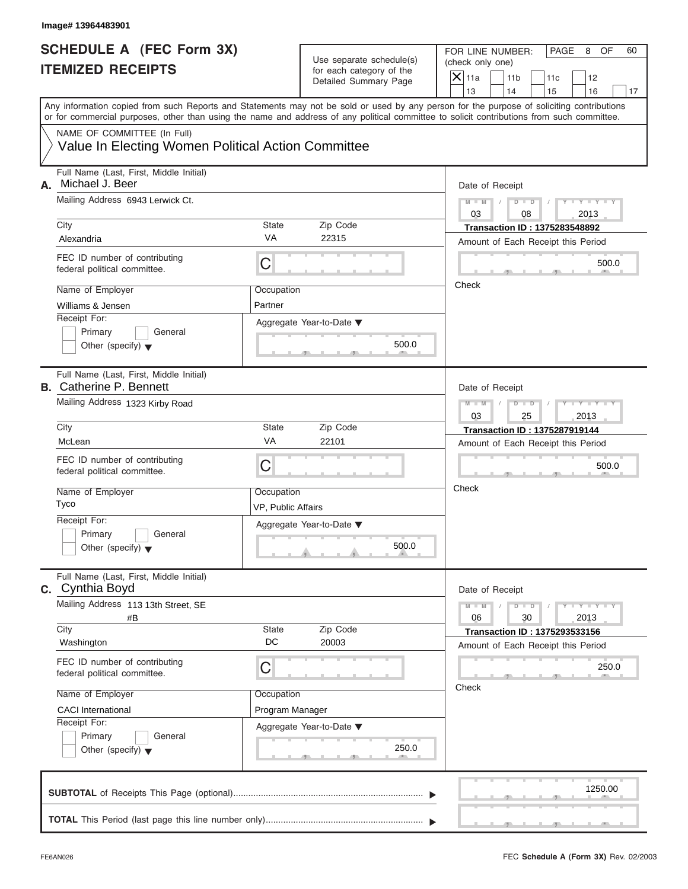Image# 13964483901

# SCHEDULE A (FEC Form 3X)
## ITEMIZED RECEIPTS

Use separate schedule(s) for each category of the Detailed Summary Page

FOR LINE NUMBER: (check only one)

| | | | | |
|---|---|---|---|---|
| X 11a | 11b | 11c | 12 | |
| 13 | 14 | 15 | 16 | 17 |

PAGE 8 OF 60

Any information copied from such Reports and Statements may not be sold or used by any person for the purpose of soliciting contributions or for commercial purposes, other than using the name and address of any political committee to solicit contributions from such committee.

NAME OF COMMITTEE (In Full)
Value In Electing Women Political Action Committee

---

**A.** Full Name (Last, First, Middle Initial): Michael J. Beer

Mailing Address: 6943 Lerwick Ct.

City: Alexandria | State: VA | Zip Code: 22315

FEC ID number of contributing federal political committee: C

Name of Employer: Williams & Jensen

Occupation: Partner

Receipt For: Primary / General / Other (specify)

Aggregate Year-to-Date: 500.0

Date of Receipt: 03 / 08 / 2013

Transaction ID : 1375283548892

Amount of Each Receipt this Period: 500.0

Check

---

**B.** Full Name (Last, First, Middle Initial): Catherine P. Bennett

Mailing Address: 1323 Kirby Road

City: McLean | State: VA | Zip Code: 22101

FEC ID number of contributing federal political committee: C

Name of Employer: Tyco

Occupation: VP, Public Affairs

Receipt For: Primary / General / Other (specify)

Aggregate Year-to-Date: 500.0

Date of Receipt: 03 / 25 / 2013

Transaction ID : 1375287919144

Amount of Each Receipt this Period: 500.0

Check

---

**C.** Full Name (Last, First, Middle Initial): Cynthia Boyd

Mailing Address: 113 13th Street, SE #B

City: Washington | State: DC | Zip Code: 20003

FEC ID number of contributing federal political committee: C

Name of Employer: CACI International

Occupation: Program Manager

Receipt For: Primary / General / Other (specify)

Aggregate Year-to-Date: 250.0

Date of Receipt: 06 / 30 / 2013

Transaction ID : 1375293533156

Amount of Each Receipt this Period: 250.0

Check

---

**SUBTOTAL** of Receipts This Page (optional): 1250.00

**TOTAL** This Period (last page this line number only):

FE6AN026 — FEC **Schedule A** (Form 3X) Rev. 02/2003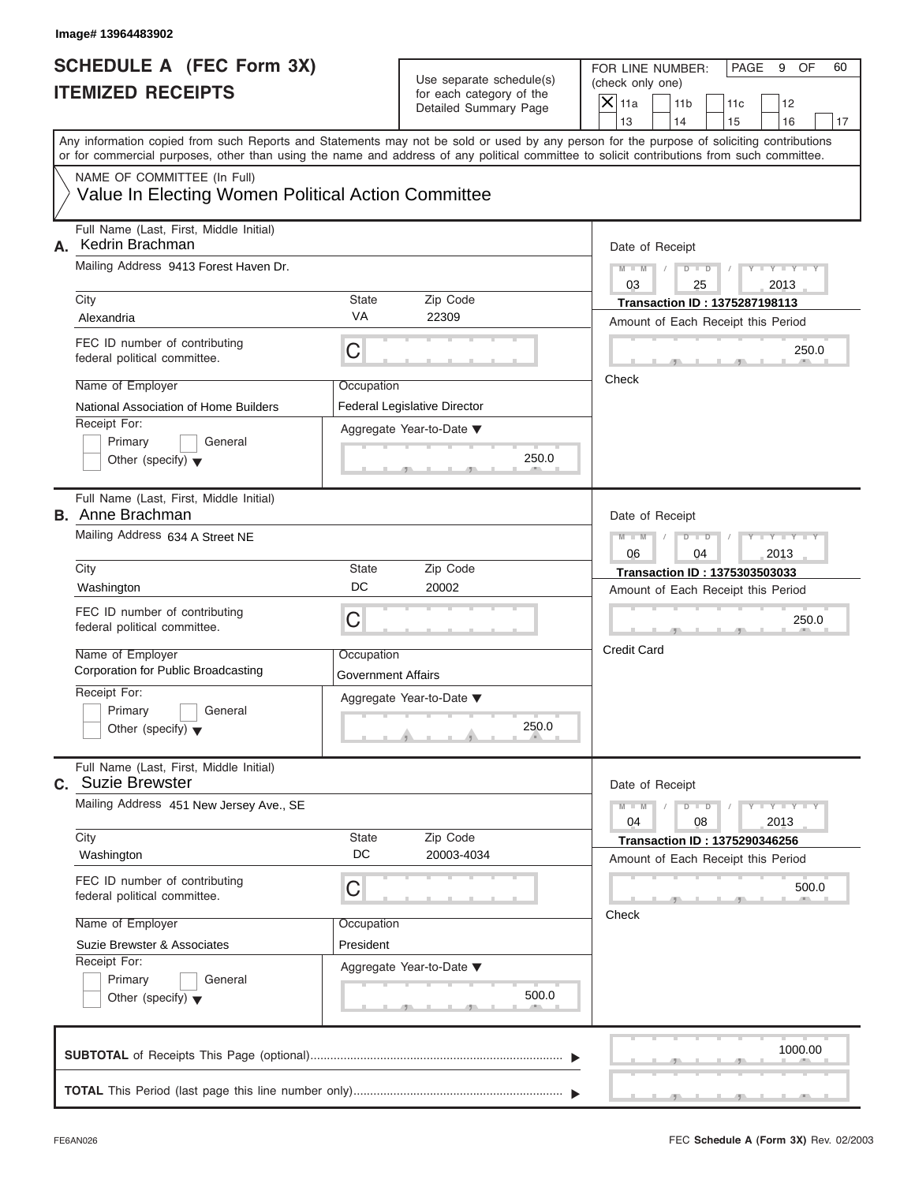Image# 13964483902

# SCHEDULE A (FEC Form 3X)
## ITEMIZED RECEIPTS

Use separate schedule(s) for each category of the Detailed Summary Page

FOR LINE NUMBER: (check only one)

- [X] 11a
- [ ] 11b
- [ ] 11c
- [ ] 12
- [ ] 13
- [ ] 14
- [ ] 15
- [ ] 16
- [ ] 17

PAGE 9 OF 60

Any information copied from such Reports and Statements may not be sold or used by any person for the purpose of soliciting contributions or for commercial purposes, other than using the name and address of any political committee to solicit contributions from such committee.

NAME OF COMMITTEE (In Full)
Value In Electing Women Political Action Committee

---

**A.** Full Name (Last, First, Middle Initial): Kedrin Brachman

Mailing Address: 9413 Forest Haven Dr.

| City | State | Zip Code |
|---|---|---|
| Alexandria | VA | 22309 |

FEC ID number of contributing federal political committee: C

Name of Employer: National Association of Home Builders

Occupation: Federal Legislative Director

Receipt For: Primary / General / Other (specify)

Aggregate Year-to-Date: 250.0

Date of Receipt: 03 / 25 / 2013

Transaction ID : 1375287198113

Amount of Each Receipt this Period: 250.0

Check

---

**B.** Full Name (Last, First, Middle Initial): Anne Brachman

Mailing Address: 634 A Street NE

| City | State | Zip Code |
|---|---|---|
| Washington | DC | 20002 |

FEC ID number of contributing federal political committee: C

Name of Employer: Corporation for Public Broadcasting

Occupation: Government Affairs

Receipt For: Primary / General / Other (specify)

Aggregate Year-to-Date: 250.0

Date of Receipt: 06 / 04 / 2013

Transaction ID : 1375303503033

Amount of Each Receipt this Period: 250.0

Credit Card

---

**C.** Full Name (Last, First, Middle Initial): Suzie Brewster

Mailing Address: 451 New Jersey Ave., SE

| City | State | Zip Code |
|---|---|---|
| Washington | DC | 20003-4034 |

FEC ID number of contributing federal political committee: C

Name of Employer: Suzie Brewster & Associates

Occupation: President

Receipt For: Primary / General / Other (specify)

Aggregate Year-to-Date: 500.0

Date of Receipt: 04 / 08 / 2013

Transaction ID : 1375290346256

Amount of Each Receipt this Period: 500.0

Check

---

**SUBTOTAL** of Receipts This Page (optional): 1000.00

**TOTAL** This Period (last page this line number only):

FE6AN026

FEC **Schedule A** (Form 3X) Rev. 02/2003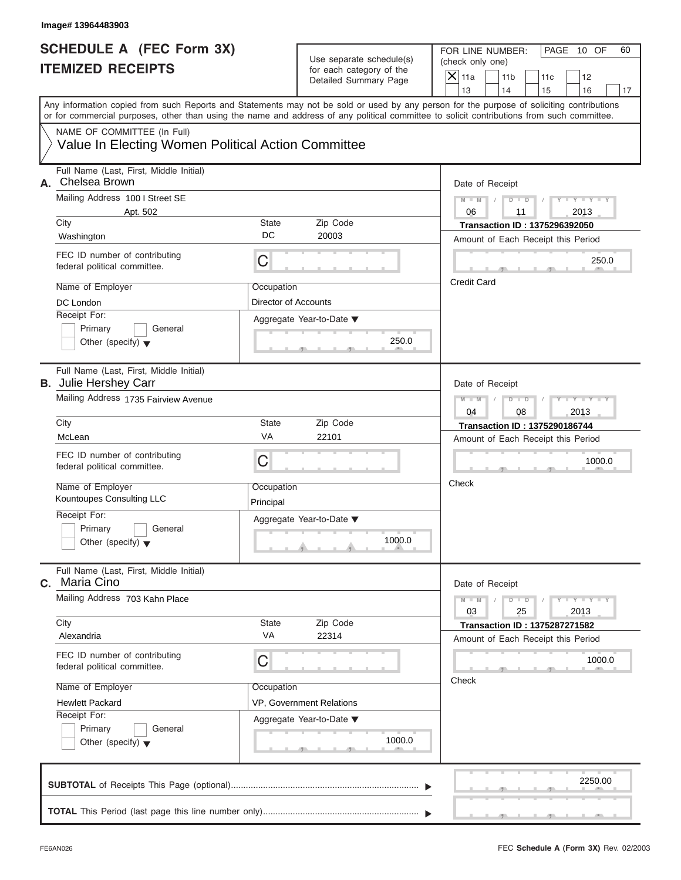Image# 13964483903

# SCHEDULE A (FEC Form 3X)
# ITEMIZED RECEIPTS

Use separate schedule(s) for each category of the Detailed Summary Page

FOR LINE NUMBER: (check only one)

[X] 11a [ ] 11b [ ] 11c [ ] 12 [ ] 13 [ ] 14 [ ] 15 [ ] 16 [ ] 17

PAGE 10 OF 60

Any information copied from such Reports and Statements may not be sold or used by any person for the purpose of soliciting contributions or for commercial purposes, other than using the name and address of any political committee to solicit contributions from such committee.

NAME OF COMMITTEE (In Full)
Value In Electing Women Political Action Committee

---

**A.** Full Name (Last, First, Middle Initial): Chelsea Brown

Mailing Address: 100 I Street SE, Apt. 502

City: Washington | State: DC | Zip Code: 20003

FEC ID number of contributing federal political committee: C

Name of Employer: DC London

Occupation: Director of Accounts

Receipt For: [ ] Primary [ ] General [ ] Other (specify)

Aggregate Year-to-Date: 250.0

Date of Receipt: 06 / 11 / 2013

Transaction ID : 1375296392050

Amount of Each Receipt this Period: 250.0

Credit Card

---

**B.** Full Name (Last, First, Middle Initial): Julie Hershey Carr

Mailing Address: 1735 Fairview Avenue

City: McLean | State: VA | Zip Code: 22101

FEC ID number of contributing federal political committee: C

Name of Employer: Kountoupes Consulting LLC

Occupation: Principal

Receipt For: [ ] Primary [ ] General [ ] Other (specify)

Aggregate Year-to-Date: 1000.0

Date of Receipt: 04 / 08 / 2013

Transaction ID : 1375290186744

Amount of Each Receipt this Period: 1000.0

Check

---

**C.** Full Name (Last, First, Middle Initial): Maria Cino

Mailing Address: 703 Kahn Place

City: Alexandria | State: VA | Zip Code: 22314

FEC ID number of contributing federal political committee: C

Name of Employer: Hewlett Packard

Occupation: VP, Government Relations

Receipt For: [ ] Primary [ ] General [ ] Other (specify)

Aggregate Year-to-Date: 1000.0

Date of Receipt: 03 / 25 / 2013

Transaction ID : 1375287271582

Amount of Each Receipt this Period: 1000.0

Check

---

**SUBTOTAL** of Receipts This Page (optional): 2250.00

**TOTAL** This Period (last page this line number only):

FE6AN026 — FEC **Schedule A** (Form 3X) Rev. 02/2003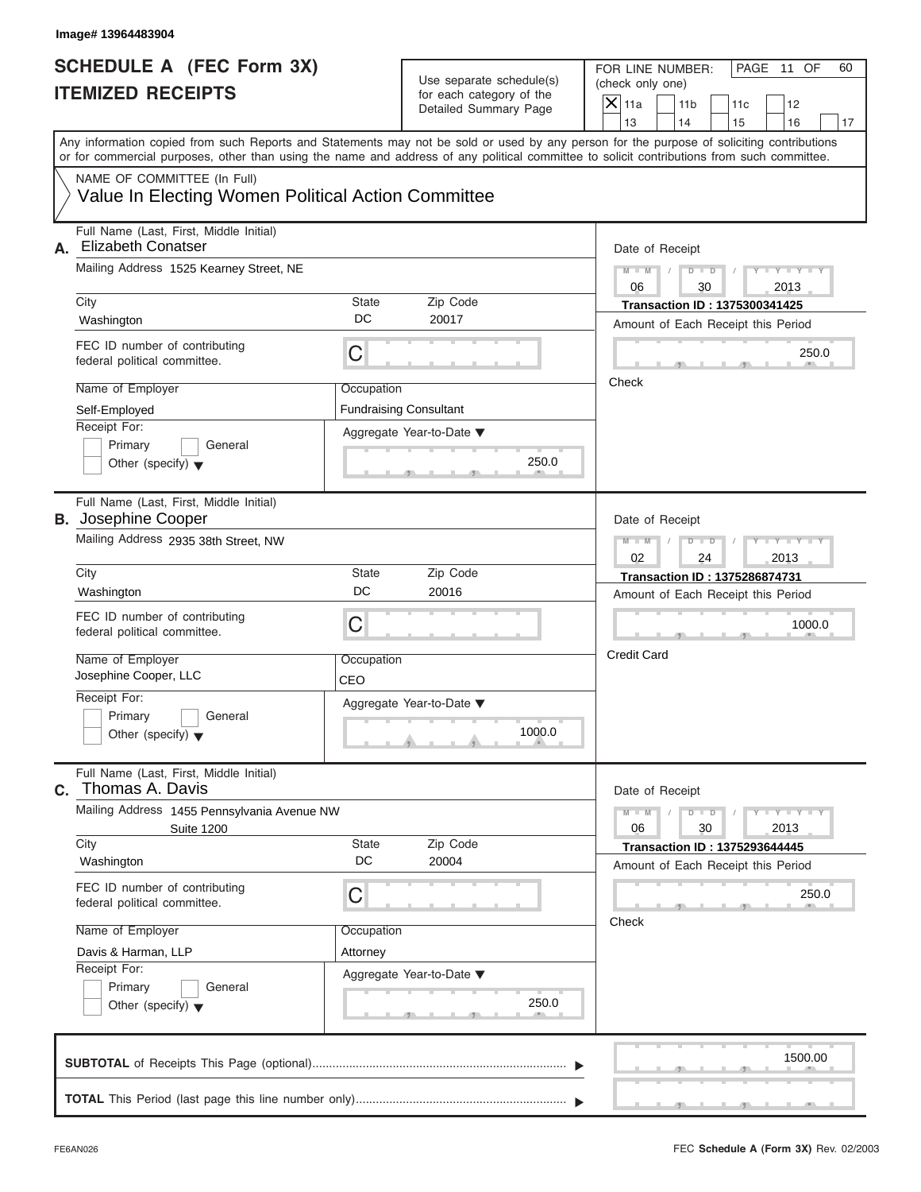Image# 13964483904

# SCHEDULE A (FEC Form 3X)
# ITEMIZED RECEIPTS

Use separate schedule(s) for each category of the Detailed Summary Page

FOR LINE NUMBER: (check only one)

- [X] 11a
- [ ] 11b
- [ ] 11c
- [ ] 12
- [ ] 13
- [ ] 14
- [ ] 15
- [ ] 16
- [ ] 17

PAGE 11 OF 60

Any information copied from such Reports and Statements may not be sold or used by any person for the purpose of soliciting contributions or for commercial purposes, other than using the name and address of any political committee to solicit contributions from such committee.

NAME OF COMMITTEE (In Full)

Value In Electing Women Political Action Committee

---

**A.** Full Name (Last, First, Middle Initial): Elizabeth Conatser

Mailing Address: 1525 Kearney Street, NE

City: Washington | State: DC | Zip Code: 20017

FEC ID number of contributing federal political committee: C

Name of Employer: Self-Employed

Occupation: Fundraising Consultant

Receipt For: Primary / General / Other (specify)

Aggregate Year-to-Date: 250.0

Date of Receipt: 06 / 30 / 2013

Transaction ID : 1375300341425

Amount of Each Receipt this Period: 250.0

Check

---

**B.** Full Name (Last, First, Middle Initial): Josephine Cooper

Mailing Address: 2935 38th Street, NW

City: Washington | State: DC | Zip Code: 20016

FEC ID number of contributing federal political committee: C

Name of Employer: Josephine Cooper, LLC

Occupation: CEO

Receipt For: Primary / General / Other (specify)

Aggregate Year-to-Date: 1000.0

Date of Receipt: 02 / 24 / 2013

Transaction ID : 1375286874731

Amount of Each Receipt this Period: 1000.0

Credit Card

---

**C.** Full Name (Last, First, Middle Initial): Thomas A. Davis

Mailing Address: 1455 Pennsylvania Avenue NW, Suite 1200

City: Washington | State: DC | Zip Code: 20004

FEC ID number of contributing federal political committee: C

Name of Employer: Davis & Harman, LLP

Occupation: Attorney

Receipt For: Primary / General / Other (specify)

Aggregate Year-to-Date: 250.0

Date of Receipt: 06 / 30 / 2013

Transaction ID : 1375293644445

Amount of Each Receipt this Period: 250.0

Check

---

**SUBTOTAL** of Receipts This Page (optional): 1500.00

**TOTAL** This Period (last page this line number only):

FE6AN026

FEC **Schedule A** (Form 3X) Rev. 02/2003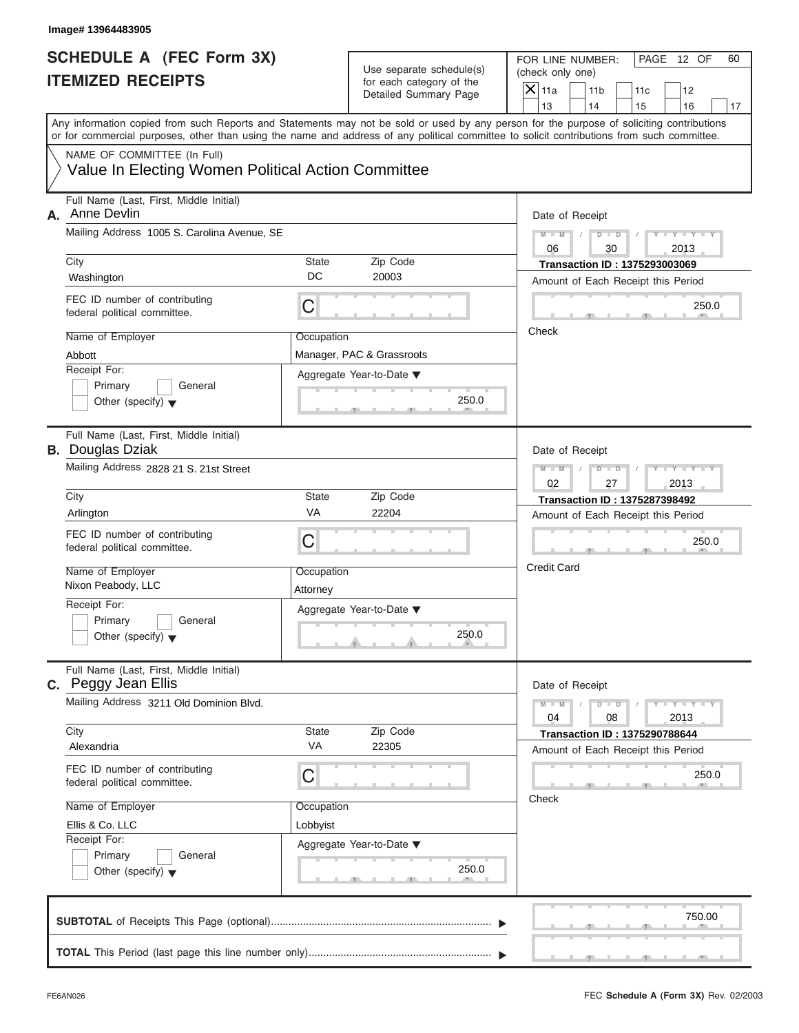Image# 13964483905

# SCHEDULE A (FEC Form 3X)
## ITEMIZED RECEIPTS

Use separate schedule(s) for each category of the Detailed Summary Page

FOR LINE NUMBER: (check only one)

- [X] 11a
- [ ] 11b
- [ ] 11c
- [ ] 12
- [ ] 13
- [ ] 14
- [ ] 15
- [ ] 16
- [ ] 17

Any information copied from such Reports and Statements may not be sold or used by any person for the purpose of soliciting contributions or for commercial purposes, other than using the name and address of any political committee to solicit contributions from such committee.

NAME OF COMMITTEE (In Full)
Value In Electing Women Political Action Committee

---

**A.** Full Name (Last, First, Middle Initial): Anne Devlin

Mailing Address: 1005 S. Carolina Avenue, SE

| City | State | Zip Code |
|---|---|---|
| Washington | DC | 20003 |

FEC ID number of contributing federal political committee: C

| Name of Employer | Occupation |
|---|---|
| Abbott | Manager, PAC & Grassroots |

Receipt For: Primary / General / Other (specify)

Aggregate Year-to-Date: 250.0

Date of Receipt: 06 / 30 / 2013

Transaction ID : 1375293003069

Amount of Each Receipt this Period: 250.0

Check

---

**B.** Full Name (Last, First, Middle Initial): Douglas Dziak

Mailing Address: 2828 21 S. 21st Street

| City | State | Zip Code |
|---|---|---|
| Arlington | VA | 22204 |

FEC ID number of contributing federal political committee: C

| Name of Employer | Occupation |
|---|---|
| Nixon Peabody, LLC | Attorney |

Receipt For: Primary / General / Other (specify)

Aggregate Year-to-Date: 250.0

Date of Receipt: 02 / 27 / 2013

Transaction ID : 1375287398492

Amount of Each Receipt this Period: 250.0

Credit Card

---

**C.** Full Name (Last, First, Middle Initial): Peggy Jean Ellis

Mailing Address: 3211 Old Dominion Blvd.

| City | State | Zip Code |
|---|---|---|
| Alexandria | VA | 22305 |

FEC ID number of contributing federal political committee: C

| Name of Employer | Occupation |
|---|---|
| Ellis & Co. LLC | Lobbyist |

Receipt For: Primary / General / Other (specify)

Aggregate Year-to-Date: 250.0

Date of Receipt: 04 / 08 / 2013

Transaction ID : 1375290788644

Amount of Each Receipt this Period: 250.0

Check

---

**SUBTOTAL** of Receipts This Page (optional): 750.00

**TOTAL** This Period (last page this line number only):

FE6AN026 — FEC **Schedule A** (Form 3X) Rev. 02/2003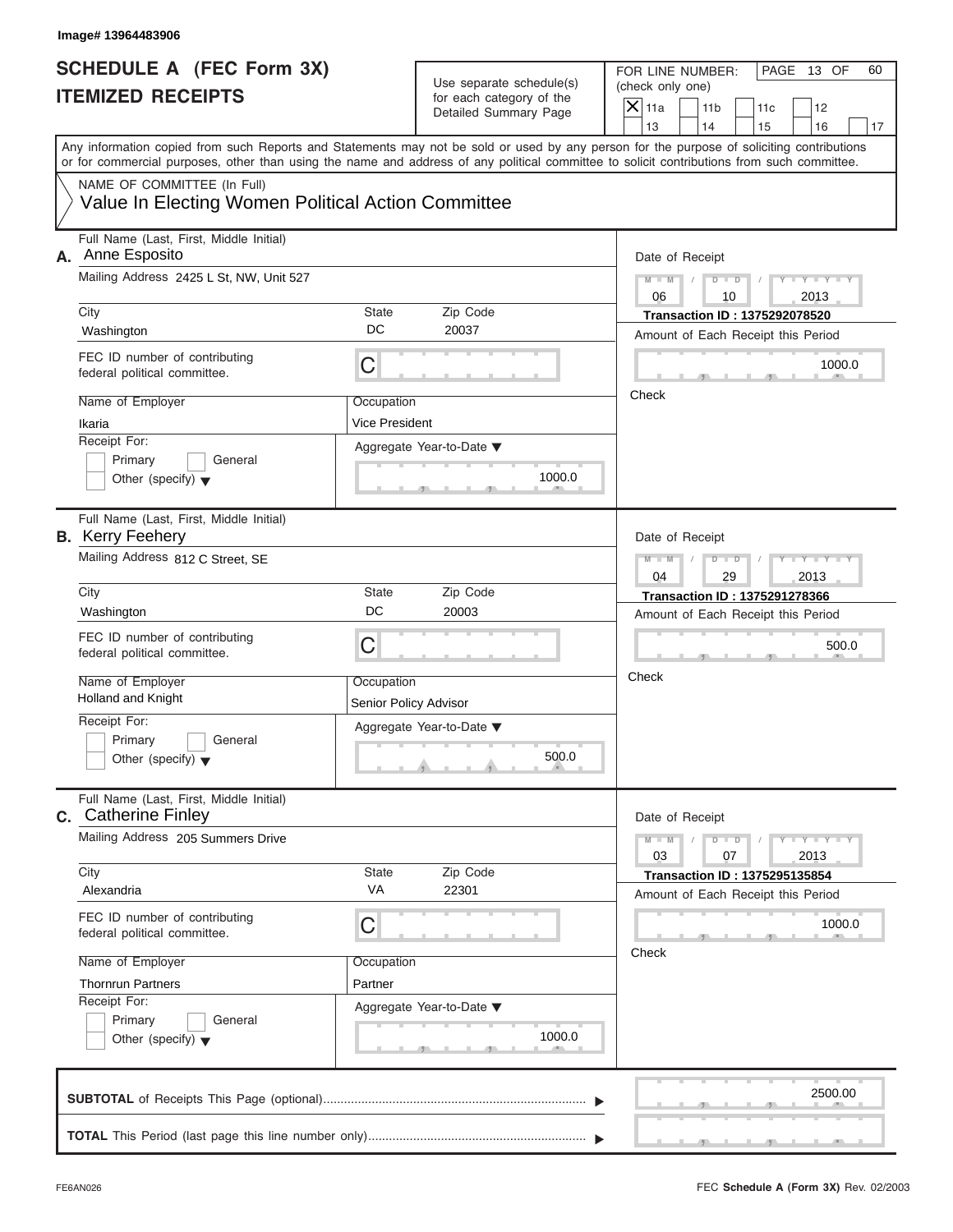Image# 13964483906

# SCHEDULE A (FEC Form 3X)
## ITEMIZED RECEIPTS

Use separate schedule(s) for each category of the Detailed Summary Page

FOR LINE NUMBER: (check only one)

PAGE 13 OF 60

- [X] 11a
- [ ] 11b
- [ ] 11c
- [ ] 12
- [ ] 13
- [ ] 14
- [ ] 15
- [ ] 16
- [ ] 17

Any information copied from such Reports and Statements may not be sold or used by any person for the purpose of soliciting contributions or for commercial purposes, other than using the name and address of any political committee to solicit contributions from such committee.

NAME OF COMMITTEE (In Full)
Value In Electing Women Political Action Committee

---

**A.** Full Name (Last, First, Middle Initial): Anne Esposito

Mailing Address: 2425 L St, NW, Unit 527

| City | State | Zip Code |
|---|---|---|
| Washington | DC | 20037 |

FEC ID number of contributing federal political committee: C

Name of Employer: Ikaria
Occupation: Vice President

Receipt For: Primary / General / Other (specify)

Aggregate Year-to-Date: 1000.0

Date of Receipt: 06 / 10 / 2013
Transaction ID : 1375292078520
Amount of Each Receipt this Period: 1000.0
Check

---

**B.** Full Name (Last, First, Middle Initial): Kerry Feehery

Mailing Address: 812 C Street, SE

| City | State | Zip Code |
|---|---|---|
| Washington | DC | 20003 |

FEC ID number of contributing federal political committee: C

Name of Employer: Holland and Knight
Occupation: Senior Policy Advisor

Receipt For: Primary / General / Other (specify)

Aggregate Year-to-Date: 500.0

Date of Receipt: 04 / 29 / 2013
Transaction ID : 1375291278366
Amount of Each Receipt this Period: 500.0
Check

---

**C.** Full Name (Last, First, Middle Initial): Catherine Finley

Mailing Address: 205 Summers Drive

| City | State | Zip Code |
|---|---|---|
| Alexandria | VA | 22301 |

FEC ID number of contributing federal political committee: C

Name of Employer: Thornrun Partners
Occupation: Partner

Receipt For: Primary / General / Other (specify)

Aggregate Year-to-Date: 1000.0

Date of Receipt: 03 / 07 / 2013
Transaction ID : 1375295135854
Amount of Each Receipt this Period: 1000.0
Check

---

**SUBTOTAL** of Receipts This Page (optional): 2500.00

**TOTAL** This Period (last page this line number only):

FE6AN026

FEC Schedule A (Form 3X) Rev. 02/2003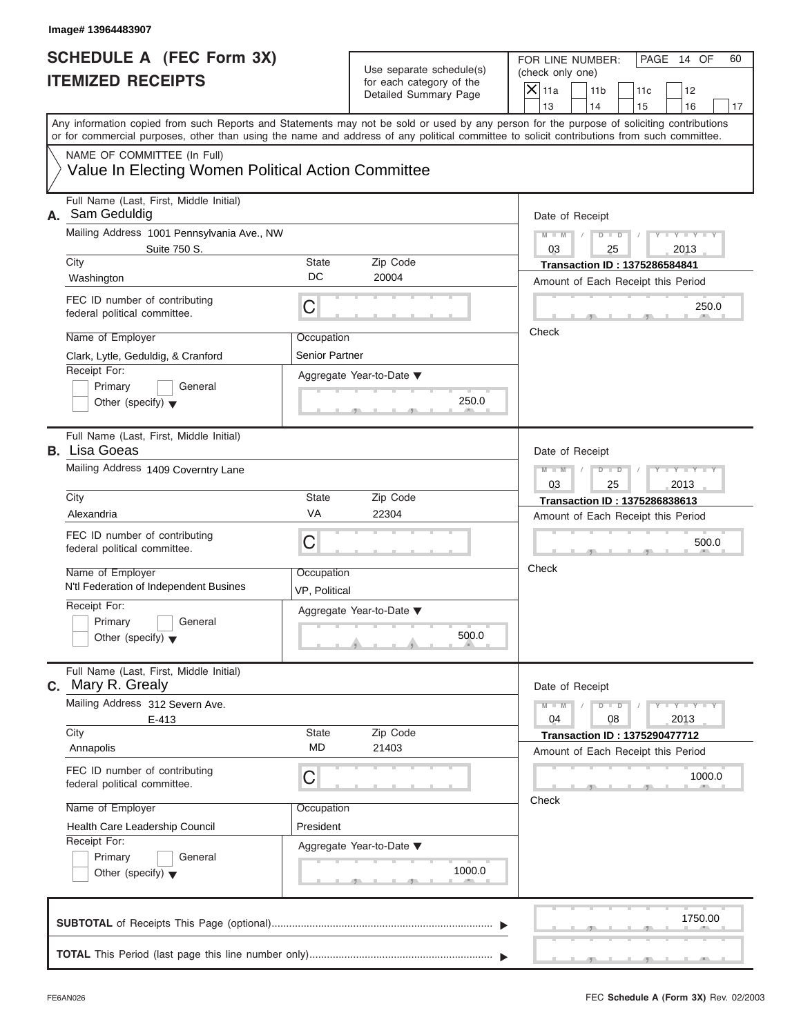Image# 13964483907

# SCHEDULE A (FEC Form 3X)
## ITEMIZED RECEIPTS

Use separate schedule(s) for each category of the Detailed Summary Page

FOR LINE NUMBER: (check only one)

- [X] 11a
- [ ] 11b
- [ ] 11c
- [ ] 12
- [ ] 13
- [ ] 14
- [ ] 15
- [ ] 16
- [ ] 17

PAGE 14 OF 60

Any information copied from such Reports and Statements may not be sold or used by any person for the purpose of soliciting contributions or for commercial purposes, other than using the name and address of any political committee to solicit contributions from such committee.

NAME OF COMMITTEE (In Full)
Value In Electing Women Political Action Committee

---

**A.** Full Name (Last, First, Middle Initial): Sam Geduldig

Mailing Address: 1001 Pennsylvania Ave., NW, Suite 750 S.

| City | State | Zip Code |
|---|---|---|
| Washington | DC | 20004 |

FEC ID number of contributing federal political committee: C

Name of Employer: Clark, Lytle, Geduldig, & Cranford

Occupation: Senior Partner

Receipt For: Primary / General / Other (specify)

Aggregate Year-to-Date: 250.0

Date of Receipt: 03 / 25 / 2013

Transaction ID : 1375286584841

Amount of Each Receipt this Period: 250.0

Check

---

**B.** Full Name (Last, First, Middle Initial): Lisa Goeas

Mailing Address: 1409 Coverntry Lane

| City | State | Zip Code |
|---|---|---|
| Alexandria | VA | 22304 |

FEC ID number of contributing federal political committee: C

Name of Employer: N'tl Federation of Independent Busines

Occupation: VP, Political

Receipt For: Primary / General / Other (specify)

Aggregate Year-to-Date: 500.0

Date of Receipt: 03 / 25 / 2013

Transaction ID : 1375286838613

Amount of Each Receipt this Period: 500.0

Check

---

**C.** Full Name (Last, First, Middle Initial): Mary R. Grealy

Mailing Address: 312 Severn Ave., E-413

| City | State | Zip Code |
|---|---|---|
| Annapolis | MD | 21403 |

FEC ID number of contributing federal political committee: C

Name of Employer: Health Care Leadership Council

Occupation: President

Receipt For: Primary / General / Other (specify)

Aggregate Year-to-Date: 1000.0

Date of Receipt: 04 / 08 / 2013

Transaction ID : 1375290477712

Amount of Each Receipt this Period: 1000.0

Check

---

**SUBTOTAL** of Receipts This Page (optional): 1750.00

**TOTAL** This Period (last page this line number only):

FE6AN026

FEC **Schedule A** (Form 3X) Rev. 02/2003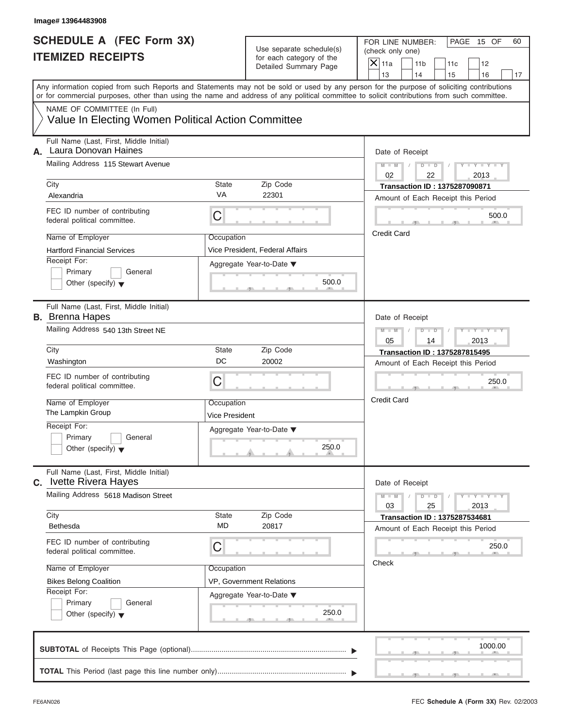Image# 13964483908

# SCHEDULE A (FEC Form 3X)
## ITEMIZED RECEIPTS

Use separate schedule(s) for each category of the Detailed Summary Page

FOR LINE NUMBER: (check only one)

- [X] 11a
- [ ] 11b
- [ ] 11c
- [ ] 12
- [ ] 13
- [ ] 14
- [ ] 15
- [ ] 16
- [ ] 17

PAGE 15 OF 60

Any information copied from such Reports and Statements may not be sold or used by any person for the purpose of soliciting contributions or for commercial purposes, other than using the name and address of any political committee to solicit contributions from such committee.

NAME OF COMMITTEE (In Full)

Value In Electing Women Political Action Committee

---

**A.** Full Name (Last, First, Middle Initial): Laura Donovan Haines

Mailing Address: 115 Stewart Avenue

City: Alexandria | State: VA | Zip Code: 22301

FEC ID number of contributing federal political committee: C

Name of Employer: Hartford Financial Services

Occupation: Vice President, Federal Affairs

Receipt For: Primary / General / Other (specify)

Aggregate Year-to-Date: 500.0

Date of Receipt: 02 / 22 / 2013

Transaction ID : 1375287090871

Amount of Each Receipt this Period: 500.0

Credit Card

---

**B.** Full Name (Last, First, Middle Initial): Brenna Hapes

Mailing Address: 540 13th Street NE

City: Washington | State: DC | Zip Code: 20002

FEC ID number of contributing federal political committee: C

Name of Employer: The Lampkin Group

Occupation: Vice President

Receipt For: Primary / General / Other (specify)

Aggregate Year-to-Date: 250.0

Date of Receipt: 05 / 14 / 2013

Transaction ID : 1375287815495

Amount of Each Receipt this Period: 250.0

Credit Card

---

**C.** Full Name (Last, First, Middle Initial): Ivette Rivera Hayes

Mailing Address: 5618 Madison Street

City: Bethesda | State: MD | Zip Code: 20817

FEC ID number of contributing federal political committee: C

Name of Employer: Bikes Belong Coalition

Occupation: VP, Government Relations

Receipt For: Primary / General / Other (specify)

Aggregate Year-to-Date: 250.0

Date of Receipt: 03 / 25 / 2013

Transaction ID : 1375287534681

Amount of Each Receipt this Period: 250.0

Check

---

**SUBTOTAL** of Receipts This Page (optional): 1000.00

**TOTAL** This Period (last page this line number only):

FE6AN026 FEC **Schedule A** (Form 3X) Rev. 02/2003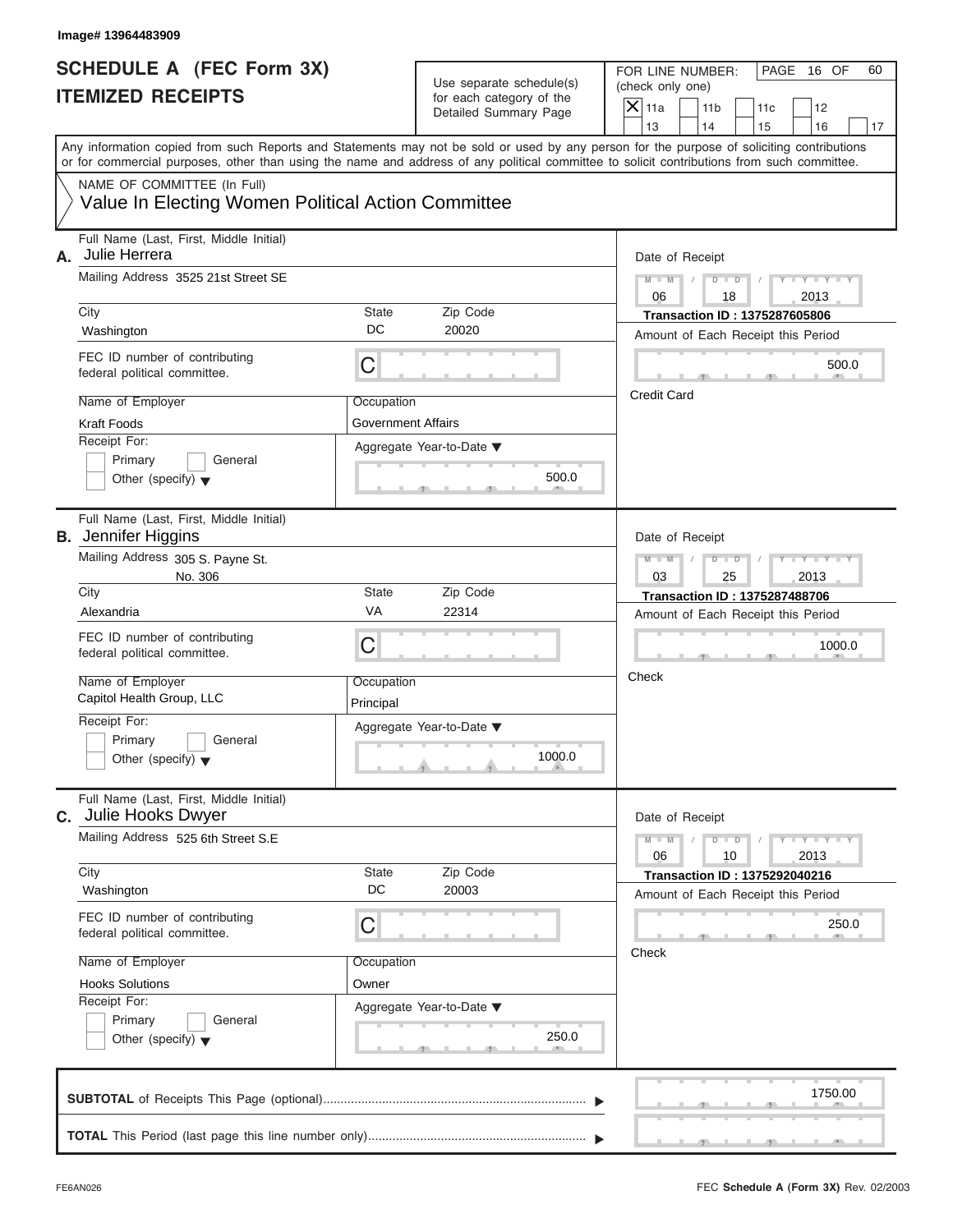Image# 13964483909

# SCHEDULE A (FEC Form 3X) ITEMIZED RECEIPTS

Use separate schedule(s) for each category of the Detailed Summary Page

FOR LINE NUMBER: (check only one)

- [X] 11a
- [ ] 11b
- [ ] 11c
- [ ] 12
- [ ] 13
- [ ] 14
- [ ] 15
- [ ] 16
- [ ] 17

Any information copied from such Reports and Statements may not be sold or used by any person for the purpose of soliciting contributions or for commercial purposes, other than using the name and address of any political committee to solicit contributions from such committee.

NAME OF COMMITTEE (In Full)
Value In Electing Women Political Action Committee

---

**A.** Full Name (Last, First, Middle Initial): Julie Herrera

Mailing Address: 3525 21st Street SE

City: Washington | State: DC | Zip Code: 20020

FEC ID number of contributing federal political committee: C

Name of Employer: Kraft Foods

Occupation: Government Affairs

Receipt For: [ ] Primary [ ] General [ ] Other (specify)

Aggregate Year-to-Date: 500.0

Date of Receipt: 06 / 18 / 2013

Transaction ID : 1375287605806

Amount of Each Receipt this Period: 500.0

Credit Card

---

**B.** Full Name (Last, First, Middle Initial): Jennifer Higgins

Mailing Address: 305 S. Payne St. No. 306

City: Alexandria | State: VA | Zip Code: 22314

FEC ID number of contributing federal political committee: C

Name of Employer: Capitol Health Group, LLC

Occupation: Principal

Receipt For: [ ] Primary [ ] General [ ] Other (specify)

Aggregate Year-to-Date: 1000.0

Date of Receipt: 03 / 25 / 2013

Transaction ID : 1375287488706

Amount of Each Receipt this Period: 1000.0

Check

---

**C.** Full Name (Last, First, Middle Initial): Julie Hooks Dwyer

Mailing Address: 525 6th Street S.E

City: Washington | State: DC | Zip Code: 20003

FEC ID number of contributing federal political committee: C

Name of Employer: Hooks Solutions

Occupation: Owner

Receipt For: [ ] Primary [ ] General [ ] Other (specify)

Aggregate Year-to-Date: 250.0

Date of Receipt: 06 / 10 / 2013

Transaction ID : 1375292040216

Amount of Each Receipt this Period: 250.0

Check

---

**SUBTOTAL** of Receipts This Page (optional): 1750.00

**TOTAL** This Period (last page this line number only):

FE6AN026

FEC **Schedule A** (Form 3X) Rev. 02/2003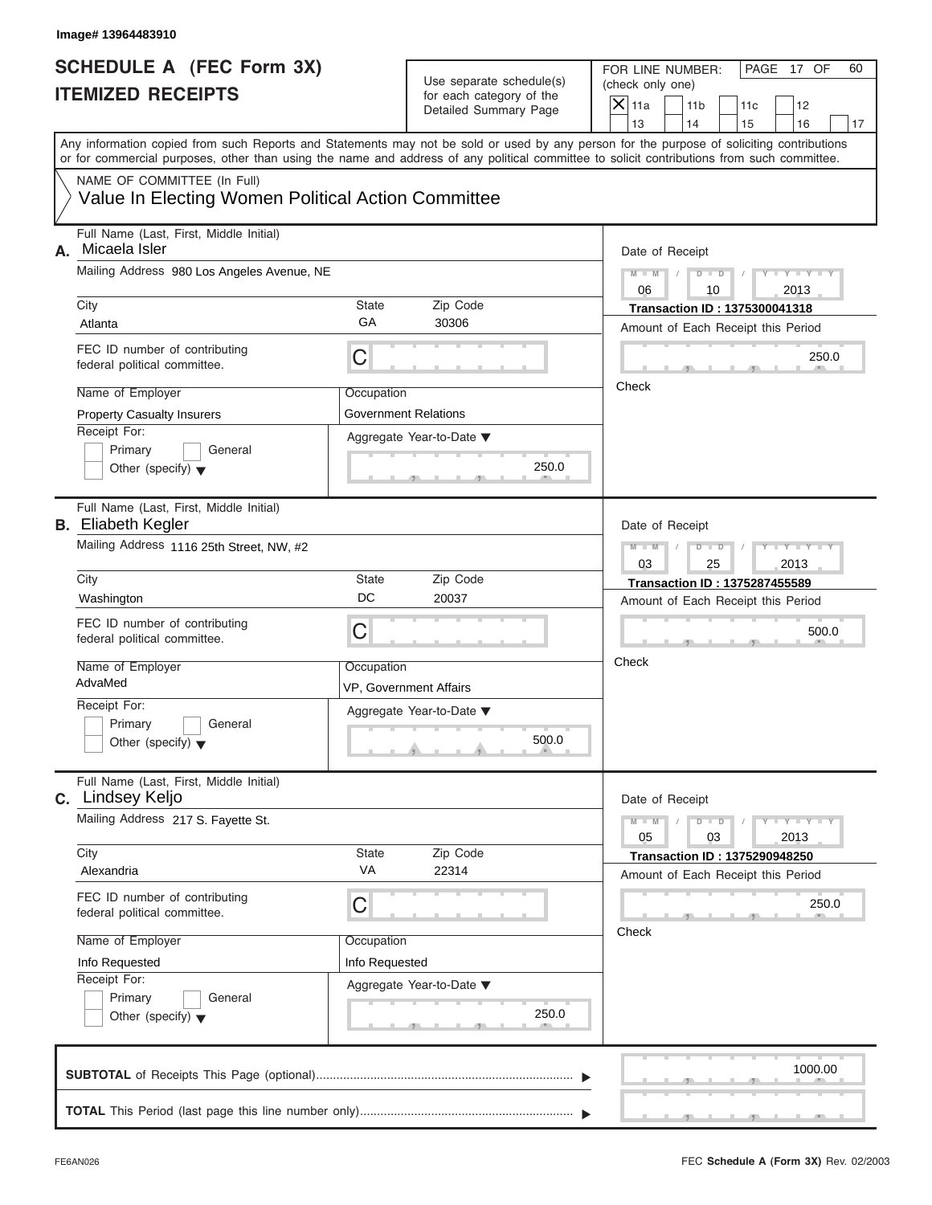Image# 13964483910

# SCHEDULE A (FEC Form 3X)
## ITEMIZED RECEIPTS

Use separate schedule(s) for each category of the Detailed Summary Page

FOR LINE NUMBER: (check only one)

- [X] 11a
- [ ] 11b
- [ ] 11c
- [ ] 12
- [ ] 13
- [ ] 14
- [ ] 15
- [ ] 16
- [ ] 17

PAGE 17 OF 60

Any information copied from such Reports and Statements may not be sold or used by any person for the purpose of soliciting contributions or for commercial purposes, other than using the name and address of any political committee to solicit contributions from such committee.

NAME OF COMMITTEE (In Full)
Value In Electing Women Political Action Committee

---

**A.** Full Name (Last, First, Middle Initial): Micaela Isler

Mailing Address: 980 Los Angeles Avenue, NE

| City | State | Zip Code |
|---|---|---|
| Atlanta | GA | 30306 |

FEC ID number of contributing federal political committee: C

Name of Employer: Property Casualty Insurers

Occupation: Government Relations

Receipt For: Primary / General / Other (specify)

Aggregate Year-to-Date: 250.0

Date of Receipt: 06 / 10 / 2013

Transaction ID : 1375300041318

Amount of Each Receipt this Period: 250.0

Check

---

**B.** Full Name (Last, First, Middle Initial): Eliabeth Kegler

Mailing Address: 1116 25th Street, NW, #2

| City | State | Zip Code |
|---|---|---|
| Washington | DC | 20037 |

FEC ID number of contributing federal political committee: C

Name of Employer: AdvaMed

Occupation: VP, Government Affairs

Receipt For: Primary / General / Other (specify)

Aggregate Year-to-Date: 500.0

Date of Receipt: 03 / 25 / 2013

Transaction ID : 1375287455589

Amount of Each Receipt this Period: 500.0

Check

---

**C.** Full Name (Last, First, Middle Initial): Lindsey Keljo

Mailing Address: 217 S. Fayette St.

| City | State | Zip Code |
|---|---|---|
| Alexandria | VA | 22314 |

FEC ID number of contributing federal political committee: C

Name of Employer: Info Requested

Occupation: Info Requested

Receipt For: Primary / General / Other (specify)

Aggregate Year-to-Date: 250.0

Date of Receipt: 05 / 03 / 2013

Transaction ID : 1375290948250

Amount of Each Receipt this Period: 250.0

Check

---

**SUBTOTAL** of Receipts This Page (optional): 1000.00

**TOTAL** This Period (last page this line number only):

FE6AN026 — FEC **Schedule A** (Form 3X) Rev. 02/2003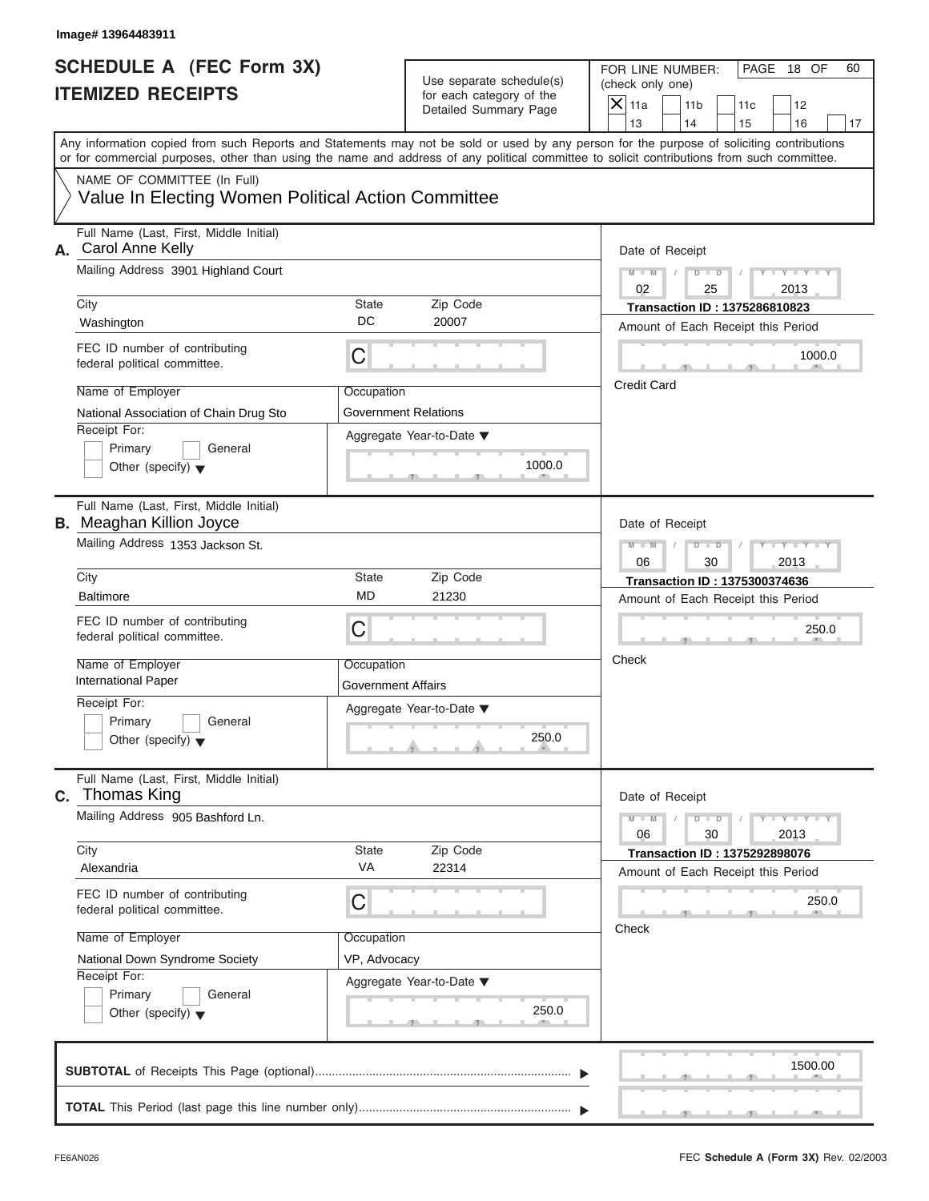Image# 13964483911

# SCHEDULE A (FEC Form 3X)
## ITEMIZED RECEIPTS

Use separate schedule(s) for each category of the Detailed Summary Page

FOR LINE NUMBER: (check only one)

- [X] 11a
- [ ] 11b
- [ ] 11c
- [ ] 12
- [ ] 13
- [ ] 14
- [ ] 15
- [ ] 16
- [ ] 17

PAGE 18 OF 60

Any information copied from such Reports and Statements may not be sold or used by any person for the purpose of soliciting contributions or for commercial purposes, other than using the name and address of any political committee to solicit contributions from such committee.

NAME OF COMMITTEE (In Full)

Value In Electing Women Political Action Committee

---

**A.** Full Name (Last, First, Middle Initial): Carol Anne Kelly

Mailing Address: 3901 Highland Court

City: Washington | State: DC | Zip Code: 20007

FEC ID number of contributing federal political committee: C

Name of Employer: National Association of Chain Drug Sto

Occupation: Government Relations

Receipt For: Primary / General / Other (specify)

Aggregate Year-to-Date: 1000.0

Date of Receipt: 02 / 25 / 2013

Transaction ID : 1375286810823

Amount of Each Receipt this Period: 1000.0

Credit Card

---

**B.** Full Name (Last, First, Middle Initial): Meaghan Killion Joyce

Mailing Address: 1353 Jackson St.

City: Baltimore | State: MD | Zip Code: 21230

FEC ID number of contributing federal political committee: C

Name of Employer: International Paper

Occupation: Government Affairs

Receipt For: Primary / General / Other (specify)

Aggregate Year-to-Date: 250.0

Date of Receipt: 06 / 30 / 2013

Transaction ID : 1375300374636

Amount of Each Receipt this Period: 250.0

Check

---

**C.** Full Name (Last, First, Middle Initial): Thomas King

Mailing Address: 905 Bashford Ln.

City: Alexandria | State: VA | Zip Code: 22314

FEC ID number of contributing federal political committee: C

Name of Employer: National Down Syndrome Society

Occupation: VP, Advocacy

Receipt For: Primary / General / Other (specify)

Aggregate Year-to-Date: 250.0

Date of Receipt: 06 / 30 / 2013

Transaction ID : 1375292898076

Amount of Each Receipt this Period: 250.0

Check

---

**SUBTOTAL** of Receipts This Page (optional): 1500.00

**TOTAL** This Period (last page this line number only):

FE6AN026

FEC **Schedule A** (Form 3X) Rev. 02/2003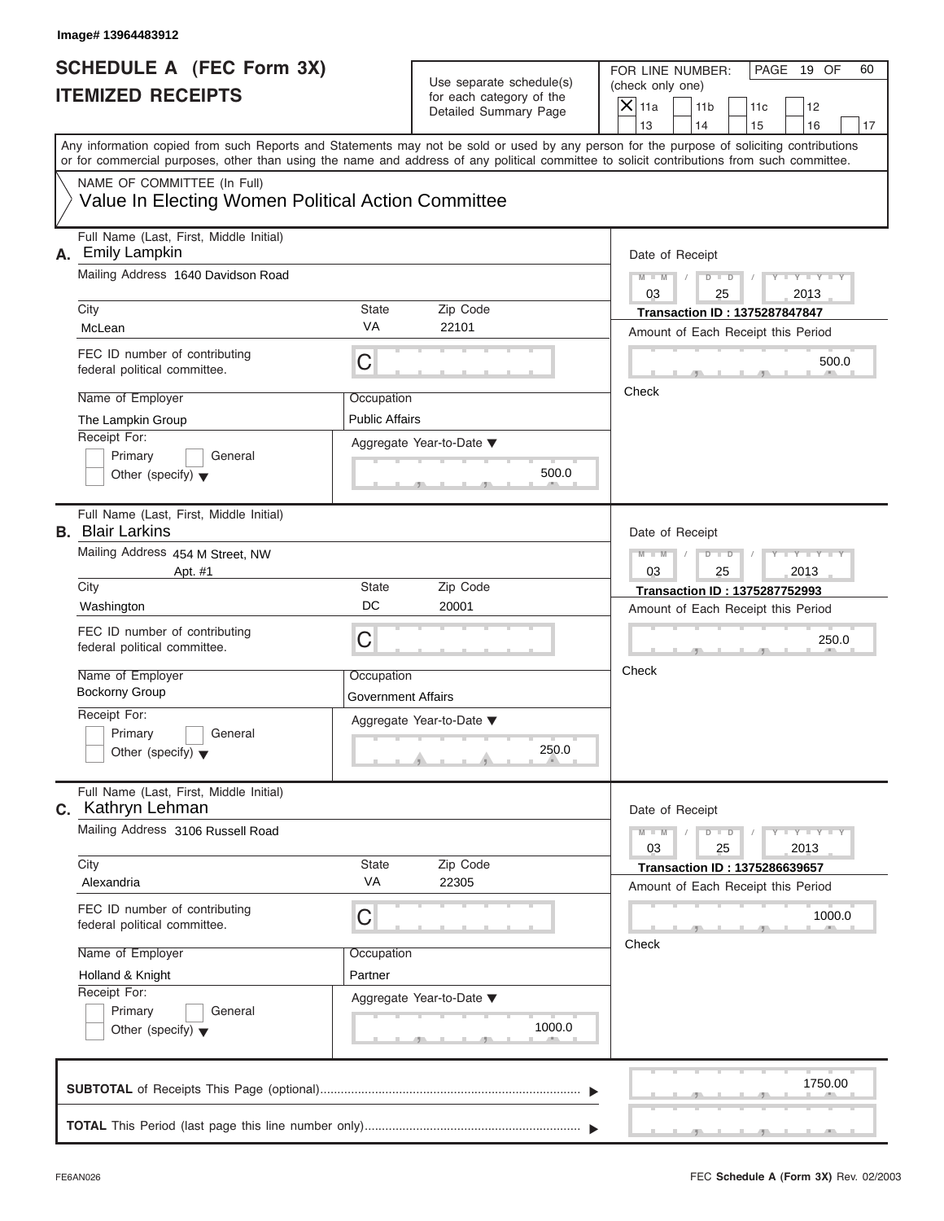Image# 13964483912

# SCHEDULE A (FEC Form 3X)
# ITEMIZED RECEIPTS

Use separate schedule(s) for each category of the Detailed Summary Page

FOR LINE NUMBER: (check only one)

- [X] 11a
- [ ] 11b
- [ ] 11c
- [ ] 12
- [ ] 13
- [ ] 14
- [ ] 15
- [ ] 16
- [ ] 17

PAGE 19 OF 60

Any information copied from such Reports and Statements may not be sold or used by any person for the purpose of soliciting contributions or for commercial purposes, other than using the name and address of any political committee to solicit contributions from such committee.

NAME OF COMMITTEE (In Full)

Value In Electing Women Political Action Committee

---

**A.** Full Name (Last, First, Middle Initial): Emily Lampkin

Mailing Address: 1640 Davidson Road

City: McLean | State: VA | Zip Code: 22101

FEC ID number of contributing federal political committee: C

Name of Employer: The Lampkin Group

Occupation: Public Affairs

Receipt For: Primary / General / Other (specify)

Aggregate Year-to-Date: 500.0

Date of Receipt: 03 / 25 / 2013

Transaction ID : 1375287847847

Amount of Each Receipt this Period: 500.0

Check

---

**B.** Full Name (Last, First, Middle Initial): Blair Larkins

Mailing Address: 454 M Street, NW Apt. #1

City: Washington | State: DC | Zip Code: 20001

FEC ID number of contributing federal political committee: C

Name of Employer: Bockorny Group

Occupation: Government Affairs

Receipt For: Primary / General / Other (specify)

Aggregate Year-to-Date: 250.0

Date of Receipt: 03 / 25 / 2013

Transaction ID : 1375287752993

Amount of Each Receipt this Period: 250.0

Check

---

**C.** Full Name (Last, First, Middle Initial): Kathryn Lehman

Mailing Address: 3106 Russell Road

City: Alexandria | State: VA | Zip Code: 22305

FEC ID number of contributing federal political committee: C

Name of Employer: Holland & Knight

Occupation: Partner

Receipt For: Primary / General / Other (specify)

Aggregate Year-to-Date: 1000.0

Date of Receipt: 03 / 25 / 2013

Transaction ID : 1375286639657

Amount of Each Receipt this Period: 1000.0

Check

---

**SUBTOTAL** of Receipts This Page (optional): 1750.00

**TOTAL** This Period (last page this line number only):

FE6AN026

FEC **Schedule A (Form 3X)** Rev. 02/2003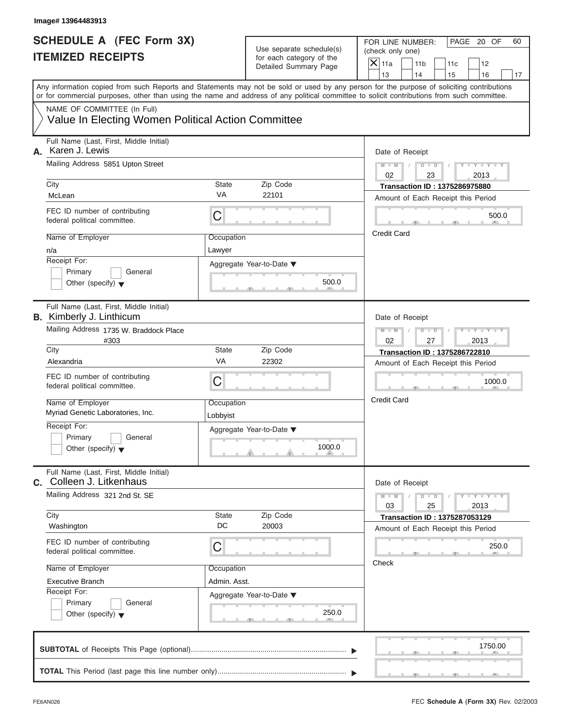Image# 13964483913

# SCHEDULE A (FEC Form 3X)
## ITEMIZED RECEIPTS

Use separate schedule(s) for each category of the Detailed Summary Page

FOR LINE NUMBER: (check only one)

- [X] 11a
- [ ] 11b
- [ ] 11c
- [ ] 12
- [ ] 13
- [ ] 14
- [ ] 15
- [ ] 16
- [ ] 17

PAGE 20 OF 60

Any information copied from such Reports and Statements may not be sold or used by any person for the purpose of soliciting contributions or for commercial purposes, other than using the name and address of any political committee to solicit contributions from such committee.

NAME OF COMMITTEE (In Full)
Value In Electing Women Political Action Committee

---

**A.** Full Name (Last, First, Middle Initial): Karen J. Lewis

Mailing Address: 5851 Upton Street

City: McLean | State: VA | Zip Code: 22101

FEC ID number of contributing federal political committee: C

Name of Employer: n/a

Occupation: Lawyer

Receipt For: Primary / General / Other (specify)

Aggregate Year-to-Date: 500.0

Date of Receipt: 02 / 23 / 2013

Transaction ID : 1375286975880

Amount of Each Receipt this Period: 500.0

Credit Card

---

**B.** Full Name (Last, First, Middle Initial): Kimberly J. Linthicum

Mailing Address: 1735 W. Braddock Place #303

City: Alexandria | State: VA | Zip Code: 22302

FEC ID number of contributing federal political committee: C

Name of Employer: Myriad Genetic Laboratories, Inc.

Occupation: Lobbyist

Receipt For: Primary / General / Other (specify)

Aggregate Year-to-Date: 1000.0

Date of Receipt: 02 / 27 / 2013

Transaction ID : 1375286722810

Amount of Each Receipt this Period: 1000.0

Credit Card

---

**C.** Full Name (Last, First, Middle Initial): Colleen J. Litkenhaus

Mailing Address: 321 2nd St. SE

City: Washington | State: DC | Zip Code: 20003

FEC ID number of contributing federal political committee: C

Name of Employer: Executive Branch

Occupation: Admin. Asst.

Receipt For: Primary / General / Other (specify)

Aggregate Year-to-Date: 250.0

Date of Receipt: 03 / 25 / 2013

Transaction ID : 1375287053129

Amount of Each Receipt this Period: 250.0

Check

---

**SUBTOTAL** of Receipts This Page (optional): 1750.00

**TOTAL** This Period (last page this line number only):

FE6AN026

FEC **Schedule A** (Form 3X) Rev. 02/2003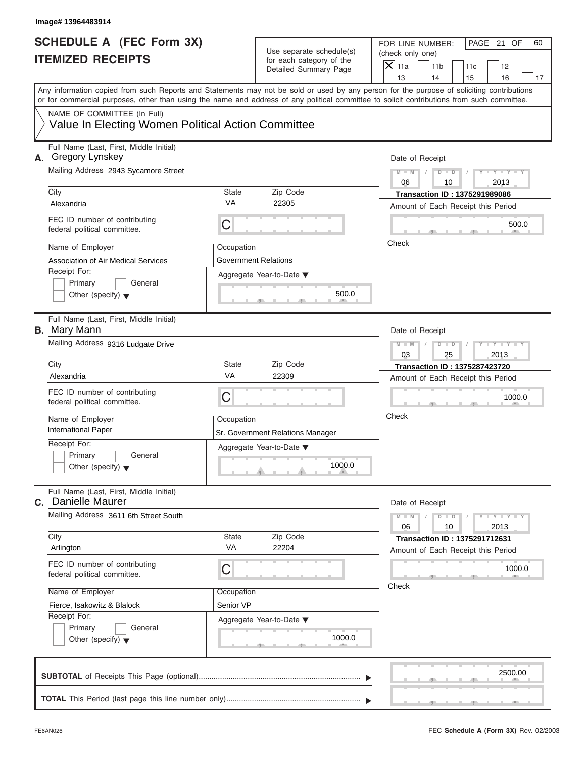Image# 13964483914

# SCHEDULE A (FEC Form 3X) ITEMIZED RECEIPTS

Use separate schedule(s) for each category of the Detailed Summary Page

FOR LINE NUMBER: (check only one)

[X] 11a [ ] 11b [ ] 11c [ ] 12 [ ] 13 [ ] 14 [ ] 15 [ ] 16 [ ] 17

Any information copied from such Reports and Statements may not be sold or used by any person for the purpose of soliciting contributions or for commercial purposes, other than using the name and address of any political committee to solicit contributions from such committee.

NAME OF COMMITTEE (In Full)
Value In Electing Women Political Action Committee

---

**A.** Full Name (Last, First, Middle Initial): Gregory Lynskey

Mailing Address: 2943 Sycamore Street

City: Alexandria | State: VA | Zip Code: 22305

FEC ID number of contributing federal political committee: C

Name of Employer: Association of Air Medical Services

Occupation: Government Relations

Receipt For: [ ] Primary [ ] General [ ] Other (specify)

Aggregate Year-to-Date: 500.0

Date of Receipt: 06 / 10 / 2013

Transaction ID : 1375291989086

Amount of Each Receipt this Period: 500.0

Check

---

**B.** Full Name (Last, First, Middle Initial): Mary Mann

Mailing Address: 9316 Ludgate Drive

City: Alexandria | State: VA | Zip Code: 22309

FEC ID number of contributing federal political committee: C

Name of Employer: International Paper

Occupation: Sr. Government Relations Manager

Receipt For: [ ] Primary [ ] General [ ] Other (specify)

Aggregate Year-to-Date: 1000.0

Date of Receipt: 03 / 25 / 2013

Transaction ID : 1375287423720

Amount of Each Receipt this Period: 1000.0

Check

---

**C.** Full Name (Last, First, Middle Initial): Danielle Maurer

Mailing Address: 3611 6th Street South

City: Arlington | State: VA | Zip Code: 22204

FEC ID number of contributing federal political committee: C

Name of Employer: Fierce, Isakowitz & Blalock

Occupation: Senior VP

Receipt For: [ ] Primary [ ] General [ ] Other (specify)

Aggregate Year-to-Date: 1000.0

Date of Receipt: 06 / 10 / 2013

Transaction ID : 1375291712631

Amount of Each Receipt this Period: 1000.0

Check

---

**SUBTOTAL** of Receipts This Page (optional): 2500.00

**TOTAL** This Period (last page this line number only):

FE6AN026

FEC **Schedule A** (Form 3X) Rev. 02/2003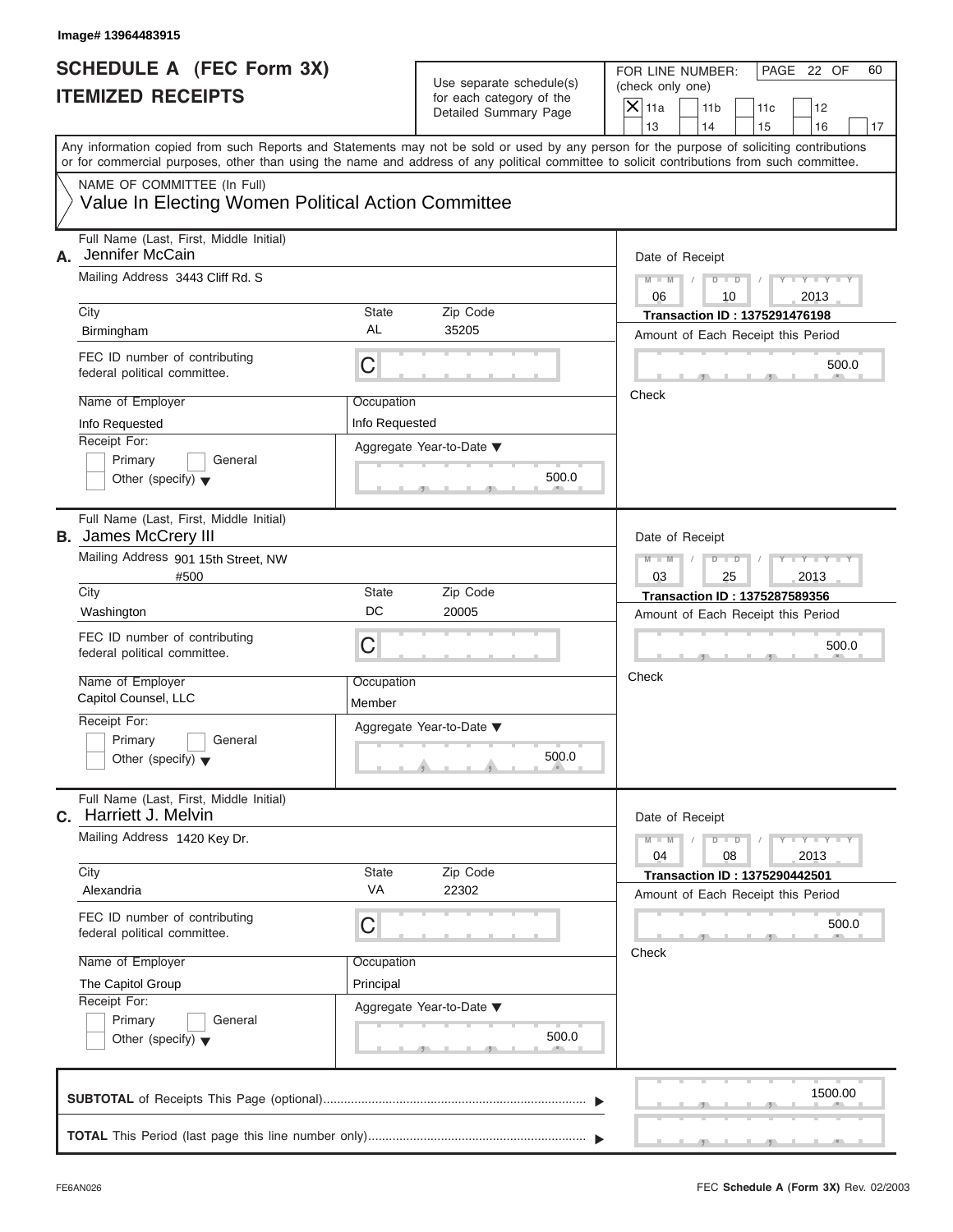Image# 13964483915

# SCHEDULE A (FEC Form 3X)
## ITEMIZED RECEIPTS

Use separate schedule(s) for each category of the Detailed Summary Page

FOR LINE NUMBER: (check only one)

- [X] 11a
- [ ] 11b
- [ ] 11c
- [ ] 12
- [ ] 13
- [ ] 14
- [ ] 15
- [ ] 16
- [ ] 17

PAGE 22 OF 60

Any information copied from such Reports and Statements may not be sold or used by any person for the purpose of soliciting contributions or for commercial purposes, other than using the name and address of any political committee to solicit contributions from such committee.

NAME OF COMMITTEE (In Full)
Value In Electing Women Political Action Committee

---

**A.** Full Name (Last, First, Middle Initial): Jennifer McCain

Mailing Address: 3443 Cliff Rd. S

City: Birmingham | State: AL | Zip Code: 35205

FEC ID number of contributing federal political committee: C

Name of Employer: Info Requested | Occupation: Info Requested

Receipt For: Primary / General / Other (specify)

Aggregate Year-to-Date: 500.0

Date of Receipt: 06 / 10 / 2013

Transaction ID : 1375291476198

Amount of Each Receipt this Period: 500.0

Check

---

**B.** Full Name (Last, First, Middle Initial): James McCrery III

Mailing Address: 901 15th Street, NW #500

City: Washington | State: DC | Zip Code: 20005

FEC ID number of contributing federal political committee: C

Name of Employer: Capitol Counsel, LLC | Occupation: Member

Receipt For: Primary / General / Other (specify)

Aggregate Year-to-Date: 500.0

Date of Receipt: 03 / 25 / 2013

Transaction ID : 1375287589356

Amount of Each Receipt this Period: 500.0

Check

---

**C.** Full Name (Last, First, Middle Initial): Harriett J. Melvin

Mailing Address: 1420 Key Dr.

City: Alexandria | State: VA | Zip Code: 22302

FEC ID number of contributing federal political committee: C

Name of Employer: The Capitol Group | Occupation: Principal

Receipt For: Primary / General / Other (specify)

Aggregate Year-to-Date: 500.0

Date of Receipt: 04 / 08 / 2013

Transaction ID : 1375290442501

Amount of Each Receipt this Period: 500.0

Check

---

**SUBTOTAL** of Receipts This Page (optional): 1500.00

**TOTAL** This Period (last page this line number only):

FE6AN026

FEC **Schedule A** (Form 3X) Rev. 02/2003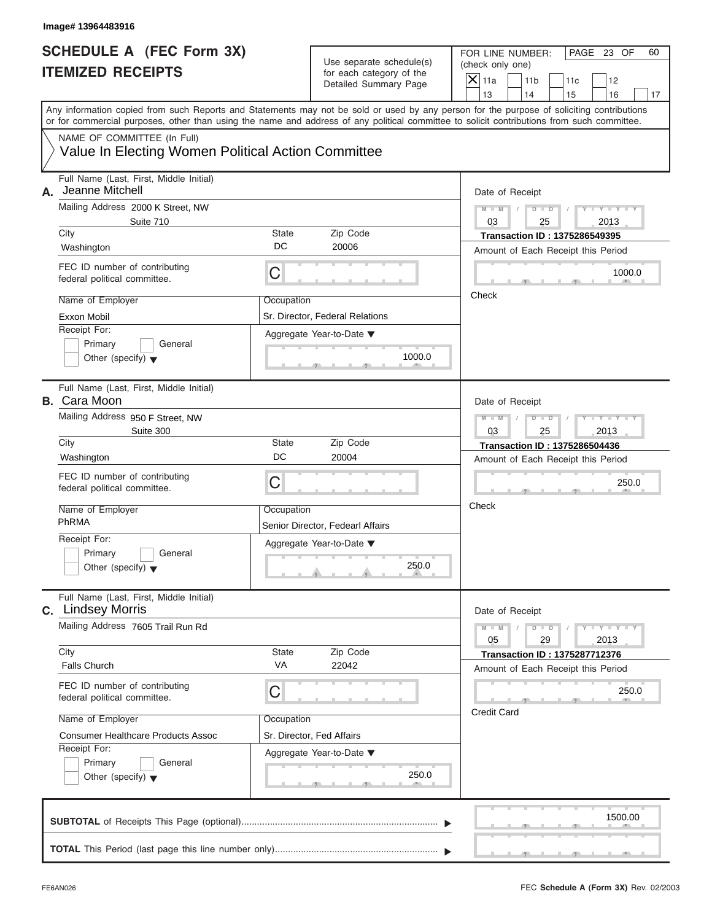Image# 13964483916

# SCHEDULE A (FEC Form 3X) ITEMIZED RECEIPTS

Use separate schedule(s) for each category of the Detailed Summary Page

FOR LINE NUMBER: (check only one)

| | | | | |
|---|---|---|---|---|
| X 11a | 11b | 11c | 12 | |
| 13 | 14 | 15 | 16 | 17 |

PAGE 23 OF 60

Any information copied from such Reports and Statements may not be sold or used by any person for the purpose of soliciting contributions or for commercial purposes, other than using the name and address of any political committee to solicit contributions from such committee.

NAME OF COMMITTEE (In Full)
Value In Electing Women Political Action Committee

---

**A.** Full Name (Last, First, Middle Initial): Jeanne Mitchell

Mailing Address: 2000 K Street, NW, Suite 710

City: Washington | State: DC | Zip Code: 20006

FEC ID number of contributing federal political committee: C

Name of Employer: Exxon Mobil

Occupation: Sr. Director, Federal Relations

Receipt For: Primary / General / Other (specify)

Aggregate Year-to-Date: 1000.0

Date of Receipt: 03 / 25 / 2013

Transaction ID : 1375286549395

Amount of Each Receipt this Period: 1000.0

Check

---

**B.** Full Name (Last, First, Middle Initial): Cara Moon

Mailing Address: 950 F Street, NW, Suite 300

City: Washington | State: DC | Zip Code: 20004

FEC ID number of contributing federal political committee: C

Name of Employer: PhRMA

Occupation: Senior Director, Fedearl Affairs

Receipt For: Primary / General / Other (specify)

Aggregate Year-to-Date: 250.0

Date of Receipt: 03 / 25 / 2013

Transaction ID : 1375286504436

Amount of Each Receipt this Period: 250.0

Check

---

**C.** Full Name (Last, First, Middle Initial): Lindsey Morris

Mailing Address: 7605 Trail Run Rd

City: Falls Church | State: VA | Zip Code: 22042

FEC ID number of contributing federal political committee: C

Name of Employer: Consumer Healthcare Products Assoc

Occupation: Sr. Director, Fed Affairs

Receipt For: Primary / General / Other (specify)

Aggregate Year-to-Date: 250.0

Date of Receipt: 05 / 29 / 2013

Transaction ID : 1375287712376

Amount of Each Receipt this Period: 250.0

Credit Card

---

**SUBTOTAL** of Receipts This Page (optional): 1500.00

**TOTAL** This Period (last page this line number only):

FE6AN026 | FEC **Schedule A** (Form 3X) Rev. 02/2003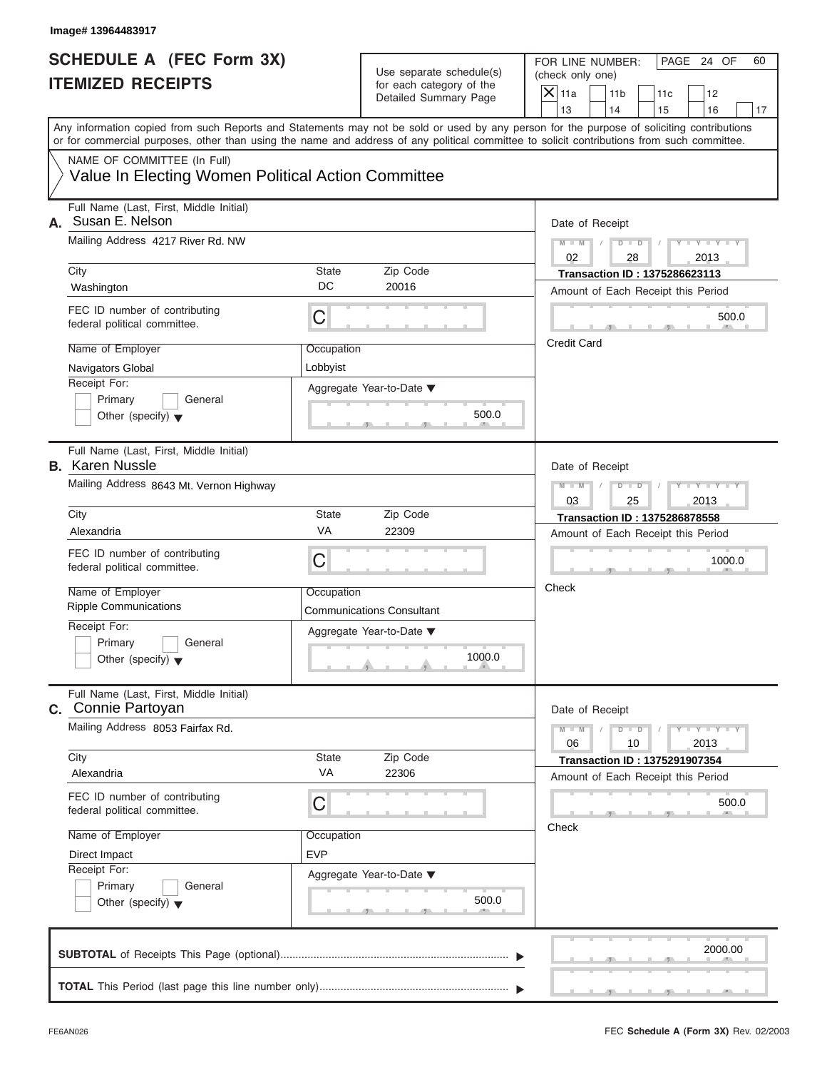Image# 13964483917

# SCHEDULE A (FEC Form 3X)
## ITEMIZED RECEIPTS

Use separate schedule(s) for each category of the Detailed Summary Page

FOR LINE NUMBER: (check only one)

- [X] 11a
- [ ] 11b
- [ ] 11c
- [ ] 12
- [ ] 13
- [ ] 14
- [ ] 15
- [ ] 16
- [ ] 17

PAGE 24 OF 60

Any information copied from such Reports and Statements may not be sold or used by any person for the purpose of soliciting contributions or for commercial purposes, other than using the name and address of any political committee to solicit contributions from such committee.

NAME OF COMMITTEE (In Full)

Value In Electing Women Political Action Committee

---

**A.** Full Name (Last, First, Middle Initial): Susan E. Nelson

Mailing Address: 4217 River Rd. NW

City: Washington | State: DC | Zip Code: 20016

FEC ID number of contributing federal political committee: C

Name of Employer: Navigators Global

Occupation: Lobbyist

Receipt For: Primary / General / Other (specify)

Aggregate Year-to-Date: 500.0

Date of Receipt: 02 / 28 / 2013

Transaction ID : 1375286623113

Amount of Each Receipt this Period: 500.0

Credit Card

---

**B.** Full Name (Last, First, Middle Initial): Karen Nussle

Mailing Address: 8643 Mt. Vernon Highway

City: Alexandria | State: VA | Zip Code: 22309

FEC ID number of contributing federal political committee: C

Name of Employer: Ripple Communications

Occupation: Communications Consultant

Receipt For: Primary / General / Other (specify)

Aggregate Year-to-Date: 1000.0

Date of Receipt: 03 / 25 / 2013

Transaction ID : 1375286878558

Amount of Each Receipt this Period: 1000.0

Check

---

**C.** Full Name (Last, First, Middle Initial): Connie Partoyan

Mailing Address: 8053 Fairfax Rd.

City: Alexandria | State: VA | Zip Code: 22306

FEC ID number of contributing federal political committee: C

Name of Employer: Direct Impact

Occupation: EVP

Receipt For: Primary / General / Other (specify)

Aggregate Year-to-Date: 500.0

Date of Receipt: 06 / 10 / 2013

Transaction ID : 1375291907354

Amount of Each Receipt this Period: 500.0

Check

---

**SUBTOTAL** of Receipts This Page (optional): 2000.00

**TOTAL** This Period (last page this line number only):

FE6AN026 — FEC **Schedule A (Form 3X)** Rev. 02/2003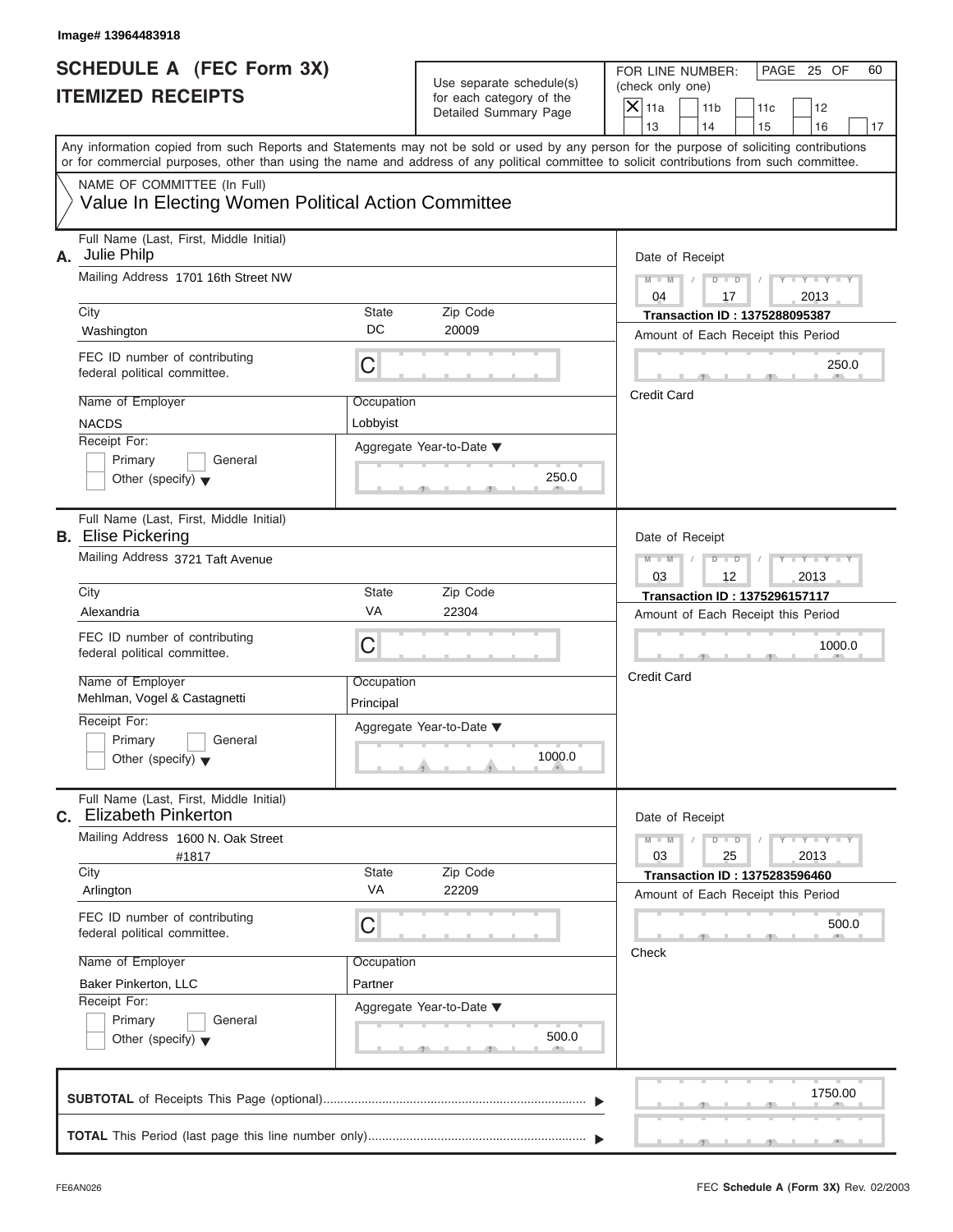Image# 13964483918

# SCHEDULE A (FEC Form 3X)
# ITEMIZED RECEIPTS

Use separate schedule(s) for each category of the Detailed Summary Page

FOR LINE NUMBER: (check only one)

[X] 11a [ ] 11b [ ] 11c [ ] 12 [ ] 13 [ ] 14 [ ] 15 [ ] 16 [ ] 17

PAGE 25 OF 60

Any information copied from such Reports and Statements may not be sold or used by any person for the purpose of soliciting contributions or for commercial purposes, other than using the name and address of any political committee to solicit contributions from such committee.

NAME OF COMMITTEE (In Full)
Value In Electing Women Political Action Committee

---

**A.** Full Name (Last, First, Middle Initial): Julie Philp

Mailing Address: 1701 16th Street NW

City: Washington | State: DC | Zip Code: 20009

FEC ID number of contributing federal political committee: C

Name of Employer: NACDS

Occupation: Lobbyist

Receipt For: [ ] Primary [ ] General [ ] Other (specify)

Aggregate Year-to-Date: 250.0

Date of Receipt: 04 / 17 / 2013

Transaction ID : 1375288095387

Amount of Each Receipt this Period: 250.0

Credit Card

---

**B.** Full Name (Last, First, Middle Initial): Elise Pickering

Mailing Address: 3721 Taft Avenue

City: Alexandria | State: VA | Zip Code: 22304

FEC ID number of contributing federal political committee: C

Name of Employer: Mehlman, Vogel & Castagnetti

Occupation: Principal

Receipt For: [ ] Primary [ ] General [ ] Other (specify)

Aggregate Year-to-Date: 1000.0

Date of Receipt: 03 / 12 / 2013

Transaction ID : 1375296157117

Amount of Each Receipt this Period: 1000.0

Credit Card

---

**C.** Full Name (Last, First, Middle Initial): Elizabeth Pinkerton

Mailing Address: 1600 N. Oak Street #1817

City: Arlington | State: VA | Zip Code: 22209

FEC ID number of contributing federal political committee: C

Name of Employer: Baker Pinkerton, LLC

Occupation: Partner

Receipt For: [ ] Primary [ ] General [ ] Other (specify)

Aggregate Year-to-Date: 500.0

Date of Receipt: 03 / 25 / 2013

Transaction ID : 1375283596460

Amount of Each Receipt this Period: 500.0

Check

---

**SUBTOTAL** of Receipts This Page (optional): 1750.00

**TOTAL** This Period (last page this line number only):

FE6AN026

FEC **Schedule A** (**Form 3X**) Rev. 02/2003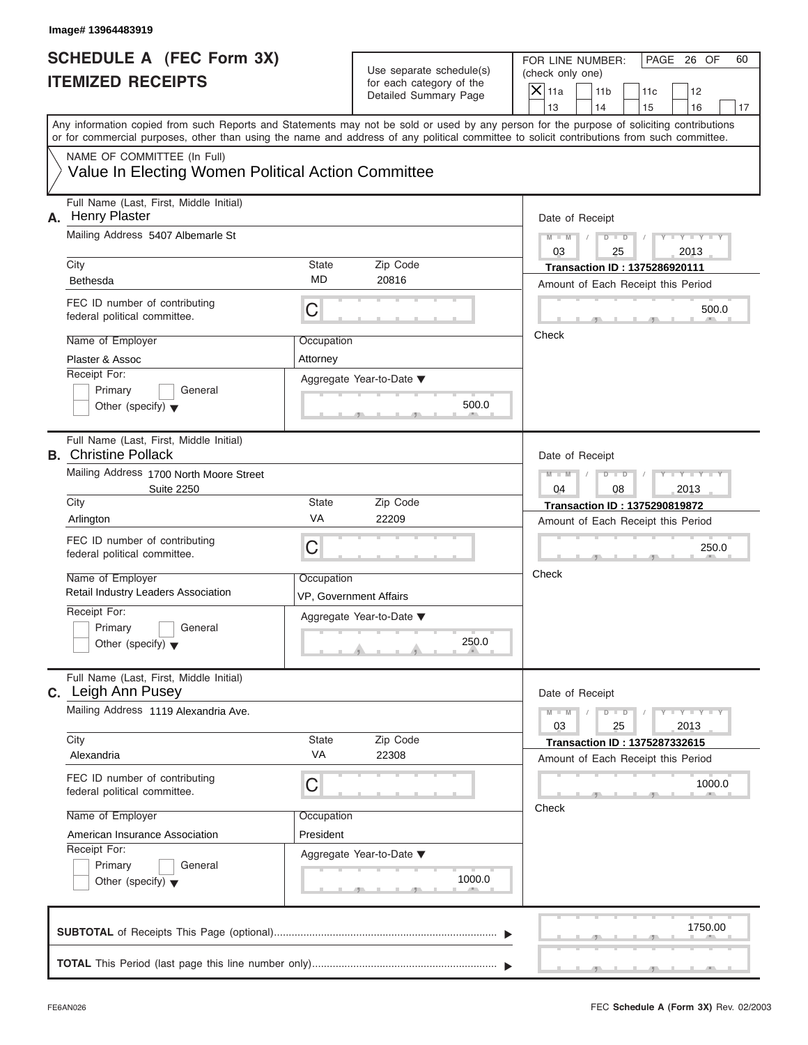Image# 13964483919

# SCHEDULE A (FEC Form 3X)
## ITEMIZED RECEIPTS

Use separate schedule(s) for each category of the Detailed Summary Page

FOR LINE NUMBER: (check only one)

- [X] 11a
- [ ] 11b
- [ ] 11c
- [ ] 12
- [ ] 13
- [ ] 14
- [ ] 15
- [ ] 16
- [ ] 17

PAGE 26 OF 60

Any information copied from such Reports and Statements may not be sold or used by any person for the purpose of soliciting contributions or for commercial purposes, other than using the name and address of any political committee to solicit contributions from such committee.

NAME OF COMMITTEE (In Full)
Value In Electing Women Political Action Committee

---

**A.** Full Name (Last, First, Middle Initial): Henry Plaster

Mailing Address: 5407 Albemarle St

City: Bethesda | State: MD | Zip Code: 20816

FEC ID number of contributing federal political committee: C

Name of Employer: Plaster & Assoc

Occupation: Attorney

Receipt For: Primary / General / Other (specify)

Aggregate Year-to-Date: 500.0

Date of Receipt: 03 / 25 / 2013

Transaction ID : 1375286920111

Amount of Each Receipt this Period: 500.0

Check

---

**B.** Full Name (Last, First, Middle Initial): Christine Pollack

Mailing Address: 1700 North Moore Street Suite 2250

City: Arlington | State: VA | Zip Code: 22209

FEC ID number of contributing federal political committee: C

Name of Employer: Retail Industry Leaders Association

Occupation: VP, Government Affairs

Receipt For: Primary / General / Other (specify)

Aggregate Year-to-Date: 250.0

Date of Receipt: 04 / 08 / 2013

Transaction ID : 1375290819872

Amount of Each Receipt this Period: 250.0

Check

---

**C.** Full Name (Last, First, Middle Initial): Leigh Ann Pusey

Mailing Address: 1119 Alexandria Ave.

City: Alexandria | State: VA | Zip Code: 22308

FEC ID number of contributing federal political committee: C

Name of Employer: American Insurance Association

Occupation: President

Receipt For: Primary / General / Other (specify)

Aggregate Year-to-Date: 1000.0

Date of Receipt: 03 / 25 / 2013

Transaction ID : 1375287332615

Amount of Each Receipt this Period: 1000.0

Check

---

**SUBTOTAL** of Receipts This Page (optional): 1750.00

**TOTAL** This Period (last page this line number only):

FE6AN026 | FEC Schedule A (Form 3X) Rev. 02/2003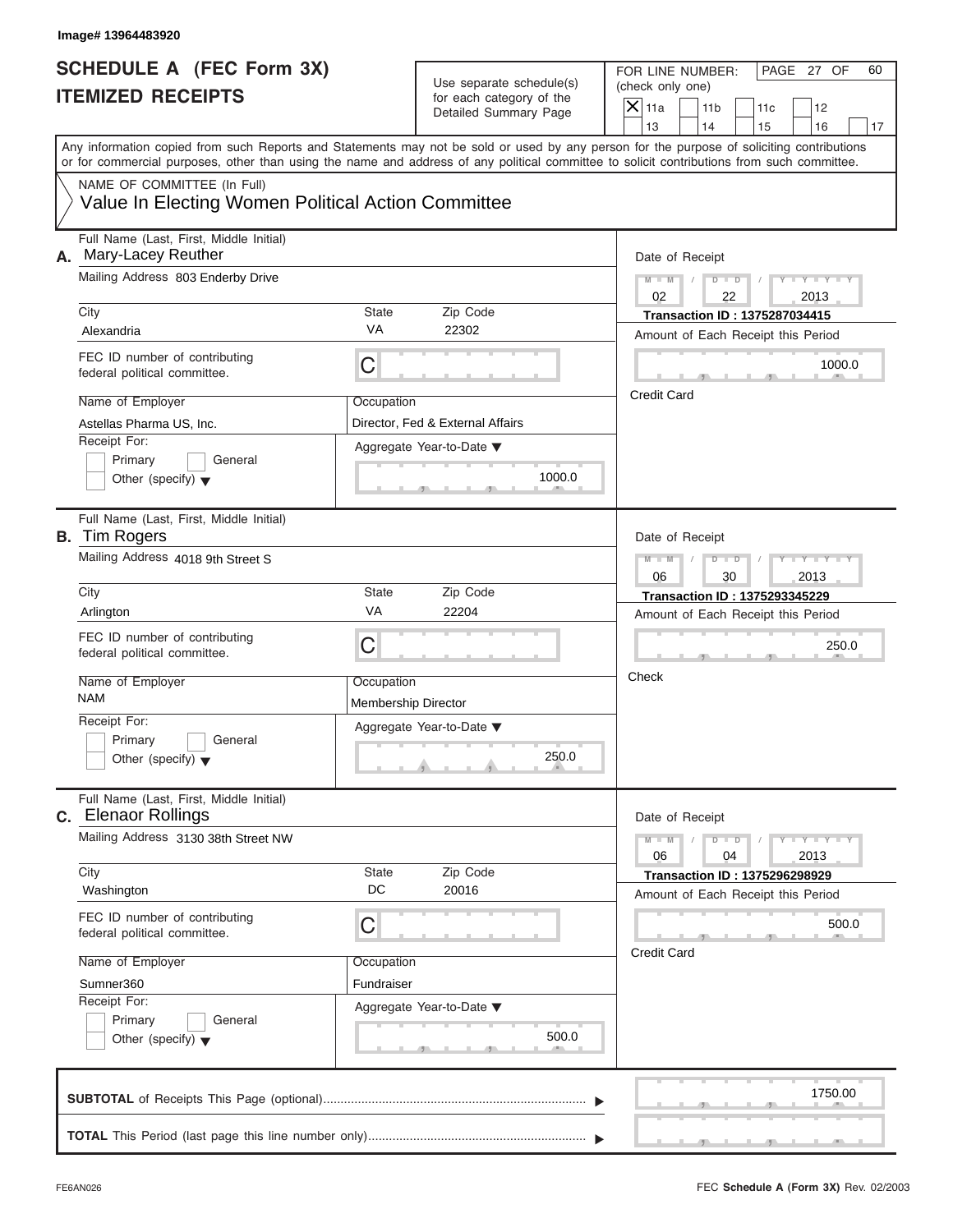Image# 13964483920

# SCHEDULE A (FEC Form 3X)
## ITEMIZED RECEIPTS

Use separate schedule(s) for each category of the Detailed Summary Page

FOR LINE NUMBER: (check only one)

- [X] 11a
- [ ] 11b
- [ ] 11c
- [ ] 12
- [ ] 13
- [ ] 14
- [ ] 15
- [ ] 16
- [ ] 17

Any information copied from such Reports and Statements may not be sold or used by any person for the purpose of soliciting contributions or for commercial purposes, other than using the name and address of any political committee to solicit contributions from such committee.

NAME OF COMMITTEE (In Full)
Value In Electing Women Political Action Committee

---

**A.** Full Name (Last, First, Middle Initial): Mary-Lacey Reuther

Mailing Address: 803 Enderby Drive

City: Alexandria | State: VA | Zip Code: 22302

FEC ID number of contributing federal political committee: C

Name of Employer: Astellas Pharma US, Inc.

Occupation: Director, Fed & External Affairs

Receipt For: Primary / General / Other (specify)

Aggregate Year-to-Date: 1000.0

Date of Receipt: 02 / 22 / 2013

Transaction ID : 1375287034415

Amount of Each Receipt this Period: 1000.0

Credit Card

---

**B.** Full Name (Last, First, Middle Initial): Tim Rogers

Mailing Address: 4018 9th Street S

City: Arlington | State: VA | Zip Code: 22204

FEC ID number of contributing federal political committee: C

Name of Employer: NAM

Occupation: Membership Director

Receipt For: Primary / General / Other (specify)

Aggregate Year-to-Date: 250.0

Date of Receipt: 06 / 30 / 2013

Transaction ID : 1375293345229

Amount of Each Receipt this Period: 250.0

Check

---

**C.** Full Name (Last, First, Middle Initial): Elenaor Rollings

Mailing Address: 3130 38th Street NW

City: Washington | State: DC | Zip Code: 20016

FEC ID number of contributing federal political committee: C

Name of Employer: Sumner360

Occupation: Fundraiser

Receipt For: Primary / General / Other (specify)

Aggregate Year-to-Date: 500.0

Date of Receipt: 06 / 04 / 2013

Transaction ID : 1375296298929

Amount of Each Receipt this Period: 500.0

Credit Card

---

**SUBTOTAL** of Receipts This Page (optional): 1750.00

**TOTAL** This Period (last page this line number only):

FE6AN026

FEC **Schedule A** (Form 3X) Rev. 02/2003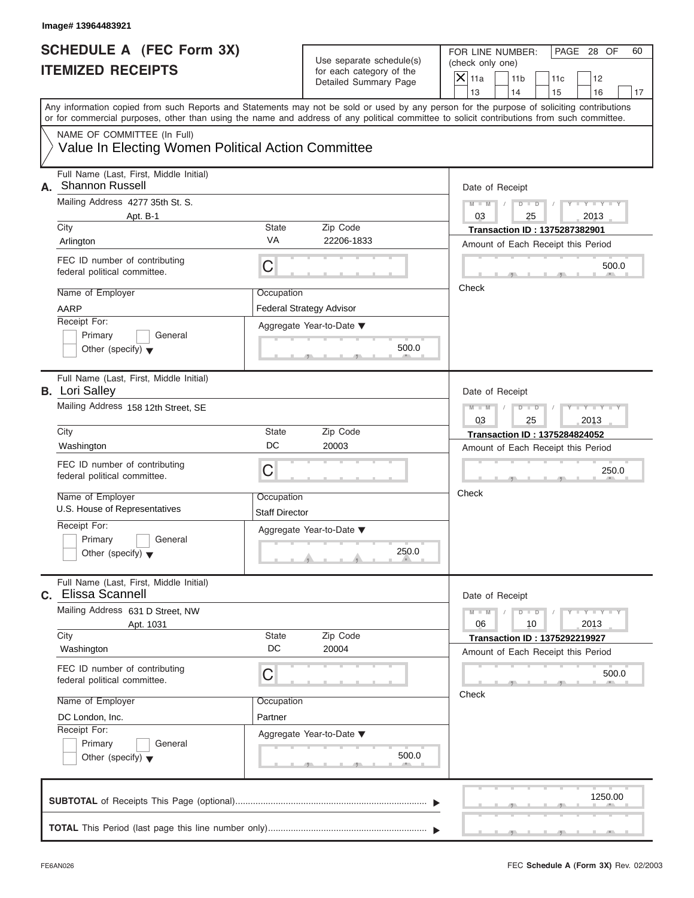Image# 13964483921

# SCHEDULE A (FEC Form 3X)
## ITEMIZED RECEIPTS

Use separate schedule(s) for each category of the Detailed Summary Page

FOR LINE NUMBER: (check only one)

| | | | | | |
|---|---|---|---|---|---|
| X 11a | 11b | 11c | 12 | | |
| 13 | 14 | 15 | 16 | 17 | |

PAGE 28 OF 60

Any information copied from such Reports and Statements may not be sold or used by any person for the purpose of soliciting contributions or for commercial purposes, other than using the name and address of any political committee to solicit contributions from such committee.

NAME OF COMMITTEE (In Full)
Value In Electing Women Political Action Committee

---

**A.** Full Name (Last, First, Middle Initial): Shannon Russell

Mailing Address: 4277 35th St. S.
Apt. B-1

City: Arlington | State: VA | Zip Code: 22206-1833

FEC ID number of contributing federal political committee: C

Name of Employer: AARP

Occupation: Federal Strategy Advisor

Receipt For: Primary / General / Other (specify)

Aggregate Year-to-Date: 500.0

Date of Receipt: 03 / 25 / 2013

Transaction ID : 1375287382901

Amount of Each Receipt this Period: 500.0

Check

---

**B.** Full Name (Last, First, Middle Initial): Lori Salley

Mailing Address: 158 12th Street, SE

City: Washington | State: DC | Zip Code: 20003

FEC ID number of contributing federal political committee: C

Name of Employer: U.S. House of Representatives

Occupation: Staff Director

Receipt For: Primary / General / Other (specify)

Aggregate Year-to-Date: 250.0

Date of Receipt: 03 / 25 / 2013

Transaction ID : 1375284824052

Amount of Each Receipt this Period: 250.0

Check

---

**C.** Full Name (Last, First, Middle Initial): Elissa Scannell

Mailing Address: 631 D Street, NW
Apt. 1031

City: Washington | State: DC | Zip Code: 20004

FEC ID number of contributing federal political committee: C

Name of Employer: DC London, Inc.

Occupation: Partner

Receipt For: Primary / General / Other (specify)

Aggregate Year-to-Date: 500.0

Date of Receipt: 06 / 10 / 2013

Transaction ID : 1375292219927

Amount of Each Receipt this Period: 500.0

Check

---

**SUBTOTAL** of Receipts This Page (optional): 1250.00

**TOTAL** This Period (last page this line number only):

FE6AN026 — FEC **Schedule A** (Form 3X) Rev. 02/2003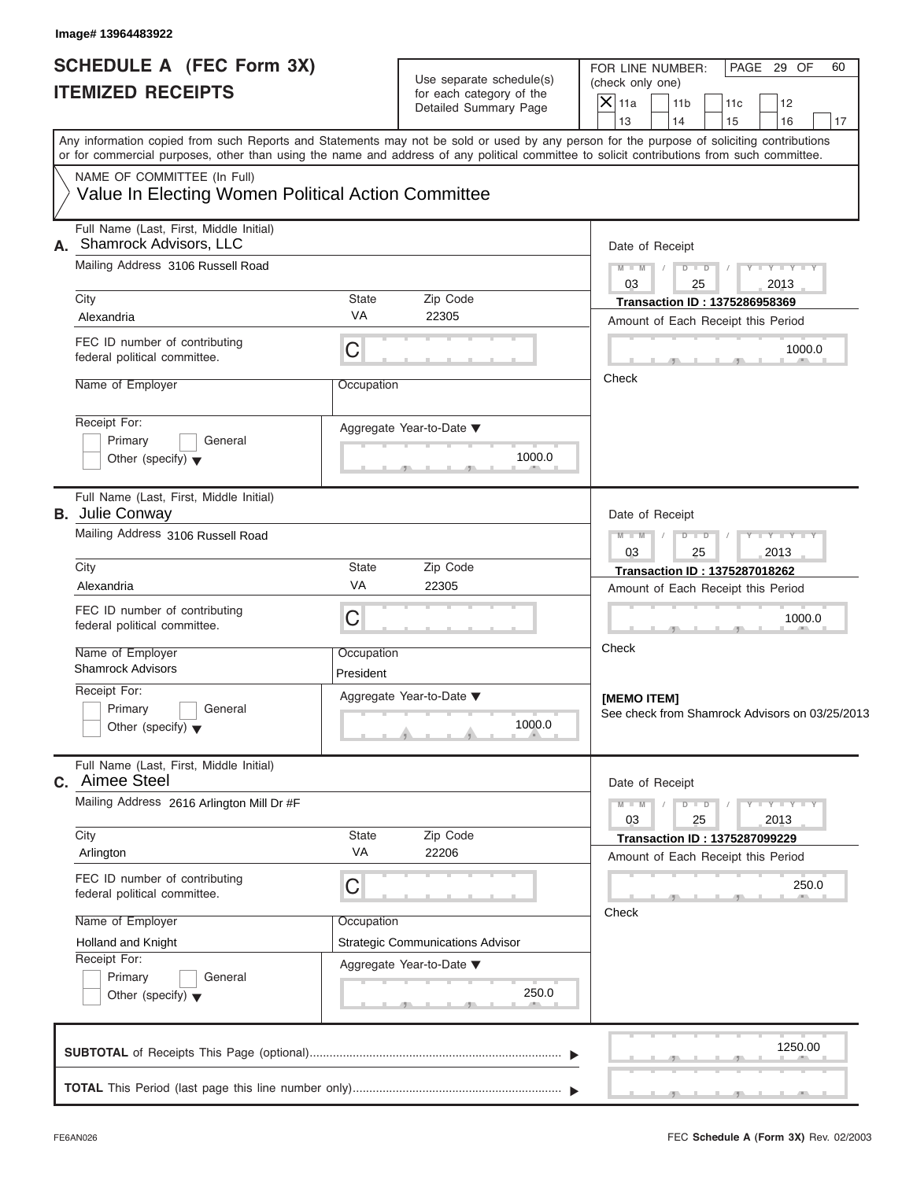Image# 13964483922

# SCHEDULE A (FEC Form 3X)
## ITEMIZED RECEIPTS

Use separate schedule(s) for each category of the Detailed Summary Page

FOR LINE NUMBER: (check only one)

X 11a | 11b | 11c | 12 | 13 | 14 | 15 | 16 | 17

Any information copied from such Reports and Statements may not be sold or used by any person for the purpose of soliciting contributions or for commercial purposes, other than using the name and address of any political committee to solicit contributions from such committee.

NAME OF COMMITTEE (In Full)

Value In Electing Women Political Action Committee

---

**A.** Full Name (Last, First, Middle Initial): Shamrock Advisors, LLC

Mailing Address: 3106 Russell Road

City: Alexandria | State: VA | Zip Code: 22305

FEC ID number of contributing federal political committee: C

Name of Employer:

Occupation:

Receipt For: Primary / General / Other (specify)

Aggregate Year-to-Date: 1000.0

Date of Receipt: 03 / 25 / 2013

Transaction ID : 1375286958369

Amount of Each Receipt this Period: 1000.0

Check

---

**B.** Full Name (Last, First, Middle Initial): Julie Conway

Mailing Address: 3106 Russell Road

City: Alexandria | State: VA | Zip Code: 22305

FEC ID number of contributing federal political committee: C

Name of Employer: Shamrock Advisors

Occupation: President

Receipt For: Primary / General / Other (specify)

Aggregate Year-to-Date: 1000.0

Date of Receipt: 03 / 25 / 2013

Transaction ID : 1375287018262

Amount of Each Receipt this Period: 1000.0

Check

**[MEMO ITEM]**
See check from Shamrock Advisors on 03/25/2013

---

**C.** Full Name (Last, First, Middle Initial): Aimee Steel

Mailing Address: 2616 Arlington Mill Dr #F

City: Arlington | State: VA | Zip Code: 22206

FEC ID number of contributing federal political committee: C

Name of Employer: Holland and Knight

Occupation: Strategic Communications Advisor

Receipt For: Primary / General / Other (specify)

Aggregate Year-to-Date: 250.0

Date of Receipt: 03 / 25 / 2013

Transaction ID : 1375287099229

Amount of Each Receipt this Period: 250.0

Check

---

**SUBTOTAL** of Receipts This Page (optional): 1250.00

**TOTAL** This Period (last page this line number only):

FE6AN026 — FEC **Schedule A** (Form 3X) Rev. 02/2003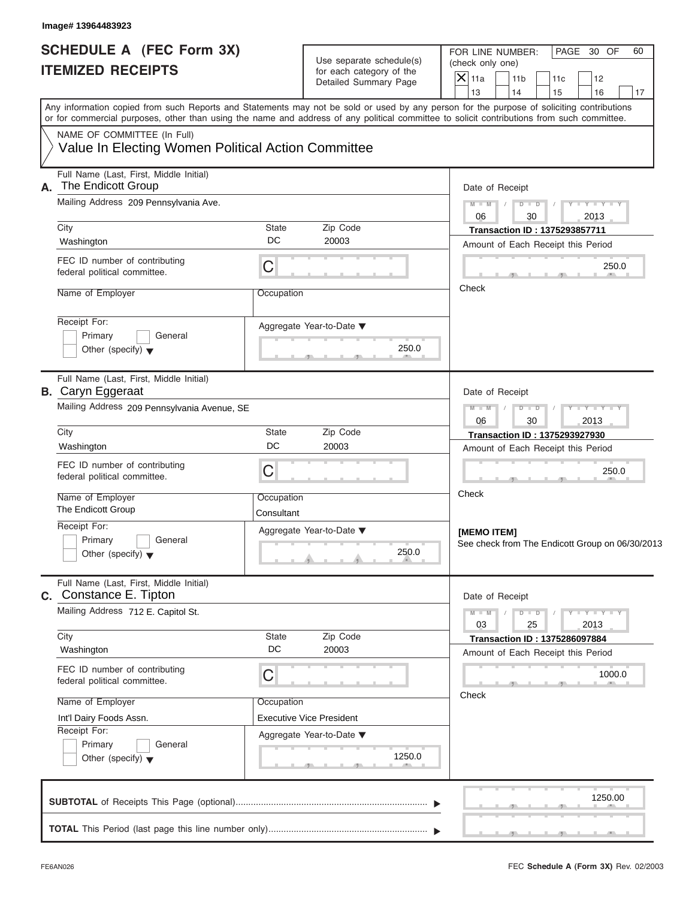Image# 13964483923

# SCHEDULE A (FEC Form 3X) ITEMIZED RECEIPTS

Use separate schedule(s) for each category of the Detailed Summary Page

FOR LINE NUMBER: (check only one)

- [X] 11a
- [ ] 11b
- [ ] 11c
- [ ] 12
- [ ] 13
- [ ] 14
- [ ] 15
- [ ] 16
- [ ] 17

PAGE 30 OF 60

Any information copied from such Reports and Statements may not be sold or used by any person for the purpose of soliciting contributions or for commercial purposes, other than using the name and address of any political committee to solicit contributions from such committee.

NAME OF COMMITTEE (In Full)

Value In Electing Women Political Action Committee

---

**A.** Full Name (Last, First, Middle Initial): The Endicott Group

Mailing Address: 209 Pennsylvania Ave.

City: Washington | State: DC | Zip Code: 20003

FEC ID number of contributing federal political committee: C

Name of Employer:

Occupation:

Receipt For: Primary / General / Other (specify)

Aggregate Year-to-Date: 250.0

Date of Receipt: 06 / 30 / 2013

Transaction ID : 1375293857711

Amount of Each Receipt this Period: 250.0

Check

---

**B.** Full Name (Last, First, Middle Initial): Caryn Eggeraat

Mailing Address: 209 Pennsylvania Avenue, SE

City: Washington | State: DC | Zip Code: 20003

FEC ID number of contributing federal political committee: C

Name of Employer: The Endicott Group

Occupation: Consultant

Receipt For: Primary / General / Other (specify)

Aggregate Year-to-Date: 250.0

Date of Receipt: 06 / 30 / 2013

Transaction ID : 1375293927930

Amount of Each Receipt this Period: 250.0

Check

**[MEMO ITEM]**
See check from The Endicott Group on 06/30/2013

---

**C.** Full Name (Last, First, Middle Initial): Constance E. Tipton

Mailing Address: 712 E. Capitol St.

City: Washington | State: DC | Zip Code: 20003

FEC ID number of contributing federal political committee: C

Name of Employer: Int'l Dairy Foods Assn.

Occupation: Executive Vice President

Receipt For: Primary / General / Other (specify)

Aggregate Year-to-Date: 1250.0

Date of Receipt: 03 / 25 / 2013

Transaction ID : 1375286097884

Amount of Each Receipt this Period: 1000.0

Check

---

**SUBTOTAL** of Receipts This Page (optional): 1250.00

**TOTAL** This Period (last page this line number only):

FE6AN026

FEC **Schedule A (Form 3X)** Rev. 02/2003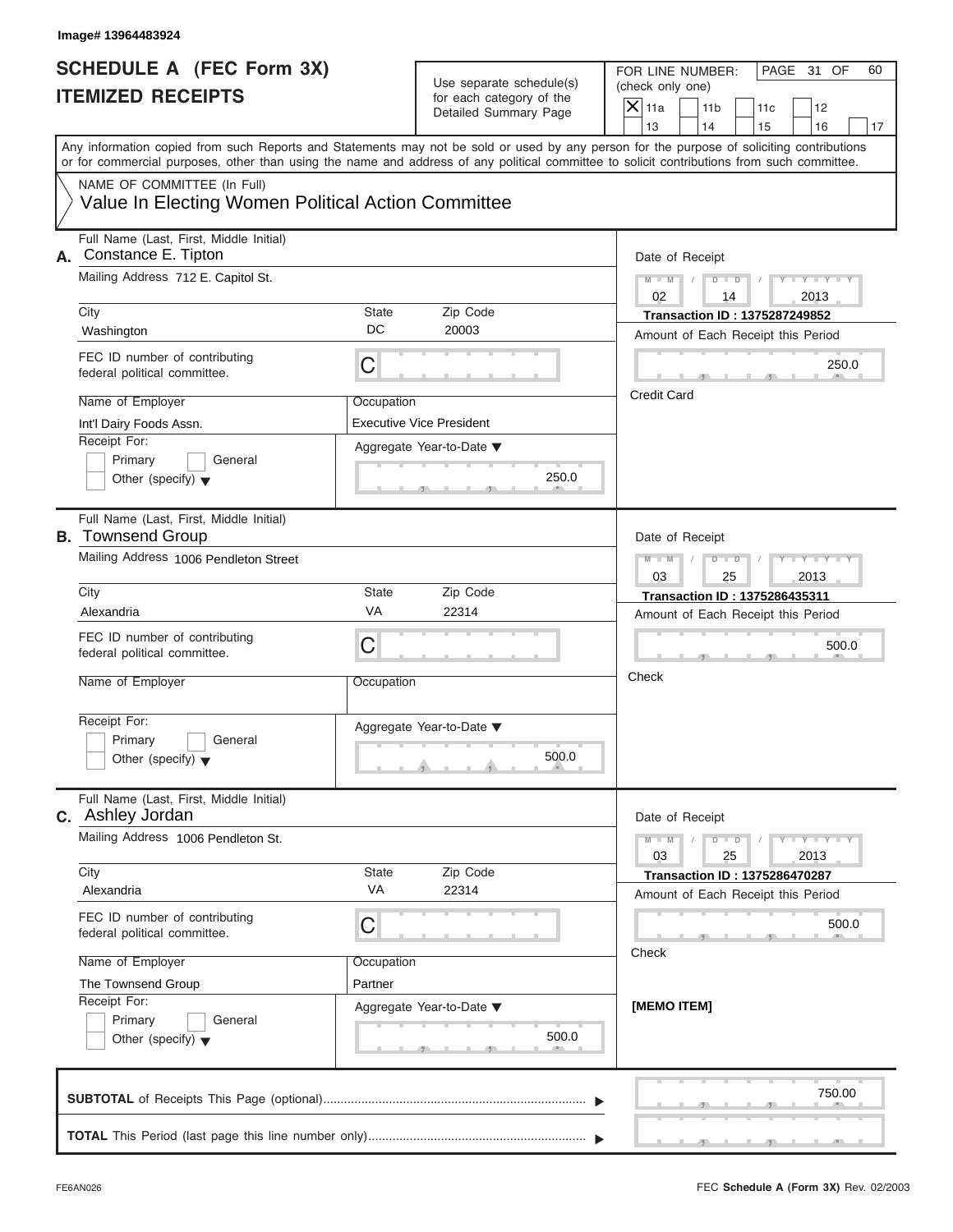Image# 13964483924

# SCHEDULE A (FEC Form 3X)
# ITEMIZED RECEIPTS

Use separate schedule(s) for each category of the Detailed Summary Page

FOR LINE NUMBER: (check only one)

| X | 11a | | 11b | | 11c | | 12 | |
|---|---|---|---|---|---|---|---|---|
| | 13 | | 14 | | 15 | | 16 | 17 |

PAGE 31 OF 60

Any information copied from such Reports and Statements may not be sold or used by any person for the purpose of soliciting contributions or for commercial purposes, other than using the name and address of any political committee to solicit contributions from such committee.

NAME OF COMMITTEE (In Full)
Value In Electing Women Political Action Committee

---

**A.** Full Name (Last, First, Middle Initial): Constance E. Tipton

Mailing Address: 712 E. Capitol St.

City: Washington | State: DC | Zip Code: 20003

FEC ID number of contributing federal political committee: C

Name of Employer: Int'l Dairy Foods Assn.

Occupation: Executive Vice President

Receipt For: Primary / General / Other (specify)

Aggregate Year-to-Date: 250.0

Date of Receipt: 02 / 14 / 2013

Transaction ID : 1375287249852

Amount of Each Receipt this Period: 250.0

Credit Card

---

**B.** Full Name (Last, First, Middle Initial): Townsend Group

Mailing Address: 1006 Pendleton Street

City: Alexandria | State: VA | Zip Code: 22314

FEC ID number of contributing federal political committee: C

Name of Employer:

Occupation:

Receipt For: Primary / General / Other (specify)

Aggregate Year-to-Date: 500.0

Date of Receipt: 03 / 25 / 2013

Transaction ID : 1375286435311

Amount of Each Receipt this Period: 500.0

Check

---

**C.** Full Name (Last, First, Middle Initial): Ashley Jordan

Mailing Address: 1006 Pendleton St.

City: Alexandria | State: VA | Zip Code: 22314

FEC ID number of contributing federal political committee: C

Name of Employer: The Townsend Group

Occupation: Partner

Receipt For: Primary / General / Other (specify)

Aggregate Year-to-Date: 500.0

Date of Receipt: 03 / 25 / 2013

Transaction ID : 1375286470287

Amount of Each Receipt this Period: 500.0

Check

[MEMO ITEM]

---

**SUBTOTAL** of Receipts This Page (optional): 750.00

**TOTAL** This Period (last page this line number only):

FE6AN026

FEC **Schedule A (Form 3X)** Rev. 02/2003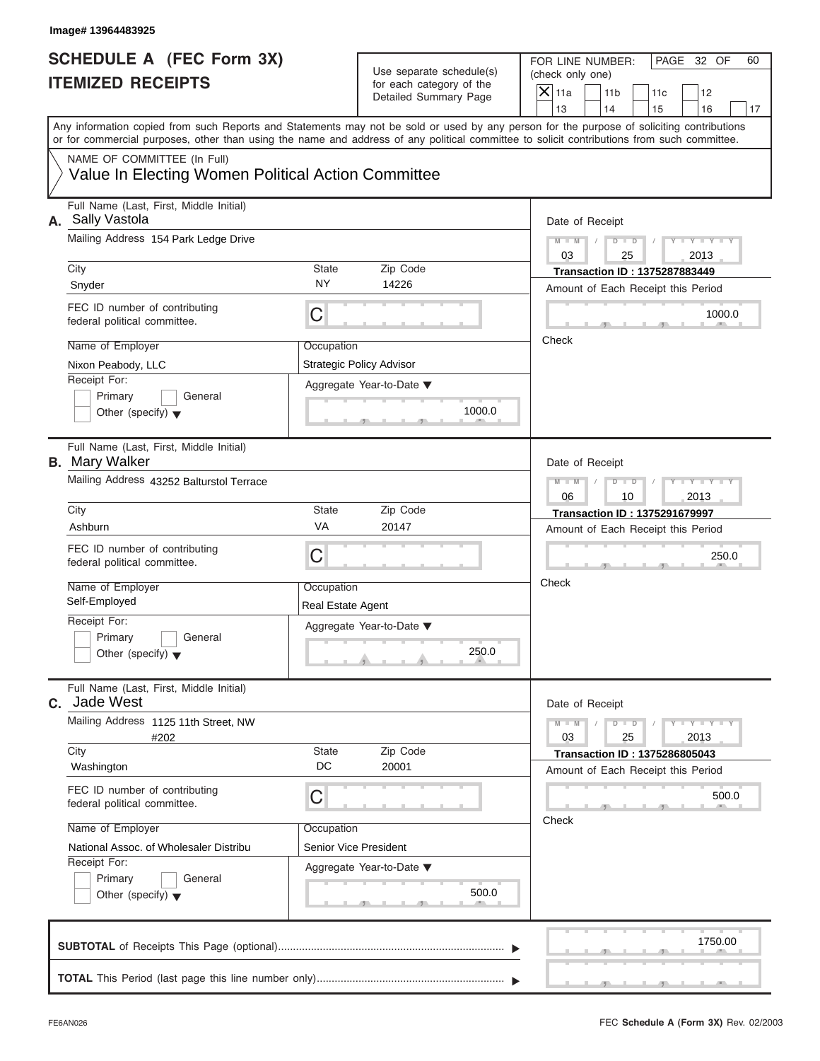Image# 13964483925

# SCHEDULE A (FEC Form 3X)
## ITEMIZED RECEIPTS

Use separate schedule(s) for each category of the Detailed Summary Page

FOR LINE NUMBER: (check only one)

☒ 11a ☐ 11b ☐ 11c ☐ 12 ☐ 13 ☐ 14 ☐ 15 ☐ 16 ☐ 17

PAGE 32 OF 60

Any information copied from such Reports and Statements may not be sold or used by any person for the purpose of soliciting contributions or for commercial purposes, other than using the name and address of any political committee to solicit contributions from such committee.

NAME OF COMMITTEE (In Full)
Value In Electing Women Political Action Committee

---

**A.** Full Name (Last, First, Middle Initial): Sally Vastola

Mailing Address: 154 Park Ledge Drive

City: Snyder | State: NY | Zip Code: 14226

FEC ID number of contributing federal political committee: C

Name of Employer: Nixon Peabody, LLC

Occupation: Strategic Policy Advisor

Receipt For: ☐ Primary ☐ General ☐ Other (specify)

Aggregate Year-to-Date: 1000.0

Date of Receipt: 03 / 25 / 2013

Transaction ID : 1375287883449

Amount of Each Receipt this Period: 1000.0

Check

---

**B.** Full Name (Last, First, Middle Initial): Mary Walker

Mailing Address: 43252 Balturstol Terrace

City: Ashburn | State: VA | Zip Code: 20147

FEC ID number of contributing federal political committee: C

Name of Employer: Self-Employed

Occupation: Real Estate Agent

Receipt For: ☐ Primary ☐ General ☐ Other (specify)

Aggregate Year-to-Date: 250.0

Date of Receipt: 06 / 10 / 2013

Transaction ID : 1375291679997

Amount of Each Receipt this Period: 250.0

Check

---

**C.** Full Name (Last, First, Middle Initial): Jade West

Mailing Address: 1125 11th Street, NW #202

City: Washington | State: DC | Zip Code: 20001

FEC ID number of contributing federal political committee: C

Name of Employer: National Assoc. of Wholesaler Distribu

Occupation: Senior Vice President

Receipt For: ☐ Primary ☐ General ☐ Other (specify)

Aggregate Year-to-Date: 500.0

Date of Receipt: 03 / 25 / 2013

Transaction ID : 1375286805043

Amount of Each Receipt this Period: 500.0

Check

---

**SUBTOTAL** of Receipts This Page (optional): 1750.00

**TOTAL** This Period (last page this line number only):

FE6AN026

FEC **Schedule A** (Form 3X) Rev. 02/2003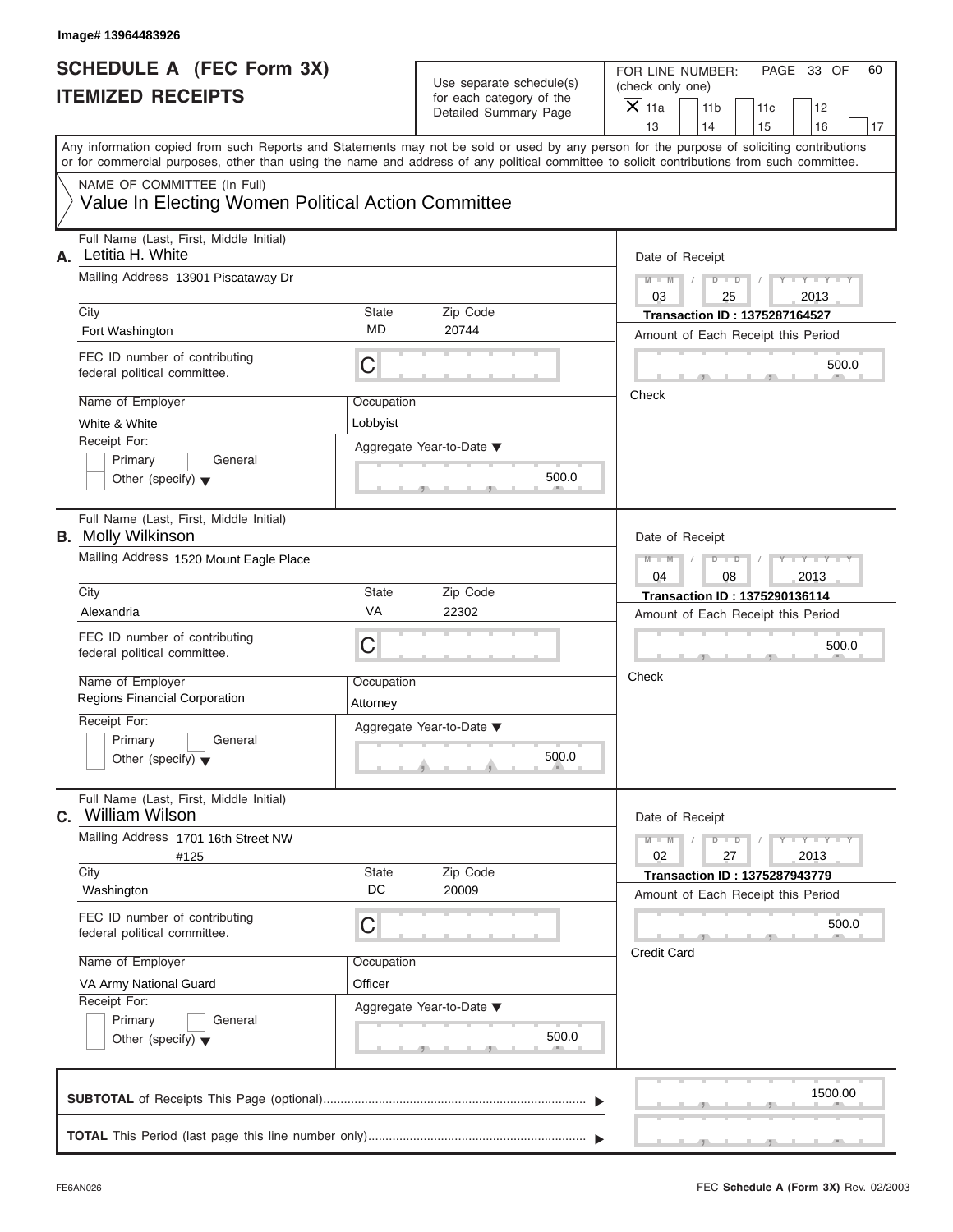Image# 13964483926

# SCHEDULE A (FEC Form 3X)
# ITEMIZED RECEIPTS

Use separate schedule(s) for each category of the Detailed Summary Page

FOR LINE NUMBER: (check only one)

- [X] 11a
- [ ] 11b
- [ ] 11c
- [ ] 12
- [ ] 13
- [ ] 14
- [ ] 15
- [ ] 16
- [ ] 17

Any information copied from such Reports and Statements may not be sold or used by any person for the purpose of soliciting contributions or for commercial purposes, other than using the name and address of any political committee to solicit contributions from such committee.

NAME OF COMMITTEE (In Full)
Value In Electing Women Political Action Committee

---

**A.** Full Name (Last, First, Middle Initial): Letitia H. White

Mailing Address: 13901 Piscataway Dr

City: Fort Washington | State: MD | Zip Code: 20744

FEC ID number of contributing federal political committee: C

Name of Employer: White & White

Occupation: Lobbyist

Receipt For: Primary / General / Other (specify)

Aggregate Year-to-Date: 500.0

Date of Receipt: 03 / 25 / 2013

Transaction ID : 1375287164527

Amount of Each Receipt this Period: 500.0

Check

---

**B.** Full Name (Last, First, Middle Initial): Molly Wilkinson

Mailing Address: 1520 Mount Eagle Place

City: Alexandria | State: VA | Zip Code: 22302

FEC ID number of contributing federal political committee: C

Name of Employer: Regions Financial Corporation

Occupation: Attorney

Receipt For: Primary / General / Other (specify)

Aggregate Year-to-Date: 500.0

Date of Receipt: 04 / 08 / 2013

Transaction ID : 1375290136114

Amount of Each Receipt this Period: 500.0

Check

---

**C.** Full Name (Last, First, Middle Initial): William Wilson

Mailing Address: 1701 16th Street NW #125

City: Washington | State: DC | Zip Code: 20009

FEC ID number of contributing federal political committee: C

Name of Employer: VA Army National Guard

Occupation: Officer

Receipt For: Primary / General / Other (specify)

Aggregate Year-to-Date: 500.0

Date of Receipt: 02 / 27 / 2013

Transaction ID : 1375287943779

Amount of Each Receipt this Period: 500.0

Credit Card

---

**SUBTOTAL** of Receipts This Page (optional): 1500.00

**TOTAL** This Period (last page this line number only):

FE6AN026 FEC **Schedule A (Form 3X)** Rev. 02/2003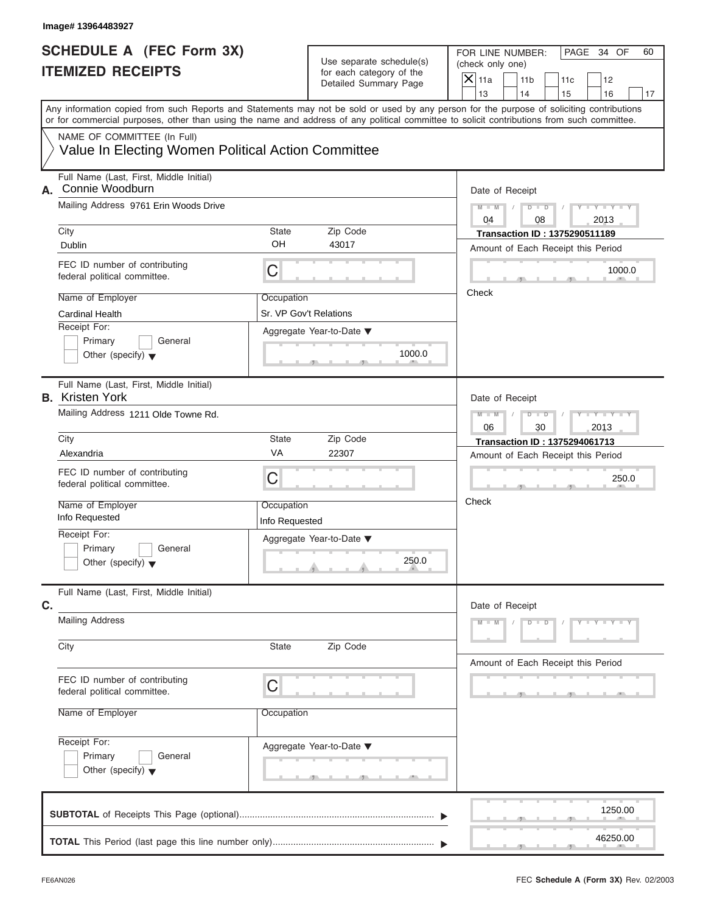Image# 13964483927

# SCHEDULE A (FEC Form 3X)
# ITEMIZED RECEIPTS

Use separate schedule(s) for each category of the Detailed Summary Page

FOR LINE NUMBER: (check only one)

- [X] 11a
- [ ] 11b
- [ ] 11c
- [ ] 12
- [ ] 13
- [ ] 14
- [ ] 15
- [ ] 16
- [ ] 17

PAGE 34 OF 60

Any information copied from such Reports and Statements may not be sold or used by any person for the purpose of soliciting contributions or for commercial purposes, other than using the name and address of any political committee to solicit contributions from such committee.

NAME OF COMMITTEE (In Full)

Value In Electing Women Political Action Committee

---

**A.** Full Name (Last, First, Middle Initial): Connie Woodburn

Mailing Address: 9761 Erin Woods Drive

City: Dublin | State: OH | Zip Code: 43017

FEC ID number of contributing federal political committee: C

Name of Employer: Cardinal Health

Occupation: Sr. VP Gov't Relations

Receipt For: Primary / General / Other (specify)

Aggregate Year-to-Date: 1000.0

Date of Receipt: 04 / 08 / 2013

**Transaction ID : 1375290511189**

Amount of Each Receipt this Period: 1000.0

Check

---

**B.** Full Name (Last, First, Middle Initial): Kristen York

Mailing Address: 1211 Olde Towne Rd.

City: Alexandria | State: VA | Zip Code: 22307

FEC ID number of contributing federal political committee: C

Name of Employer: Info Requested

Occupation: Info Requested

Receipt For: Primary / General / Other (specify)

Aggregate Year-to-Date: 250.0

Date of Receipt: 06 / 30 / 2013

**Transaction ID : 1375294061713**

Amount of Each Receipt this Period: 250.0

Check

---

**C.** Full Name (Last, First, Middle Initial):

Mailing Address:

City: | State: | Zip Code:

FEC ID number of contributing federal political committee: C

Name of Employer:

Occupation:

Receipt For: Primary / General / Other (specify)

Aggregate Year-to-Date:

Date of Receipt: M M / D D / Y Y Y Y

Amount of Each Receipt this Period:

---

**SUBTOTAL** of Receipts This Page (optional): 1250.00

**TOTAL** This Period (last page this line number only): 46250.00

FE6AN026

FEC **Schedule A (Form 3X)** Rev. 02/2003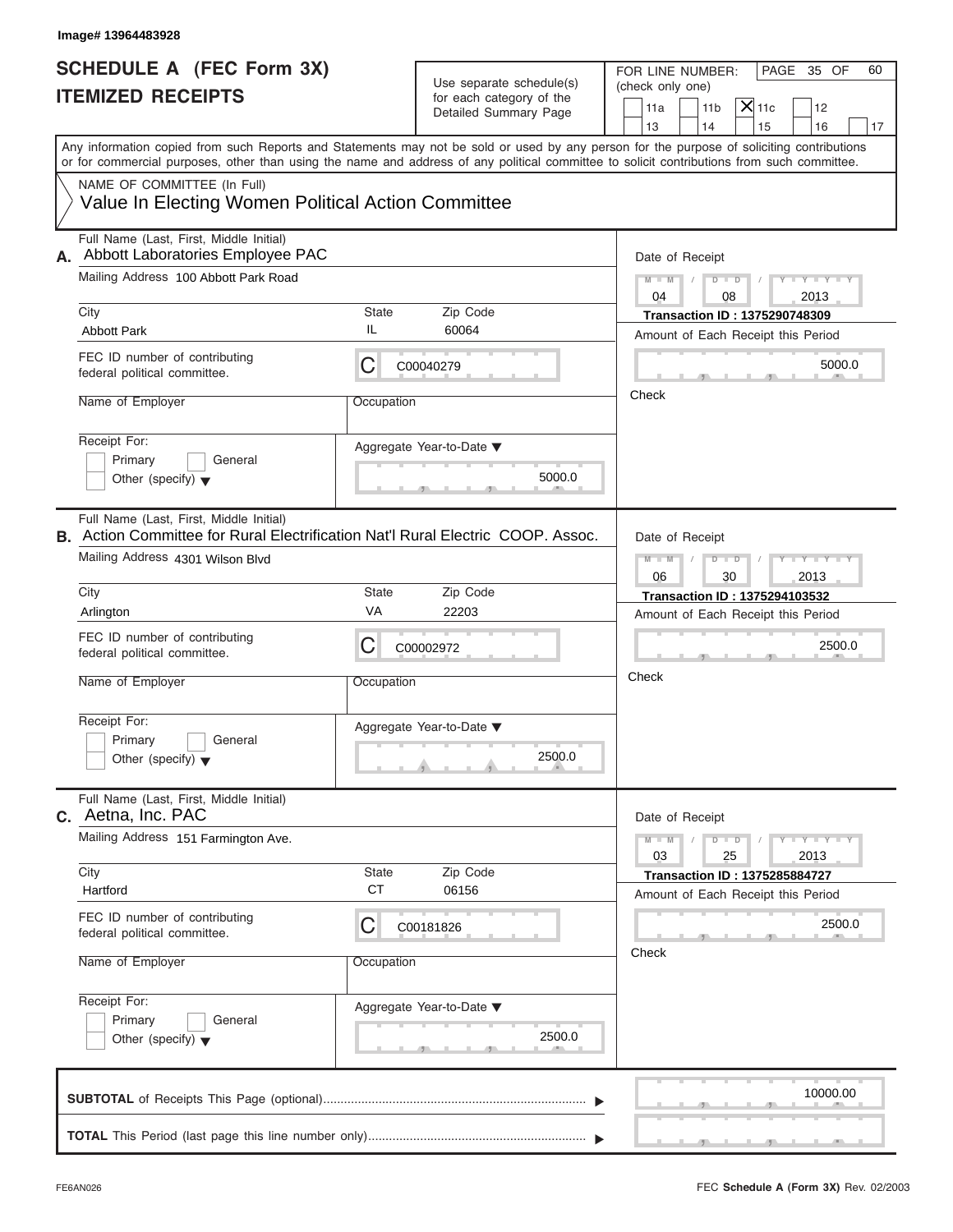Image# 13964483928

# SCHEDULE A (FEC Form 3X)
## ITEMIZED RECEIPTS

Use separate schedule(s) for each category of the Detailed Summary Page

FOR LINE NUMBER: (check only one)

11a | 11b | X 11c | 12
13 | 14 | 15 | 16 | 17

PAGE 35 OF 60

Any information copied from such Reports and Statements may not be sold or used by any person for the purpose of soliciting contributions or for commercial purposes, other than using the name and address of any political committee to solicit contributions from such committee.

NAME OF COMMITTEE (In Full)
Value In Electing Women Political Action Committee

---

**A.** Full Name (Last, First, Middle Initial)
Abbott Laboratories Employee PAC

Mailing Address 100 Abbott Park Road

City: Abbott Park | State: IL | Zip Code: 60064

FEC ID number of contributing federal political committee: C C00040279

Name of Employer: | Occupation:

Receipt For: Primary | General | Other (specify)

Date of Receipt: 04 / 08 / 2013
Transaction ID : 1375290748309
Amount of Each Receipt this Period: 5000.0
Check

Aggregate Year-to-Date: 5000.0

---

**B.** Full Name (Last, First, Middle Initial)
Action Committee for Rural Electrification Nat'l Rural Electric COOP. Assoc.

Mailing Address 4301 Wilson Blvd

City: Arlington | State: VA | Zip Code: 22203

FEC ID number of contributing federal political committee: C C00002972

Name of Employer: | Occupation:

Receipt For: Primary | General | Other (specify)

Date of Receipt: 06 / 30 / 2013
Transaction ID : 1375294103532
Amount of Each Receipt this Period: 2500.0
Check

Aggregate Year-to-Date: 2500.0

---

**C.** Full Name (Last, First, Middle Initial)
Aetna, Inc. PAC

Mailing Address 151 Farmington Ave.

City: Hartford | State: CT | Zip Code: 06156

FEC ID number of contributing federal political committee: C C00181826

Name of Employer: | Occupation:

Receipt For: Primary | General | Other (specify)

Date of Receipt: 03 / 25 / 2013
Transaction ID : 1375285884727
Amount of Each Receipt this Period: 2500.0
Check

Aggregate Year-to-Date: 2500.0

---

**SUBTOTAL** of Receipts This Page (optional): 10000.00

**TOTAL** This Period (last page this line number only):

FE6AN026 FEC Schedule A (Form 3X) Rev. 02/2003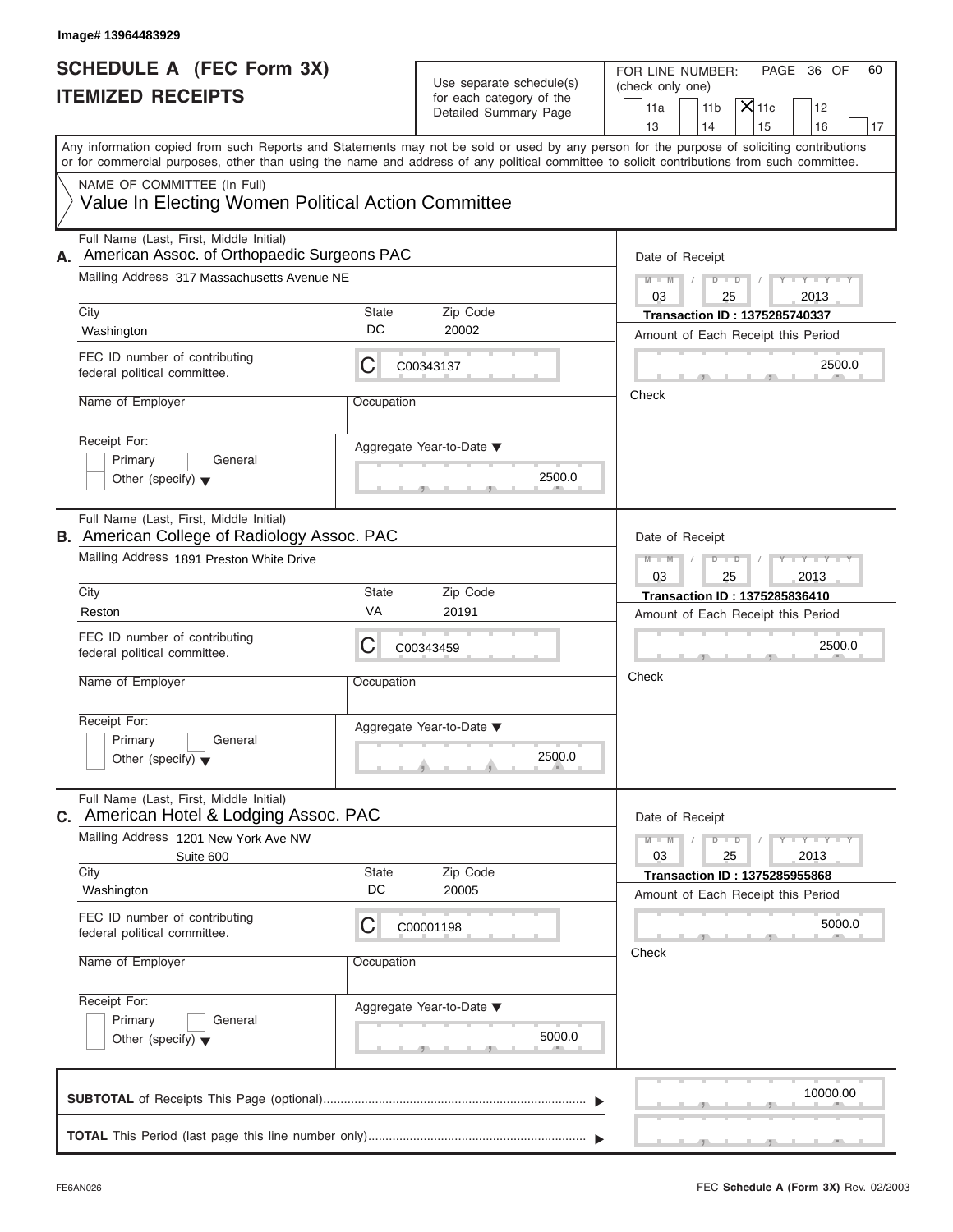Image# 13964483929

# SCHEDULE A (FEC Form 3X) ITEMIZED RECEIPTS

Use separate schedule(s) for each category of the Detailed Summary Page

FOR LINE NUMBER: (check only one)

11a | 11b | **X** 11c | 12 | 13 | 14 | 15 | 16 | 17

PAGE 36 OF 60

Any information copied from such Reports and Statements may not be sold or used by any person for the purpose of soliciting contributions or for commercial purposes, other than using the name and address of any political committee to solicit contributions from such committee.

NAME OF COMMITTEE (In Full)
Value In Electing Women Political Action Committee

---

**A.** Full Name (Last, First, Middle Initial): American Assoc. of Orthopaedic Surgeons PAC

Mailing Address: 317 Massachusetts Avenue NE

City: Washington | State: DC | Zip Code: 20002

FEC ID number of contributing federal political committee: C C00343137

Name of Employer: | Occupation:

Receipt For: Primary / General / Other (specify)

Aggregate Year-to-Date: 2500.0

Date of Receipt: 03 / 25 / 2013

Transaction ID : 1375285740337

Amount of Each Receipt this Period: 2500.0

Check

---

**B.** Full Name (Last, First, Middle Initial): American College of Radiology Assoc. PAC

Mailing Address: 1891 Preston White Drive

City: Reston | State: VA | Zip Code: 20191

FEC ID number of contributing federal political committee: C C00343459

Name of Employer: | Occupation:

Receipt For: Primary / General / Other (specify)

Aggregate Year-to-Date: 2500.0

Date of Receipt: 03 / 25 / 2013

Transaction ID : 1375285836410

Amount of Each Receipt this Period: 2500.0

Check

---

**C.** Full Name (Last, First, Middle Initial): American Hotel & Lodging Assoc. PAC

Mailing Address: 1201 New York Ave NW, Suite 600

City: Washington | State: DC | Zip Code: 20005

FEC ID number of contributing federal political committee: C C00001198

Name of Employer: | Occupation:

Receipt For: Primary / General / Other (specify)

Aggregate Year-to-Date: 5000.0

Date of Receipt: 03 / 25 / 2013

Transaction ID : 1375285955868

Amount of Each Receipt this Period: 5000.0

Check

---

**SUBTOTAL** of Receipts This Page (optional): 10000.00

**TOTAL** This Period (last page this line number only):

FE6AN026 — FEC Schedule A (Form 3X) Rev. 02/2003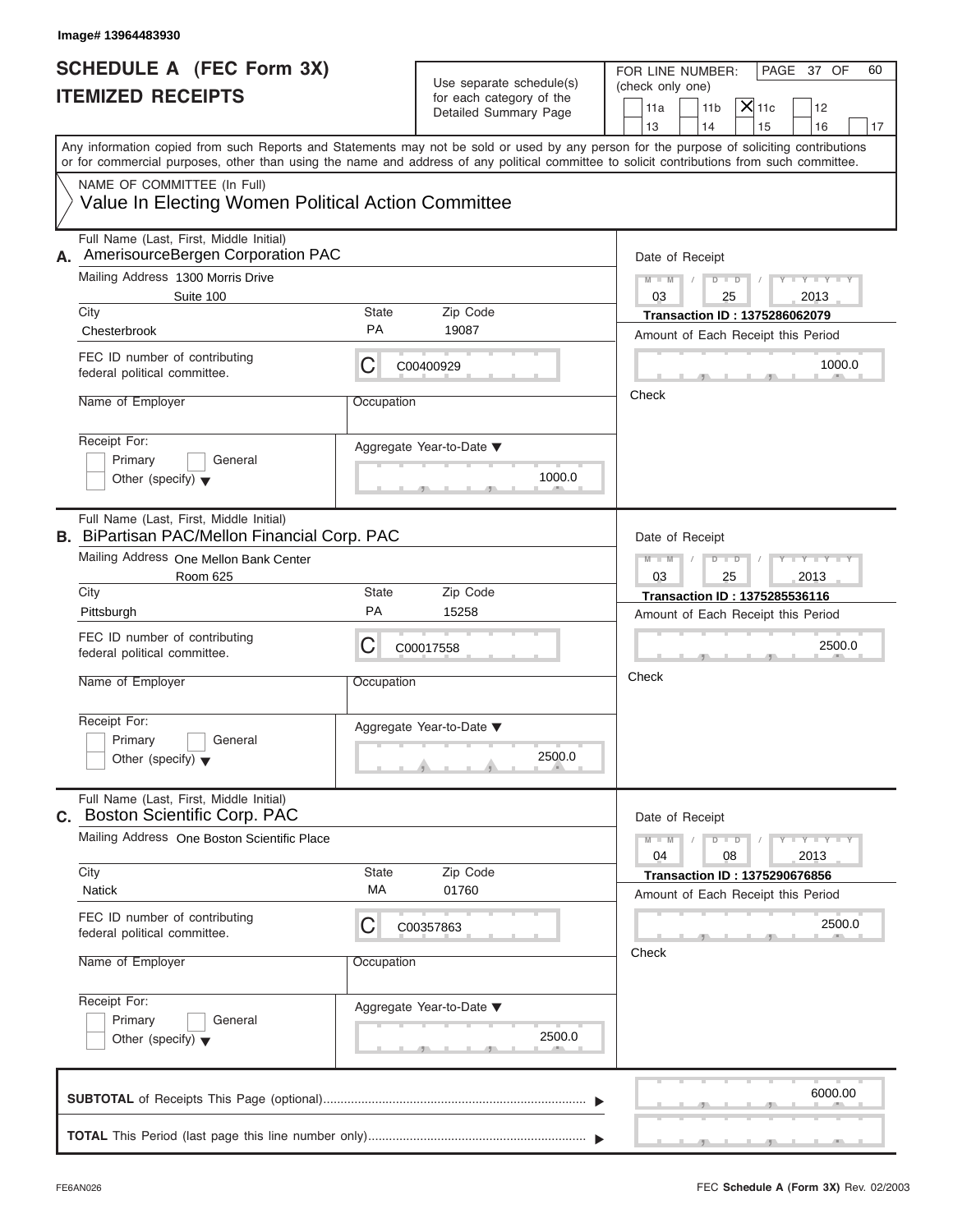Image# 13964483930

# SCHEDULE A (FEC Form 3X)
## ITEMIZED RECEIPTS

Use separate schedule(s) for each category of the Detailed Summary Page

FOR LINE NUMBER: (check only one)

11a | 11b | **X** 11c | 12
13 | 14 | 15 | 16 | 17

PAGE 37 OF 60

Any information copied from such Reports and Statements may not be sold or used by any person for the purpose of soliciting contributions or for commercial purposes, other than using the name and address of any political committee to solicit contributions from such committee.

NAME OF COMMITTEE (In Full)
Value In Electing Women Political Action Committee

---

**A.** Full Name (Last, First, Middle Initial): AmerisourceBergen Corporation PAC

Mailing Address: 1300 Morris Drive, Suite 100

City: Chesterbrook | State: PA | Zip Code: 19087

FEC ID number of contributing federal political committee: C C00400929

Name of Employer: | Occupation:

Receipt For: Primary / General / Other (specify)

Date of Receipt: 03 / 25 / 2013

Transaction ID : 1375286062079

Amount of Each Receipt this Period: 1000.0

Check

Aggregate Year-to-Date: 1000.0

---

**B.** Full Name (Last, First, Middle Initial): BiPartisan PAC/Mellon Financial Corp. PAC

Mailing Address: One Mellon Bank Center, Room 625

City: Pittsburgh | State: PA | Zip Code: 15258

FEC ID number of contributing federal political committee: C C00017558

Name of Employer: | Occupation:

Receipt For: Primary / General / Other (specify)

Date of Receipt: 03 / 25 / 2013

Transaction ID : 1375285536116

Amount of Each Receipt this Period: 2500.0

Check

Aggregate Year-to-Date: 2500.0

---

**C.** Full Name (Last, First, Middle Initial): Boston Scientific Corp. PAC

Mailing Address: One Boston Scientific Place

City: Natick | State: MA | Zip Code: 01760

FEC ID number of contributing federal political committee: C C00357863

Name of Employer: | Occupation:

Receipt For: Primary / General / Other (specify)

Date of Receipt: 04 / 08 / 2013

Transaction ID : 1375290676856

Amount of Each Receipt this Period: 2500.0

Check

Aggregate Year-to-Date: 2500.0

---

**SUBTOTAL** of Receipts This Page (optional): 6000.00

**TOTAL** This Period (last page this line number only):

FE6AN026 — FEC **Schedule A** (Form 3X) Rev. 02/2003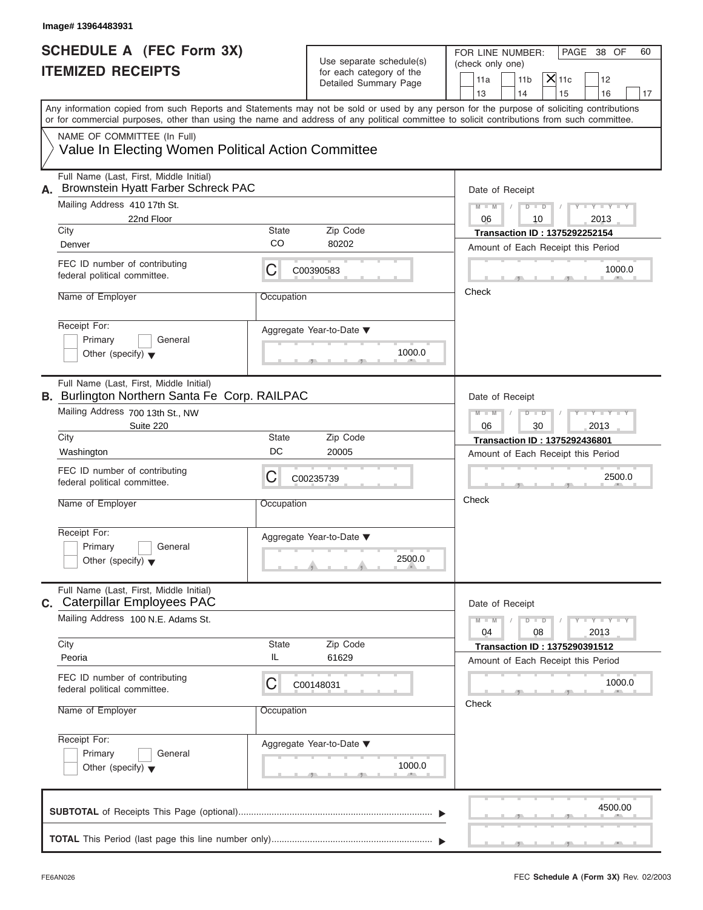Image# 13964483931

# SCHEDULE A (FEC Form 3X)
## ITEMIZED RECEIPTS

Use separate schedule(s) for each category of the Detailed Summary Page

FOR LINE NUMBER: (check only one)

| | | | | |
|---|---|---|---|---|
| 11a | 11b | X 11c | 12 | |
| 13 | 14 | 15 | 16 | 17 |

PAGE 38 OF 60

Any information copied from such Reports and Statements may not be sold or used by any person for the purpose of soliciting contributions or for commercial purposes, other than using the name and address of any political committee to solicit contributions from such committee.

NAME OF COMMITTEE (In Full)

Value In Electing Women Political Action Committee

---

**A.** Full Name (Last, First, Middle Initial): Brownstein Hyatt Farber Schreck PAC

Mailing Address: 410 17th St.
22nd Floor

City: Denver | State: CO | Zip Code: 80202

FEC ID number of contributing federal political committee: C C00390583

Name of Employer: | Occupation:

Receipt For: Primary / General / Other (specify)

Aggregate Year-to-Date: 1000.0

Date of Receipt: 06 / 10 / 2013

Transaction ID : 1375292252154

Amount of Each Receipt this Period: 1000.0

Check

---

**B.** Full Name (Last, First, Middle Initial): Burlington Northern Santa Fe Corp. RAILPAC

Mailing Address: 700 13th St., NW
Suite 220

City: Washington | State: DC | Zip Code: 20005

FEC ID number of contributing federal political committee: C C00235739

Name of Employer: | Occupation:

Receipt For: Primary / General / Other (specify)

Aggregate Year-to-Date: 2500.0

Date of Receipt: 06 / 30 / 2013

Transaction ID : 1375292436801

Amount of Each Receipt this Period: 2500.0

Check

---

**C.** Full Name (Last, First, Middle Initial): Caterpillar Employees PAC

Mailing Address: 100 N.E. Adams St.

City: Peoria | State: IL | Zip Code: 61629

FEC ID number of contributing federal political committee: C C00148031

Name of Employer: | Occupation:

Receipt For: Primary / General / Other (specify)

Aggregate Year-to-Date: 1000.0

Date of Receipt: 04 / 08 / 2013

Transaction ID : 1375290391512

Amount of Each Receipt this Period: 1000.0

Check

---

**SUBTOTAL** of Receipts This Page (optional): 4500.00

**TOTAL** This Period (last page this line number only):

FE6AN026 — FEC **Schedule A (Form 3X)** Rev. 02/2003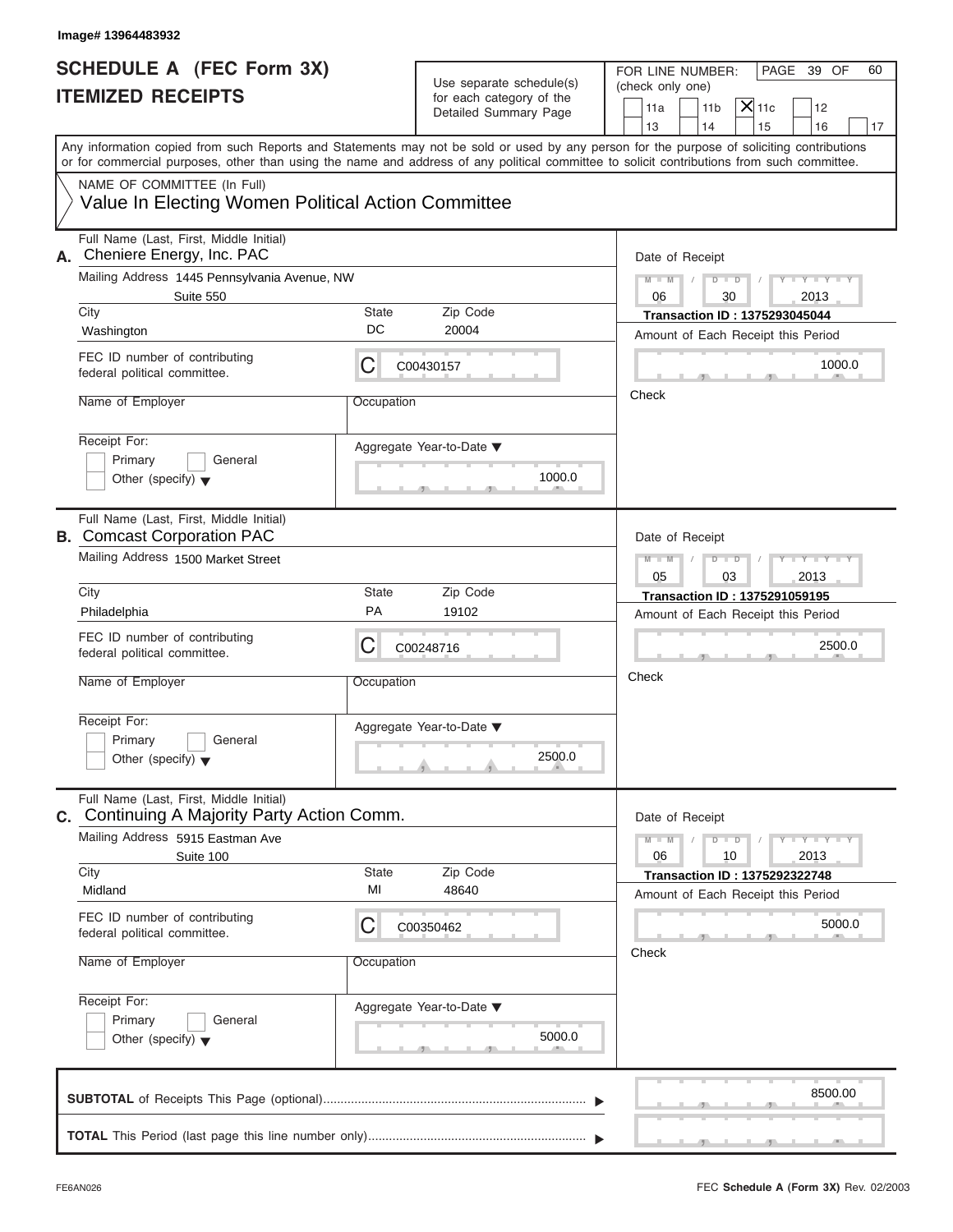Image# 13964483932

# SCHEDULE A (FEC Form 3X) ITEMIZED RECEIPTS

Use separate schedule(s) for each category of the Detailed Summary Page

FOR LINE NUMBER: (check only one)

11a | 11b | [X] 11c | 12 | 13 | 14 | 15 | 16 | 17

Any information copied from such Reports and Statements may not be sold or used by any person for the purpose of soliciting contributions or for commercial purposes, other than using the name and address of any political committee to solicit contributions from such committee.

NAME OF COMMITTEE (In Full)
Value In Electing Women Political Action Committee

**A.** Full Name (Last, First, Middle Initial): Cheniere Energy, Inc. PAC
Mailing Address: 1445 Pennsylvania Avenue, NW, Suite 550
City: Washington | State: DC | Zip Code: 20004
FEC ID number of contributing federal political committee: C C00430157
Name of Employer:
Occupation:
Receipt For: Primary / General / Other (specify)
Aggregate Year-to-Date: 1000.0
Date of Receipt: 06/30/2013
Transaction ID : 1375293045044
Amount of Each Receipt this Period: 1000.0
Check

**B.** Full Name (Last, First, Middle Initial): Comcast Corporation PAC
Mailing Address: 1500 Market Street
City: Philadelphia | State: PA | Zip Code: 19102
FEC ID number of contributing federal political committee: C C00248716
Name of Employer:
Occupation:
Receipt For: Primary / General / Other (specify)
Aggregate Year-to-Date: 2500.0
Date of Receipt: 05/03/2013
Transaction ID : 1375291059195
Amount of Each Receipt this Period: 2500.0
Check

**C.** Full Name (Last, First, Middle Initial): Continuing A Majority Party Action Comm.
Mailing Address: 5915 Eastman Ave, Suite 100
City: Midland | State: MI | Zip Code: 48640
FEC ID number of contributing federal political committee: C C00350462
Name of Employer:
Occupation:
Receipt For: Primary / General / Other (specify)
Aggregate Year-to-Date: 5000.0
Date of Receipt: 06/10/2013
Transaction ID : 1375292322748
Amount of Each Receipt this Period: 5000.0
Check

**SUBTOTAL** of Receipts This Page (optional): 8500.00

**TOTAL** This Period (last page this line number only):

FE6AN026 — FEC **Schedule A** (Form 3X) Rev. 02/2003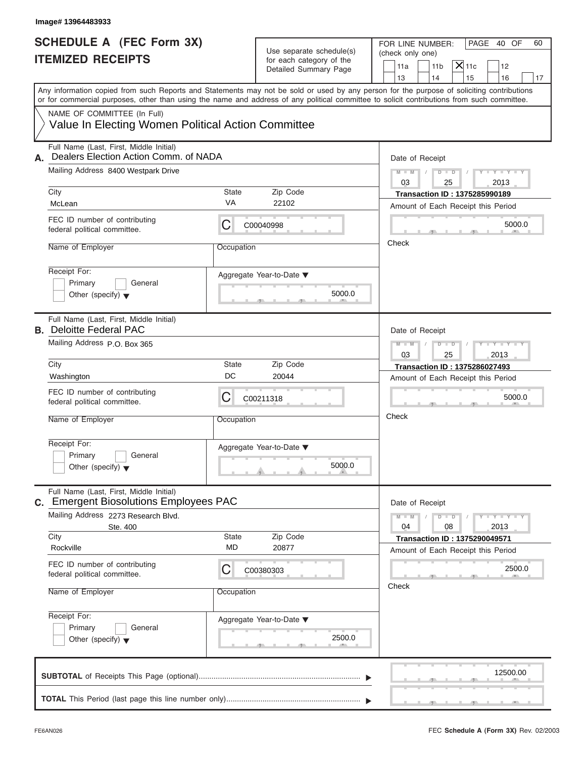Image# 13964483933

# SCHEDULE A (FEC Form 3X)
## ITEMIZED RECEIPTS

Use separate schedule(s) for each category of the Detailed Summary Page

FOR LINE NUMBER: (check only one)

- [ ] 11a
- [ ] 11b
- [x] 11c
- [ ] 12
- [ ] 13
- [ ] 14
- [ ] 15
- [ ] 16
- [ ] 17

PAGE 40 OF 60

Any information copied from such Reports and Statements may not be sold or used by any person for the purpose of soliciting contributions or for commercial purposes, other than using the name and address of any political committee to solicit contributions from such committee.

NAME OF COMMITTEE (In Full)
Value In Electing Women Political Action Committee

---

**A.** Full Name (Last, First, Middle Initial): Dealers Election Action Comm. of NADA

Mailing Address: 8400 Westpark Drive

City: McLean | State: VA | Zip Code: 22102

FEC ID number of contributing federal political committee: C C00040998

Name of Employer:

Occupation:

Receipt For: [ ] Primary [ ] General [ ] Other (specify)

Aggregate Year-to-Date: 5000.0

Date of Receipt: 03 / 25 / 2013

Transaction ID : 1375285990189

Amount of Each Receipt this Period: 5000.0

Check

---

**B.** Full Name (Last, First, Middle Initial): Deloitte Federal PAC

Mailing Address: P.O. Box 365

City: Washington | State: DC | Zip Code: 20044

FEC ID number of contributing federal political committee: C C00211318

Name of Employer:

Occupation:

Receipt For: [ ] Primary [ ] General [ ] Other (specify)

Aggregate Year-to-Date: 5000.0

Date of Receipt: 03 / 25 / 2013

Transaction ID : 1375286027493

Amount of Each Receipt this Period: 5000.0

Check

---

**C.** Full Name (Last, First, Middle Initial): Emergent Biosolutions Employees PAC

Mailing Address: 2273 Research Blvd.
Ste. 400

City: Rockville | State: MD | Zip Code: 20877

FEC ID number of contributing federal political committee: C C00380303

Name of Employer:

Occupation:

Receipt For: [ ] Primary [ ] General [ ] Other (specify)

Aggregate Year-to-Date: 2500.0

Date of Receipt: 04 / 08 / 2013

Transaction ID : 1375290049571

Amount of Each Receipt this Period: 2500.0

Check

---

**SUBTOTAL** of Receipts This Page (optional): 12500.00

**TOTAL** This Period (last page this line number only):

FE6AN026

FEC **Schedule A (Form 3X)** Rev. 02/2003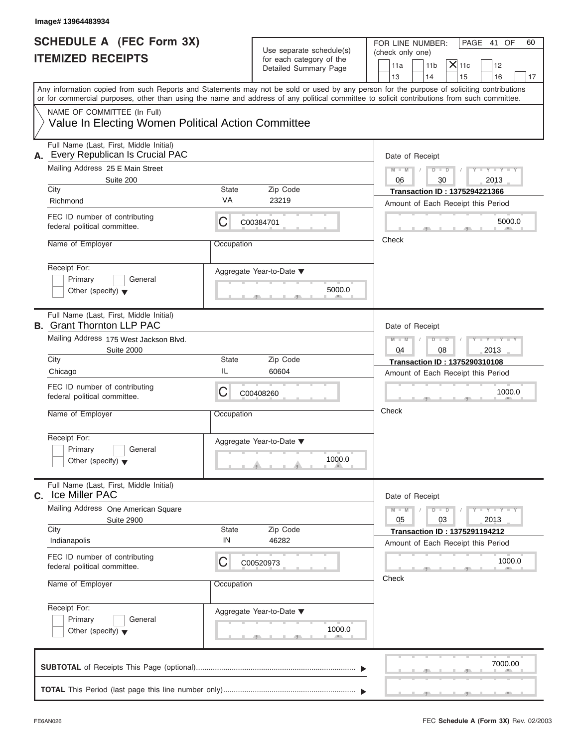Image# 13964483934

# SCHEDULE A (FEC Form 3X)
## ITEMIZED RECEIPTS

Use separate schedule(s) for each category of the Detailed Summary Page

FOR LINE NUMBER: (check only one)

- [ ] 11a
- [ ] 11b
- [x] 11c
- [ ] 12
- [ ] 13
- [ ] 14
- [ ] 15
- [ ] 16
- [ ] 17

PAGE 41 OF 60

Any information copied from such Reports and Statements may not be sold or used by any person for the purpose of soliciting contributions or for commercial purposes, other than using the name and address of any political committee to solicit contributions from such committee.

NAME OF COMMITTEE (In Full)
Value In Electing Women Political Action Committee

---

**A.** Full Name (Last, First, Middle Initial): Every Republican Is Crucial PAC

Mailing Address: 25 E Main Street, Suite 200

City: Richmond | State: VA | Zip Code: 23219

FEC ID number of contributing federal political committee: C C00384701

Name of Employer: | Occupation:

Receipt For: Primary / General / Other (specify)

Aggregate Year-to-Date: 5000.0

Date of Receipt: 06 / 30 / 2013

Transaction ID : 1375294221366

Amount of Each Receipt this Period: 5000.0

Check

---

**B.** Full Name (Last, First, Middle Initial): Grant Thornton LLP PAC

Mailing Address: 175 West Jackson Blvd., Suite 2000

City: Chicago | State: IL | Zip Code: 60604

FEC ID number of contributing federal political committee: C C00408260

Name of Employer: | Occupation:

Receipt For: Primary / General / Other (specify)

Aggregate Year-to-Date: 1000.0

Date of Receipt: 04 / 08 / 2013

Transaction ID : 1375290310108

Amount of Each Receipt this Period: 1000.0

Check

---

**C.** Full Name (Last, First, Middle Initial): Ice Miller PAC

Mailing Address: One American Square, Suite 2900

City: Indianapolis | State: IN | Zip Code: 46282

FEC ID number of contributing federal political committee: C C00520973

Name of Employer: | Occupation:

Receipt For: Primary / General / Other (specify)

Aggregate Year-to-Date: 1000.0

Date of Receipt: 05 / 03 / 2013

Transaction ID : 1375291194212

Amount of Each Receipt this Period: 1000.0

Check

---

**SUBTOTAL** of Receipts This Page (optional): 7000.00

**TOTAL** This Period (last page this line number only):

FE6AN026 | FEC **Schedule A** (Form 3X) Rev. 02/2003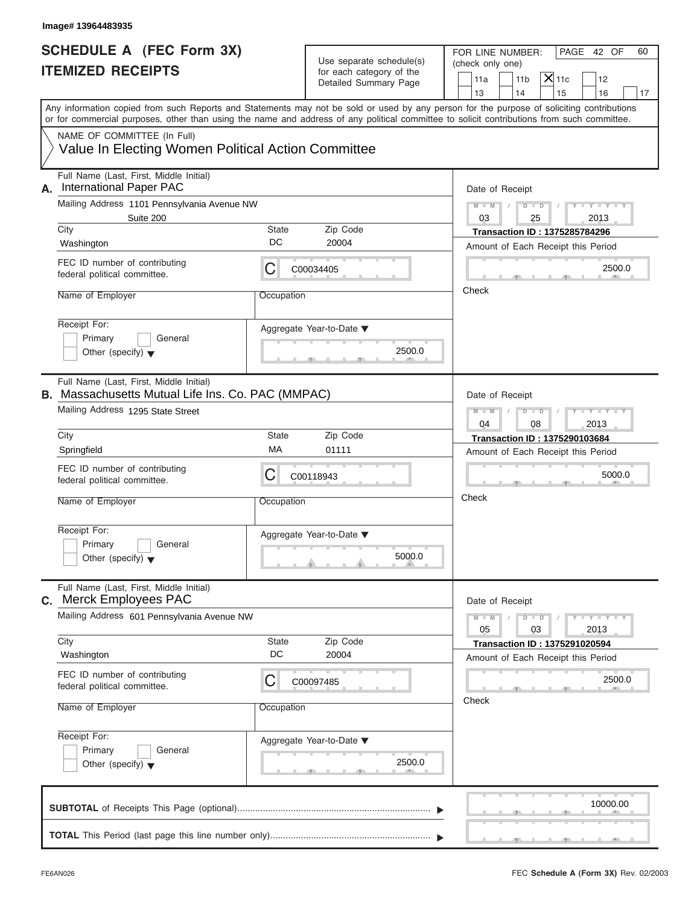Image# 13964483935

# SCHEDULE A (FEC Form 3X)
# ITEMIZED RECEIPTS

Use separate schedule(s) for each category of the Detailed Summary Page

FOR LINE NUMBER: (check only one)

11a | 11b | **X** 11c | 12 | 13 | 14 | 15 | 16 | 17

Any information copied from such Reports and Statements may not be sold or used by any person for the purpose of soliciting contributions or for commercial purposes, other than using the name and address of any political committee to solicit contributions from such committee.

NAME OF COMMITTEE (In Full)
Value In Electing Women Political Action Committee

---

**A.** Full Name (Last, First, Middle Initial): International Paper PAC

Mailing Address: 1101 Pennsylvania Avenue NW, Suite 200

City: Washington | State: DC | Zip Code: 20004

FEC ID number of contributing federal political committee: C C00034405

Name of Employer:

Occupation:

Receipt For: Primary / General / Other (specify)

Aggregate Year-to-Date: 2500.0

Date of Receipt: 03 / 25 / 2013

Transaction ID : 1375285784296

Amount of Each Receipt this Period: 2500.0

Check

---

**B.** Full Name (Last, First, Middle Initial): Massachusetts Mutual Life Ins. Co. PAC (MMPAC)

Mailing Address: 1295 State Street

City: Springfield | State: MA | Zip Code: 01111

FEC ID number of contributing federal political committee: C C00118943

Name of Employer:

Occupation:

Receipt For: Primary / General / Other (specify)

Aggregate Year-to-Date: 5000.0

Date of Receipt: 04 / 08 / 2013

Transaction ID : 1375290103684

Amount of Each Receipt this Period: 5000.0

Check

---

**C.** Full Name (Last, First, Middle Initial): Merck Employees PAC

Mailing Address: 601 Pennsylvania Avenue NW

City: Washington | State: DC | Zip Code: 20004

FEC ID number of contributing federal political committee: C C00097485

Name of Employer:

Occupation:

Receipt For: Primary / General / Other (specify)

Aggregate Year-to-Date: 2500.0

Date of Receipt: 05 / 03 / 2013

Transaction ID : 1375291020594

Amount of Each Receipt this Period: 2500.0

Check

---

**SUBTOTAL** of Receipts This Page (optional): 10000.00

**TOTAL** This Period (last page this line number only):

FE6AN026

FEC **Schedule A** (Form 3X) Rev. 02/2003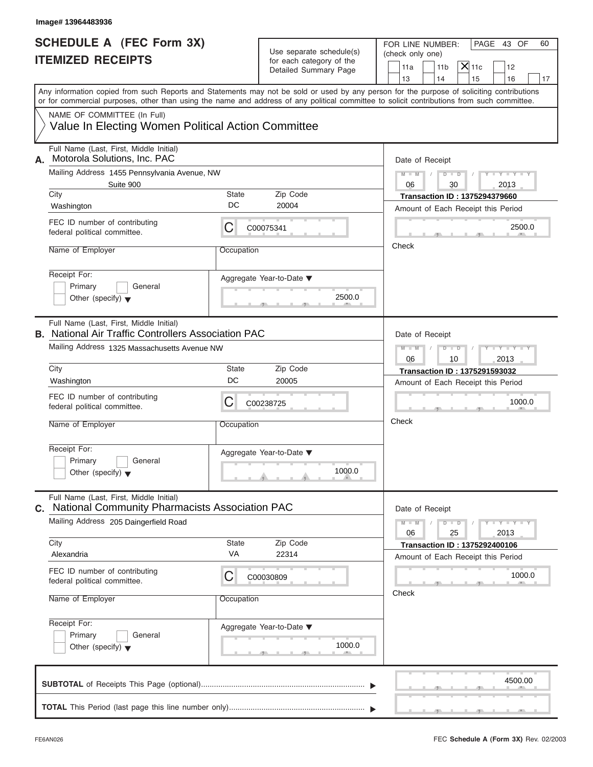Image# 13964483936

# SCHEDULE A (FEC Form 3X)
## ITEMIZED RECEIPTS

Use separate schedule(s) for each category of the Detailed Summary Page

FOR LINE NUMBER: (check only one)

11a | 11b | **X** 11c | 12
13 | 14 | 15 | 16 | 17

PAGE 43 OF 60

Any information copied from such Reports and Statements may not be sold or used by any person for the purpose of soliciting contributions or for commercial purposes, other than using the name and address of any political committee to solicit contributions from such committee.

NAME OF COMMITTEE (In Full)
Value In Electing Women Political Action Committee

---

**A.** Full Name (Last, First, Middle Initial): Motorola Solutions, Inc. PAC

Mailing Address: 1455 Pennsylvania Avenue, NW, Suite 900

City: Washington | State: DC | Zip Code: 20004

FEC ID number of contributing federal political committee: C C00075341

Name of Employer: | Occupation:

Receipt For: Primary / General / Other (specify)

Date of Receipt: 06 / 30 / 2013

Transaction ID : 1375294379660

Amount of Each Receipt this Period: 2500.0

Check

Aggregate Year-to-Date: 2500.0

---

**B.** Full Name (Last, First, Middle Initial): National Air Traffic Controllers Association PAC

Mailing Address: 1325 Massachusetts Avenue NW

City: Washington | State: DC | Zip Code: 20005

FEC ID number of contributing federal political committee: C C00238725

Name of Employer: | Occupation:

Receipt For: Primary / General / Other (specify)

Date of Receipt: 06 / 10 / 2013

Transaction ID : 1375291593032

Amount of Each Receipt this Period: 1000.0

Check

Aggregate Year-to-Date: 1000.0

---

**C.** Full Name (Last, First, Middle Initial): National Community Pharmacists Association PAC

Mailing Address: 205 Daingerfield Road

City: Alexandria | State: VA | Zip Code: 22314

FEC ID number of contributing federal political committee: C C00030809

Name of Employer: | Occupation:

Receipt For: Primary / General / Other (specify)

Date of Receipt: 06 / 25 / 2013

Transaction ID : 1375292400106

Amount of Each Receipt this Period: 1000.0

Check

Aggregate Year-to-Date: 1000.0

---

**SUBTOTAL** of Receipts This Page (optional): 4500.00

**TOTAL** This Period (last page this line number only):

FE6AN026 | FEC **Schedule A** (Form 3X) Rev. 02/2003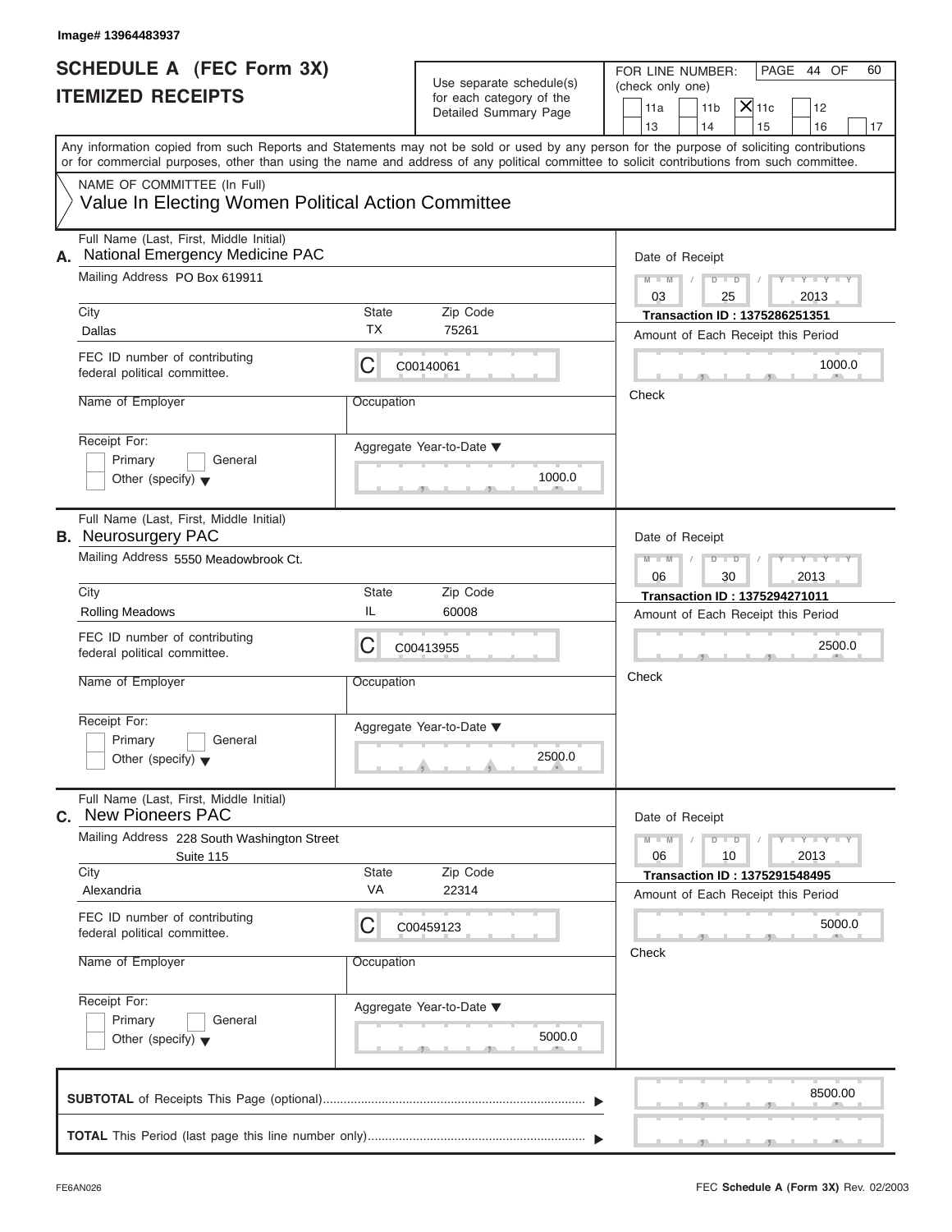Image# 13964483937

# SCHEDULE A (FEC Form 3X)
## ITEMIZED RECEIPTS

Use separate schedule(s) for each category of the Detailed Summary Page

FOR LINE NUMBER: (check only one)

☐ 11a ☐ 11b ☒ 11c ☐ 12
☐ 13 ☐ 14 ☐ 15 ☐ 16 ☐ 17

PAGE 44 OF 60

Any information copied from such Reports and Statements may not be sold or used by any person for the purpose of soliciting contributions or for commercial purposes, other than using the name and address of any political committee to solicit contributions from such committee.

NAME OF COMMITTEE (In Full)
Value In Electing Women Political Action Committee

---

**A.** Full Name (Last, First, Middle Initial): National Emergency Medicine PAC

Mailing Address: PO Box 619911

City: Dallas | State: TX | Zip Code: 75261

FEC ID number of contributing federal political committee: C C00140061

Name of Employer:

Occupation:

Receipt For: ☐ Primary ☐ General ☐ Other (specify)

Aggregate Year-to-Date: 1000.0

Date of Receipt: 03 / 25 / 2013

Transaction ID : 1375286251351

Amount of Each Receipt this Period: 1000.0

Check

---

**B.** Full Name (Last, First, Middle Initial): Neurosurgery PAC

Mailing Address: 5550 Meadowbrook Ct.

City: Rolling Meadows | State: IL | Zip Code: 60008

FEC ID number of contributing federal political committee: C C00413955

Name of Employer:

Occupation:

Receipt For: ☐ Primary ☐ General ☐ Other (specify)

Aggregate Year-to-Date: 2500.0

Date of Receipt: 06 / 30 / 2013

Transaction ID : 1375294271011

Amount of Each Receipt this Period: 2500.0

Check

---

**C.** Full Name (Last, First, Middle Initial): New Pioneers PAC

Mailing Address: 228 South Washington Street, Suite 115

City: Alexandria | State: VA | Zip Code: 22314

FEC ID number of contributing federal political committee: C C00459123

Name of Employer:

Occupation:

Receipt For: ☐ Primary ☐ General ☐ Other (specify)

Aggregate Year-to-Date: 5000.0

Date of Receipt: 06 / 10 / 2013

Transaction ID : 1375291548495

Amount of Each Receipt this Period: 5000.0

Check

---

**SUBTOTAL** of Receipts This Page (optional): 8500.00

**TOTAL** This Period (last page this line number only):

FE6AN026

FEC **Schedule A (Form 3X)** Rev. 02/2003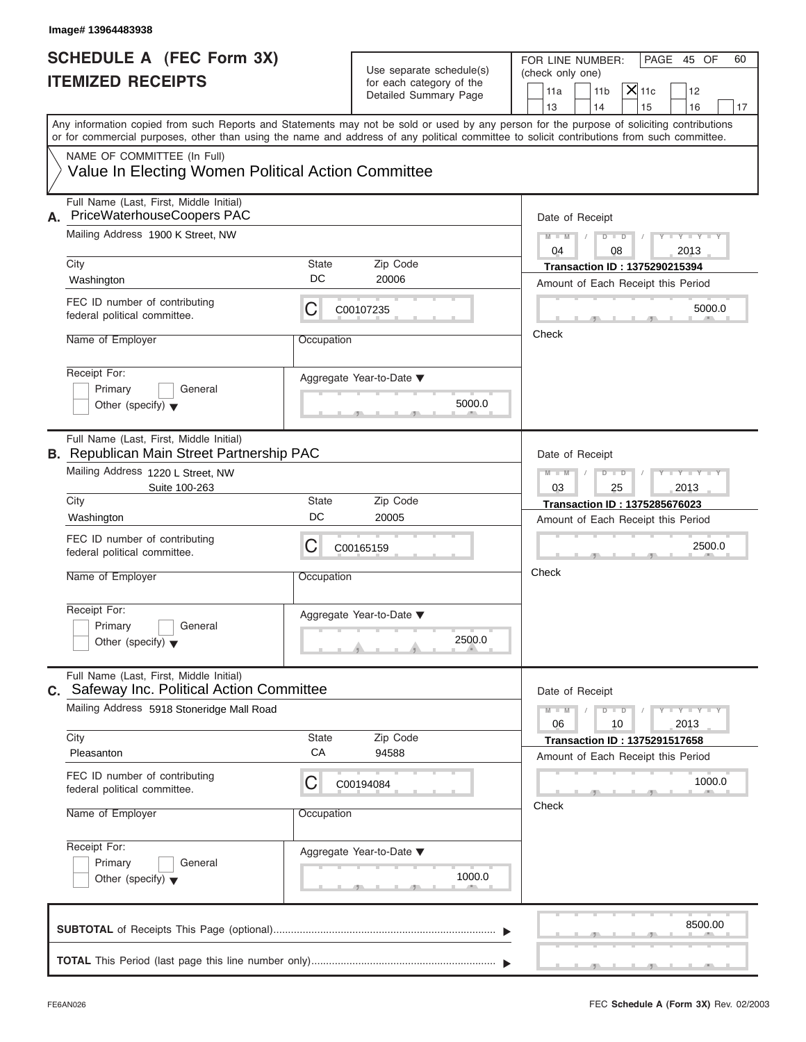Image# 13964483938

# SCHEDULE A (FEC Form 3X)
# ITEMIZED RECEIPTS

Use separate schedule(s) for each category of the Detailed Summary Page

FOR LINE NUMBER: (check only one)

11a | 11b | **X** 11c | 12
13 | 14 | 15 | 16 | 17

Any information copied from such Reports and Statements may not be sold or used by any person for the purpose of soliciting contributions or for commercial purposes, other than using the name and address of any political committee to solicit contributions from such committee.

NAME OF COMMITTEE (In Full)
Value In Electing Women Political Action Committee

---

**A.** Full Name (Last, First, Middle Initial): PriceWaterhouseCoopers PAC

Mailing Address: 1900 K Street, NW

City: Washington | State: DC | Zip Code: 20006

FEC ID number of contributing federal political committee: C C00107235

Name of Employer:

Occupation:

Receipt For: Primary / General / Other (specify)

Aggregate Year-to-Date: 5000.0

Date of Receipt: 04 / 08 / 2013

Transaction ID : 1375290215394

Amount of Each Receipt this Period: 5000.0

Check

---

**B.** Full Name (Last, First, Middle Initial): Republican Main Street Partnership PAC

Mailing Address: 1220 L Street, NW
Suite 100-263

City: Washington | State: DC | Zip Code: 20005

FEC ID number of contributing federal political committee: C C00165159

Name of Employer:

Occupation:

Receipt For: Primary / General / Other (specify)

Aggregate Year-to-Date: 2500.0

Date of Receipt: 03 / 25 / 2013

Transaction ID : 1375285676023

Amount of Each Receipt this Period: 2500.0

Check

---

**C.** Full Name (Last, First, Middle Initial): Safeway Inc. Political Action Committee

Mailing Address: 5918 Stoneridge Mall Road

City: Pleasanton | State: CA | Zip Code: 94588

FEC ID number of contributing federal political committee: C C00194084

Name of Employer:

Occupation:

Receipt For: Primary / General / Other (specify)

Aggregate Year-to-Date: 1000.0

Date of Receipt: 06 / 10 / 2013

Transaction ID : 1375291517658

Amount of Each Receipt this Period: 1000.0

Check

---

**SUBTOTAL** of Receipts This Page (optional): 8500.00

**TOTAL** This Period (last page this line number only):

FE6AN026

FEC **Schedule A** (Form 3X) Rev. 02/2003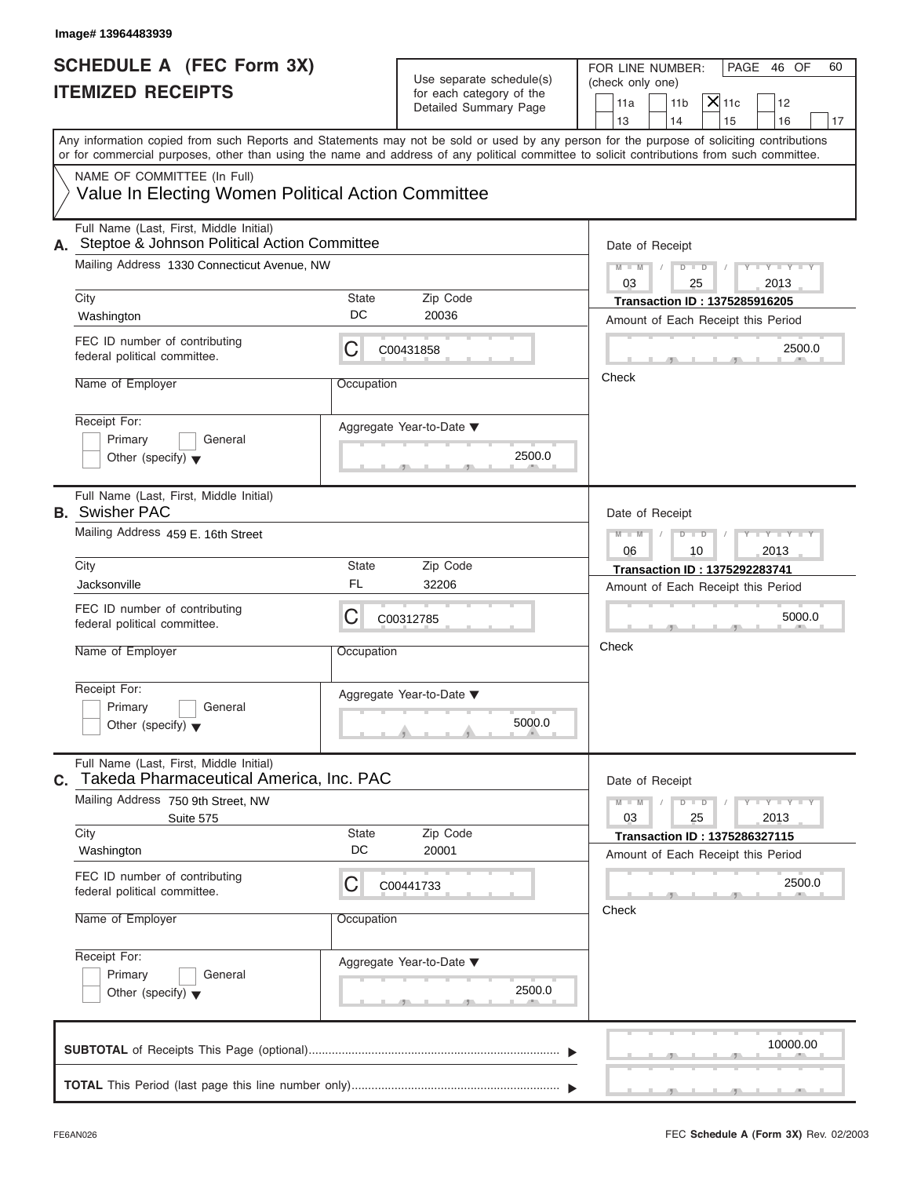Image# 13964483939

# SCHEDULE A (FEC Form 3X)
# ITEMIZED RECEIPTS

Use separate schedule(s) for each category of the Detailed Summary Page

FOR LINE NUMBER: (check only one)

11a | 11b | X 11c | 12
13 | 14 | 15 | 16 | 17

Any information copied from such Reports and Statements may not be sold or used by any person for the purpose of soliciting contributions or for commercial purposes, other than using the name and address of any political committee to solicit contributions from such committee.

NAME OF COMMITTEE (In Full)
Value In Electing Women Political Action Committee

---

**A.** Full Name (Last, First, Middle Initial): Steptoe & Johnson Political Action Committee

Mailing Address: 1330 Connecticut Avenue, NW

| City | State | Zip Code |
|---|---|---|
| Washington | DC | 20036 |

FEC ID number of contributing federal political committee: C C00431858

Name of Employer:

Occupation:

Receipt For: Primary / General / Other (specify)

Aggregate Year-to-Date: 2500.0

Date of Receipt: 03 / 25 / 2013

Transaction ID : 1375285916205

Amount of Each Receipt this Period: 2500.0

Check

---

**B.** Full Name (Last, First, Middle Initial): Swisher PAC

Mailing Address: 459 E. 16th Street

| City | State | Zip Code |
|---|---|---|
| Jacksonville | FL | 32206 |

FEC ID number of contributing federal political committee: C C00312785

Name of Employer:

Occupation:

Receipt For: Primary / General / Other (specify)

Aggregate Year-to-Date: 5000.0

Date of Receipt: 06 / 10 / 2013

Transaction ID : 1375292283741

Amount of Each Receipt this Period: 5000.0

Check

---

**C.** Full Name (Last, First, Middle Initial): Takeda Pharmaceutical America, Inc. PAC

Mailing Address: 750 9th Street, NW
Suite 575

| City | State | Zip Code |
|---|---|---|
| Washington | DC | 20001 |

FEC ID number of contributing federal political committee: C C00441733

Name of Employer:

Occupation:

Receipt For: Primary / General / Other (specify)

Aggregate Year-to-Date: 2500.0

Date of Receipt: 03 / 25 / 2013

Transaction ID : 1375286327115

Amount of Each Receipt this Period: 2500.0

Check

---

**SUBTOTAL** of Receipts This Page (optional): 10000.00

**TOTAL** This Period (last page this line number only):

FE6AN026

FEC Schedule A (Form 3X) Rev. 02/2003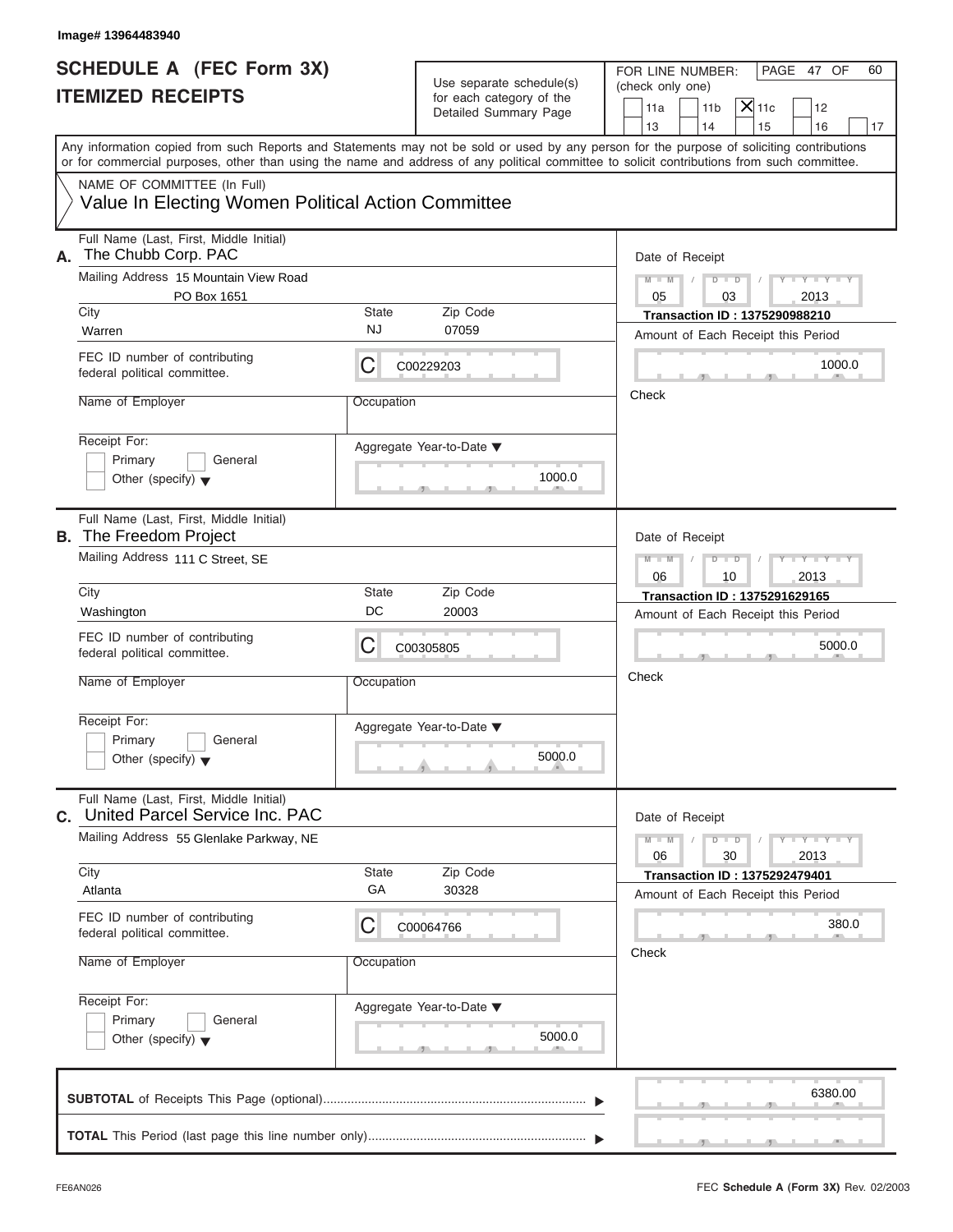Image# 13964483940

# SCHEDULE A (FEC Form 3X)
# ITEMIZED RECEIPTS

Use separate schedule(s) for each category of the Detailed Summary Page

FOR LINE NUMBER: (check only one)

11a | 11b | [X] 11c | 12 | 13 | 14 | 15 | 16 | 17

PAGE 47 OF 60

Any information copied from such Reports and Statements may not be sold or used by any person for the purpose of soliciting contributions or for commercial purposes, other than using the name and address of any political committee to solicit contributions from such committee.

NAME OF COMMITTEE (In Full)
Value In Electing Women Political Action Committee

---

**A.** Full Name (Last, First, Middle Initial): The Chubb Corp. PAC

Mailing Address: 15 Mountain View Road, PO Box 1651

City: Warren | State: NJ | Zip Code: 07059

FEC ID number of contributing federal political committee: C C00229203

Name of Employer: | Occupation:

Receipt For: Primary | General | Other (specify)

Aggregate Year-to-Date: 1000.0

Date of Receipt: 05 / 03 / 2013

Transaction ID : 1375290988210

Amount of Each Receipt this Period: 1000.0

Check

---

**B.** Full Name (Last, First, Middle Initial): The Freedom Project

Mailing Address: 111 C Street, SE

City: Washington | State: DC | Zip Code: 20003

FEC ID number of contributing federal political committee: C C00305805

Name of Employer: | Occupation:

Receipt For: Primary | General | Other (specify)

Aggregate Year-to-Date: 5000.0

Date of Receipt: 06 / 10 / 2013

Transaction ID : 1375291629165

Amount of Each Receipt this Period: 5000.0

Check

---

**C.** Full Name (Last, First, Middle Initial): United Parcel Service Inc. PAC

Mailing Address: 55 Glenlake Parkway, NE

City: Atlanta | State: GA | Zip Code: 30328

FEC ID number of contributing federal political committee: C C00064766

Name of Employer: | Occupation:

Receipt For: Primary | General | Other (specify)

Aggregate Year-to-Date: 5000.0

Date of Receipt: 06 / 30 / 2013

Transaction ID : 1375292479401

Amount of Each Receipt this Period: 380.0

Check

---

**SUBTOTAL** of Receipts This Page (optional): 6380.00

**TOTAL** This Period (last page this line number only):

FE6AN026 | FEC Schedule A (Form 3X) Rev. 02/2003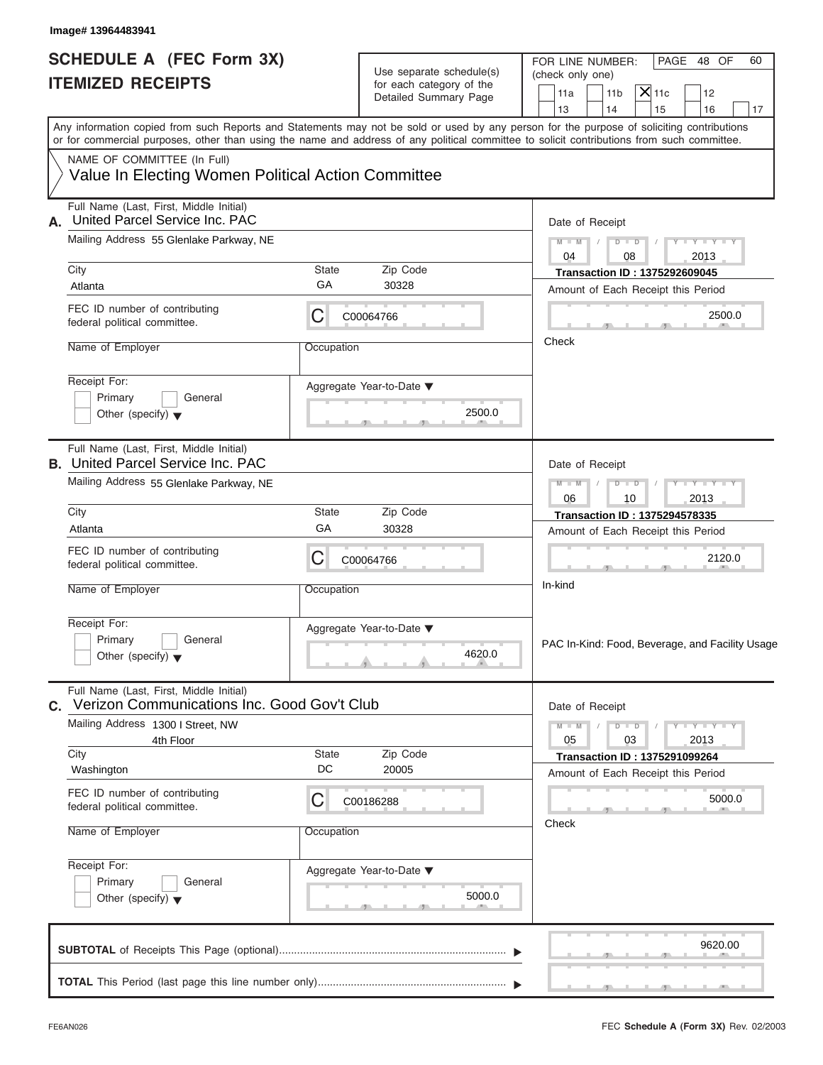Image# 13964483941

# SCHEDULE A (FEC Form 3X)
## ITEMIZED RECEIPTS

Use separate schedule(s) for each category of the Detailed Summary Page

FOR LINE NUMBER: (check only one)

11a | 11b | **X** 11c | 12 | 13 | 14 | 15 | 16 | 17

PAGE 48 OF 60

Any information copied from such Reports and Statements may not be sold or used by any person for the purpose of soliciting contributions or for commercial purposes, other than using the name and address of any political committee to solicit contributions from such committee.

NAME OF COMMITTEE (In Full)
Value In Electing Women Political Action Committee

---

**A.** Full Name (Last, First, Middle Initial): United Parcel Service Inc. PAC

Mailing Address: 55 Glenlake Parkway, NE

City: Atlanta | State: GA | Zip Code: 30328

FEC ID number of contributing federal political committee: C C00064766

Name of Employer: | Occupation:

Receipt For: Primary / General / Other (specify)

Date of Receipt: 04 / 08 / 2013

Transaction ID : 1375292609045

Amount of Each Receipt this Period: 2500.0

Check

Aggregate Year-to-Date: 2500.0

---

**B.** Full Name (Last, First, Middle Initial): United Parcel Service Inc. PAC

Mailing Address: 55 Glenlake Parkway, NE

City: Atlanta | State: GA | Zip Code: 30328

FEC ID number of contributing federal political committee: C C00064766

Name of Employer: | Occupation:

Receipt For: Primary / General / Other (specify)

Date of Receipt: 06 / 10 / 2013

Transaction ID : 1375294578335

Amount of Each Receipt this Period: 2120.0

In-kind

Aggregate Year-to-Date: 4620.0

PAC In-Kind: Food, Beverage, and Facility Usage

---

**C.** Full Name (Last, First, Middle Initial): Verizon Communications Inc. Good Gov't Club

Mailing Address: 1300 I Street, NW, 4th Floor

City: Washington | State: DC | Zip Code: 20005

FEC ID number of contributing federal political committee: C C00186288

Name of Employer: | Occupation:

Receipt For: Primary / General / Other (specify)

Date of Receipt: 05 / 03 / 2013

Transaction ID : 1375291099264

Amount of Each Receipt this Period: 5000.0

Check

Aggregate Year-to-Date: 5000.0

---

**SUBTOTAL** of Receipts This Page (optional): 9620.00

**TOTAL** This Period (last page this line number only):

FE6AN026 | FEC **Schedule A** (Form 3X) Rev. 02/2003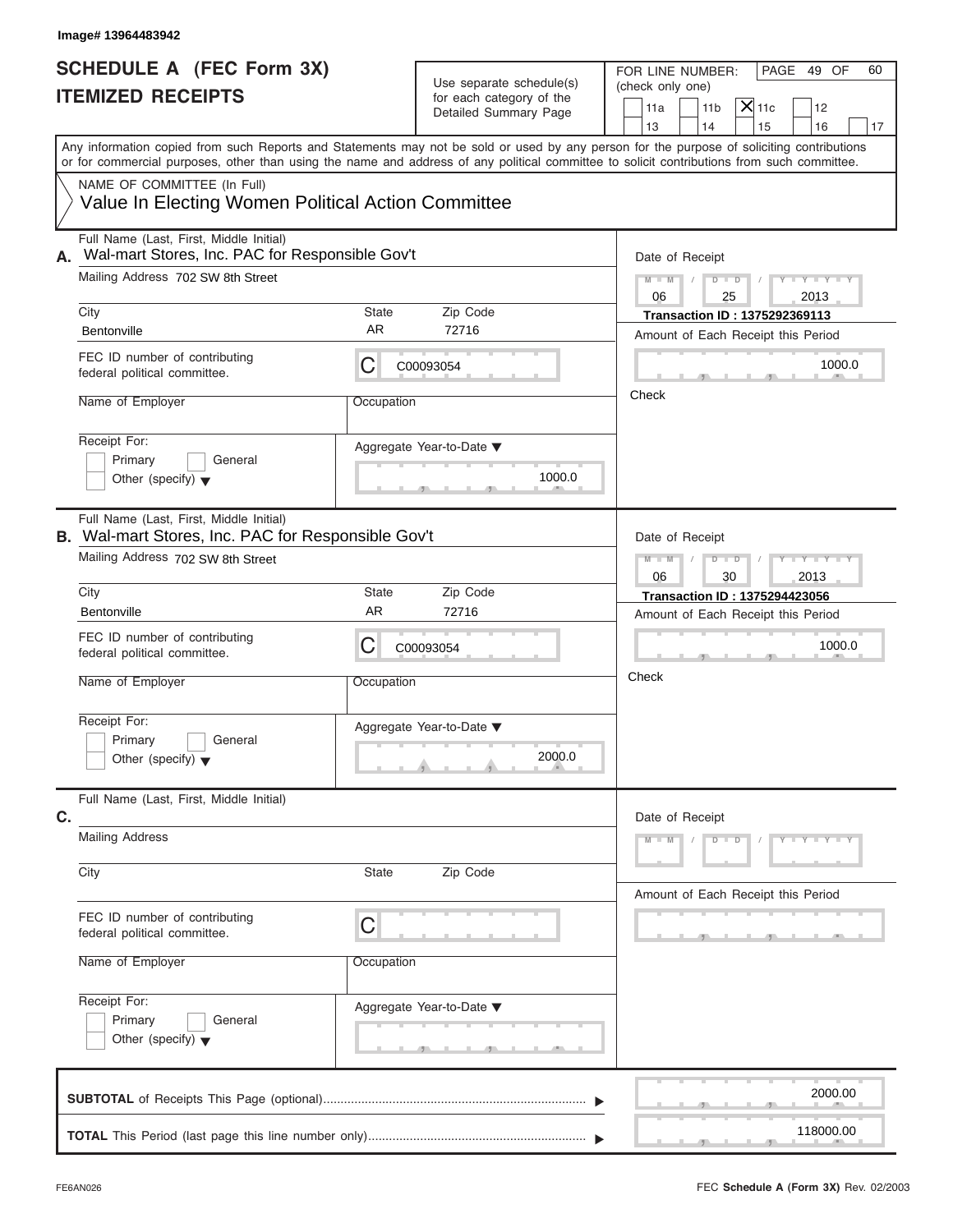Image# 13964483942

# SCHEDULE A (FEC Form 3X)
## ITEMIZED RECEIPTS

Use separate schedule(s) for each category of the Detailed Summary Page

FOR LINE NUMBER: (check only one)

PAGE 49 OF 60

11a | 11b | [X] 11c | 12 | 13 | 14 | 15 | 16 | 17

Any information copied from such Reports and Statements may not be sold or used by any person for the purpose of soliciting contributions or for commercial purposes, other than using the name and address of any political committee to solicit contributions from such committee.

NAME OF COMMITTEE (In Full)
Value In Electing Women Political Action Committee

---

**A.** Full Name (Last, First, Middle Initial): Wal-mart Stores, Inc. PAC for Responsible Gov't

Mailing Address: 702 SW 8th Street

City: Bentonville | State: AR | Zip Code: 72716

FEC ID number of contributing federal political committee: C00093054

Name of Employer:

Occupation:

Receipt For: Primary / General / Other (specify)

Aggregate Year-to-Date: 1000.0

Date of Receipt: 06 / 25 / 2013

Transaction ID : 1375292369113

Amount of Each Receipt this Period: 1000.0

Check

---

**B.** Full Name (Last, First, Middle Initial): Wal-mart Stores, Inc. PAC for Responsible Gov't

Mailing Address: 702 SW 8th Street

City: Bentonville | State: AR | Zip Code: 72716

FEC ID number of contributing federal political committee: C00093054

Name of Employer:

Occupation:

Receipt For: Primary / General / Other (specify)

Aggregate Year-to-Date: 2000.0

Date of Receipt: 06 / 30 / 2013

Transaction ID : 1375294423056

Amount of Each Receipt this Period: 1000.0

Check

---

**C.** Full Name (Last, First, Middle Initial):

Mailing Address:

City: | State: | Zip Code:

FEC ID number of contributing federal political committee: C

Name of Employer:

Occupation:

Receipt For: Primary / General / Other (specify)

Aggregate Year-to-Date:

Date of Receipt:

Amount of Each Receipt this Period:

---

**SUBTOTAL** of Receipts This Page (optional): 2000.00

**TOTAL** This Period (last page this line number only): 118000.00

FE6AN026

FEC **Schedule A** (Form 3X) Rev. 02/2003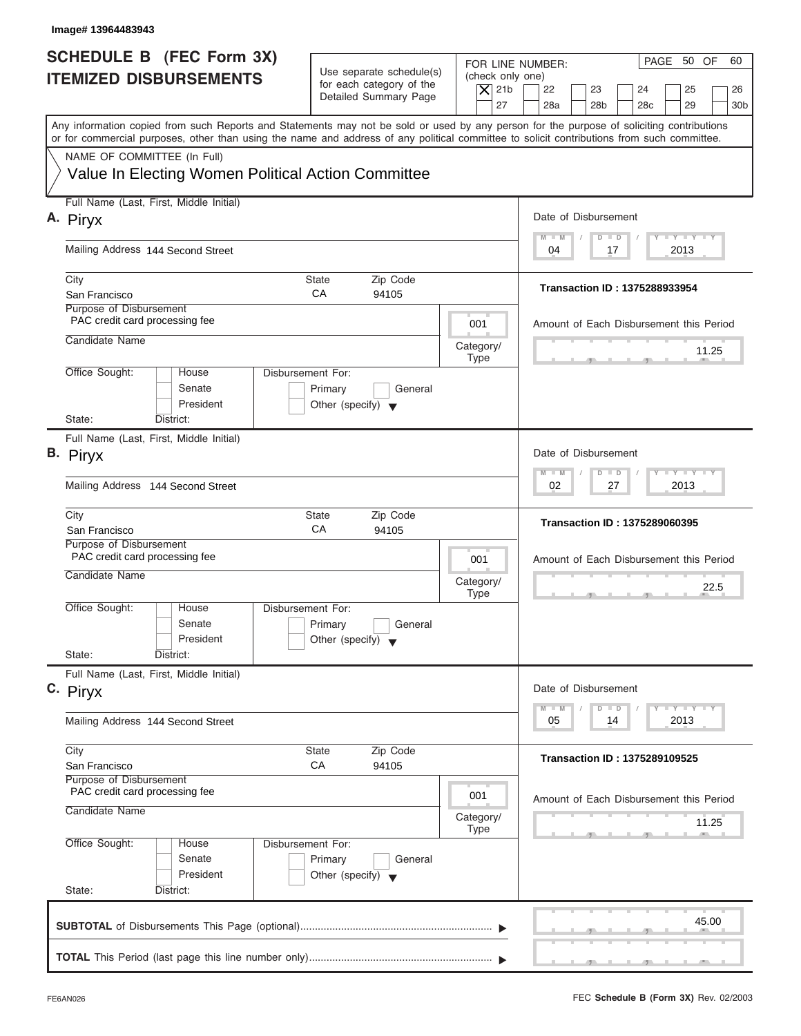Image# 13964483943

# SCHEDULE B (FEC Form 3X)
# ITEMIZED DISBURSEMENTS

Use separate schedule(s) for each category of the Detailed Summary Page

FOR LINE NUMBER: (check only one)
[X] 21b [ ] 22 [ ] 23 [ ] 24 [ ] 25 [ ] 26 [ ] 27 [ ] 28a [ ] 28b [ ] 28c [ ] 29 [ ] 30b

PAGE 50 OF 60

Any information copied from such Reports and Statements may not be sold or used by any person for the purpose of soliciting contributions or for commercial purposes, other than using the name and address of any political committee to solicit contributions from such committee.

NAME OF COMMITTEE (In Full)
Value In Electing Women Political Action Committee

---

**A.** Full Name (Last, First, Middle Initial): Piryx

Mailing Address: 144 Second Street

City: San Francisco | State: CA | Zip Code: 94105

Purpose of Disbursement: PAC credit card processing fee

Category/Type: 001

Candidate Name:

Office Sought: [ ] House [ ] Senate [ ] President
State: District:

Disbursement For: [ ] Primary [ ] General [ ] Other (specify)

Date of Disbursement: 04 / 17 / 2013

Transaction ID : 1375288933954

Amount of Each Disbursement this Period: 11.25

---

**B.** Full Name (Last, First, Middle Initial): Piryx

Mailing Address: 144 Second Street

City: San Francisco | State: CA | Zip Code: 94105

Purpose of Disbursement: PAC credit card processing fee

Category/Type: 001

Candidate Name:

Office Sought: [ ] House [ ] Senate [ ] President
State: District:

Disbursement For: [ ] Primary [ ] General [ ] Other (specify)

Date of Disbursement: 02 / 27 / 2013

Transaction ID : 1375289060395

Amount of Each Disbursement this Period: 22.5

---

**C.** Full Name (Last, First, Middle Initial): Piryx

Mailing Address: 144 Second Street

City: San Francisco | State: CA | Zip Code: 94105

Purpose of Disbursement: PAC credit card processing fee

Category/Type: 001

Candidate Name:

Office Sought: [ ] House [ ] Senate [ ] President
State: District:

Disbursement For: [ ] Primary [ ] General [ ] Other (specify)

Date of Disbursement: 05 / 14 / 2013

Transaction ID : 1375289109525

Amount of Each Disbursement this Period: 11.25

---

**SUBTOTAL** of Disbursements This Page (optional) ........ 45.00

**TOTAL** This Period (last page this line number only) ........

FE6AN026

FEC **Schedule B (Form 3X)** Rev. 02/2003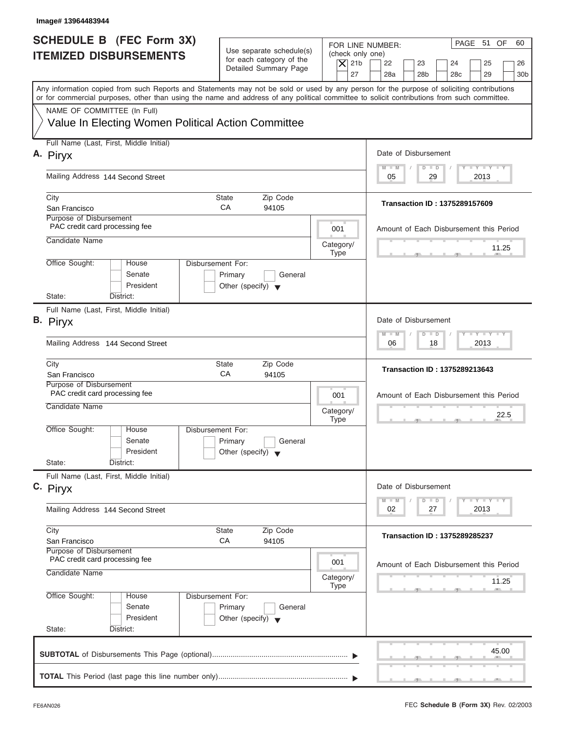Image# 13964483944

# SCHEDULE B (FEC Form 3X)
## ITEMIZED DISBURSEMENTS

Use separate schedule(s) for each category of the Detailed Summary Page

FOR LINE NUMBER: (check only one)

[X] 21b [ ] 22 [ ] 23 [ ] 24 [ ] 25 [ ] 26 [ ] 27 [ ] 28a [ ] 28b [ ] 28c [ ] 29 [ ] 30b

PAGE 51 OF 60

Any information copied from such Reports and Statements may not be sold or used by any person for the purpose of soliciting contributions or for commercial purposes, other than using the name and address of any political committee to solicit contributions from such committee.

NAME OF COMMITTEE (In Full)
Value In Electing Women Political Action Committee

---

**A.** Full Name (Last, First, Middle Initial): Piryx

Mailing Address: 144 Second Street

City: San Francisco | State: CA | Zip Code: 94105

Purpose of Disbursement: PAC credit card processing fee

Category/Type: 001

Candidate Name:

Office Sought: [ ] House [ ] Senate [ ] President

State: District:

Disbursement For: [ ] Primary [ ] General [ ] Other (specify)

Date of Disbursement: 05 / 29 / 2013

Transaction ID : 1375289157609

Amount of Each Disbursement this Period: 11.25

---

**B.** Full Name (Last, First, Middle Initial): Piryx

Mailing Address: 144 Second Street

City: San Francisco | State: CA | Zip Code: 94105

Purpose of Disbursement: PAC credit card processing fee

Category/Type: 001

Candidate Name:

Office Sought: [ ] House [ ] Senate [ ] President

State: District:

Disbursement For: [ ] Primary [ ] General [ ] Other (specify)

Date of Disbursement: 06 / 18 / 2013

Transaction ID : 1375289213643

Amount of Each Disbursement this Period: 22.5

---

**C.** Full Name (Last, First, Middle Initial): Piryx

Mailing Address: 144 Second Street

City: San Francisco | State: CA | Zip Code: 94105

Purpose of Disbursement: PAC credit card processing fee

Category/Type: 001

Candidate Name:

Office Sought: [ ] House [ ] Senate [ ] President

State: District:

Disbursement For: [ ] Primary [ ] General [ ] Other (specify)

Date of Disbursement: 02 / 27 / 2013

Transaction ID : 1375289285237

Amount of Each Disbursement this Period: 11.25

---

**SUBTOTAL** of Disbursements This Page (optional): 45.00

**TOTAL** This Period (last page this line number only):

FE6AN026 — FEC **Schedule B (Form 3X)** Rev. 02/2003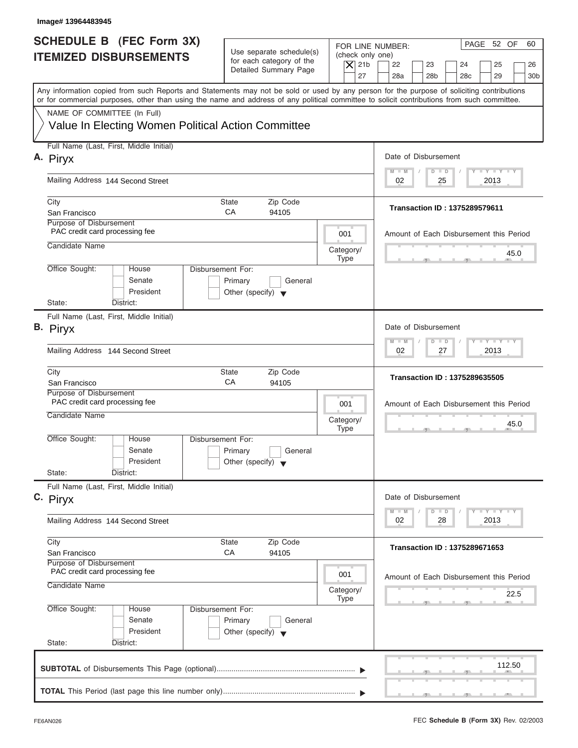Image# 13964483945

# SCHEDULE B (FEC Form 3X) ITEMIZED DISBURSEMENTS

Use separate schedule(s) for each category of the Detailed Summary Page

FOR LINE NUMBER: (check only one)

[X] 21b [ ] 22 [ ] 23 [ ] 24 [ ] 25 [ ] 26 [ ] 27 [ ] 28a [ ] 28b [ ] 28c [ ] 29 [ ] 30b

PAGE 52 OF 60

Any information copied from such Reports and Statements may not be sold or used by any person for the purpose of soliciting contributions or for commercial purposes, other than using the name and address of any political committee to solicit contributions from such committee.

NAME OF COMMITTEE (In Full)

Value In Electing Women Political Action Committee

---

**A.** Full Name (Last, First, Middle Initial): Piryx

Mailing Address: 144 Second Street

City: San Francisco | State: CA | Zip Code: 94105

Purpose of Disbursement: PAC credit card processing fee

Category/Type: 001

Candidate Name:

Office Sought: [ ] House [ ] Senate [ ] President

State: District:

Disbursement For: [ ] Primary [ ] General [ ] Other (specify)

Date of Disbursement: 02/25/2013

Transaction ID : 1375289579611

Amount of Each Disbursement this Period: 45.0

---

**B.** Full Name (Last, First, Middle Initial): Piryx

Mailing Address: 144 Second Street

City: San Francisco | State: CA | Zip Code: 94105

Purpose of Disbursement: PAC credit card processing fee

Category/Type: 001

Candidate Name:

Office Sought: [ ] House [ ] Senate [ ] President

State: District:

Disbursement For: [ ] Primary [ ] General [ ] Other (specify)

Date of Disbursement: 02/27/2013

Transaction ID : 1375289635505

Amount of Each Disbursement this Period: 45.0

---

**C.** Full Name (Last, First, Middle Initial): Piryx

Mailing Address: 144 Second Street

City: San Francisco | State: CA | Zip Code: 94105

Purpose of Disbursement: PAC credit card processing fee

Category/Type: 001

Candidate Name:

Office Sought: [ ] House [ ] Senate [ ] President

State: District:

Disbursement For: [ ] Primary [ ] General [ ] Other (specify)

Date of Disbursement: 02/28/2013

Transaction ID : 1375289671653

Amount of Each Disbursement this Period: 22.5

---

**SUBTOTAL** of Disbursements This Page (optional): 112.50

**TOTAL** This Period (last page this line number only):

FE6AN026

FEC **Schedule B (Form 3X)** Rev. 02/2003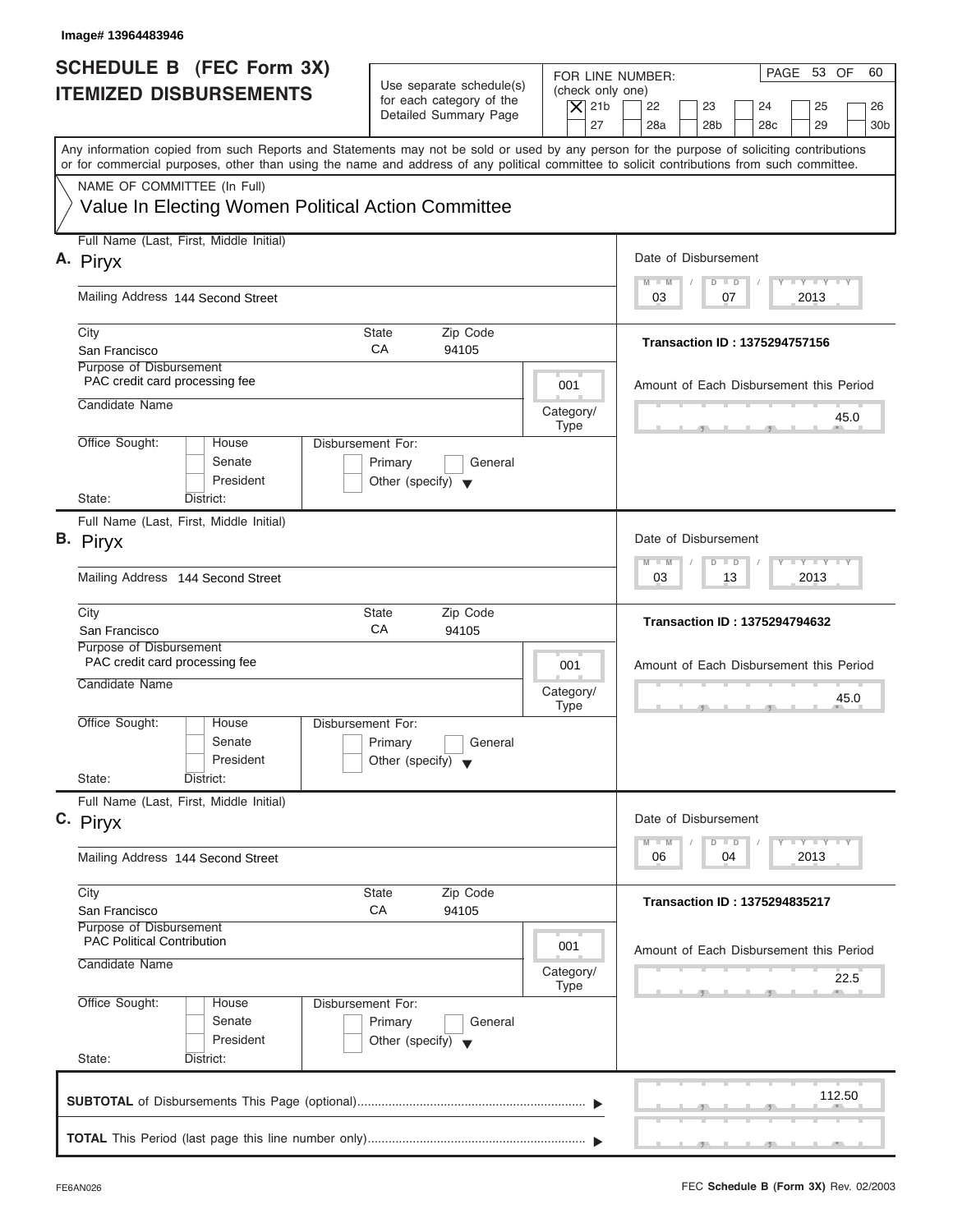Image# 13964483946

# SCHEDULE B (FEC Form 3X) ITEMIZED DISBURSEMENTS

Use separate schedule(s) for each category of the Detailed Summary Page

FOR LINE NUMBER: (check only one)

- [X] 21b
- [ ] 22
- [ ] 23
- [ ] 24
- [ ] 25
- [ ] 26
- [ ] 27
- [ ] 28a
- [ ] 28b
- [ ] 28c
- [ ] 29
- [ ] 30b

PAGE 53 OF 60

Any information copied from such Reports and Statements may not be sold or used by any person for the purpose of soliciting contributions or for commercial purposes, other than using the name and address of any political committee to solicit contributions from such committee.

NAME OF COMMITTEE (In Full)

Value In Electing Women Political Action Committee

---

**A.** Full Name (Last, First, Middle Initial): Piryx

Mailing Address: 144 Second Street

City: San Francisco | State: CA | Zip Code: 94105

Purpose of Disbursement: PAC credit card processing fee

Category/Type: 001

Candidate Name:

Office Sought: [ ] House [ ] Senate [ ] President

State: District:

Disbursement For: [ ] Primary [ ] General [ ] Other (specify)

Date of Disbursement: 03 / 07 / 2013

Transaction ID : 1375294757156

Amount of Each Disbursement this Period: 45.0

---

**B.** Full Name (Last, First, Middle Initial): Piryx

Mailing Address: 144 Second Street

City: San Francisco | State: CA | Zip Code: 94105

Purpose of Disbursement: PAC credit card processing fee

Category/Type: 001

Candidate Name:

Office Sought: [ ] House [ ] Senate [ ] President

State: District:

Disbursement For: [ ] Primary [ ] General [ ] Other (specify)

Date of Disbursement: 03 / 13 / 2013

Transaction ID : 1375294794632

Amount of Each Disbursement this Period: 45.0

---

**C.** Full Name (Last, First, Middle Initial): Piryx

Mailing Address: 144 Second Street

City: San Francisco | State: CA | Zip Code: 94105

Purpose of Disbursement: PAC Political Contribution

Category/Type: 001

Candidate Name:

Office Sought: [ ] House [ ] Senate [ ] President

State: District:

Disbursement For: [ ] Primary [ ] General [ ] Other (specify)

Date of Disbursement: 06 / 04 / 2013

Transaction ID : 1375294835217

Amount of Each Disbursement this Period: 22.5

---

**SUBTOTAL** of Disbursements This Page (optional): 112.50

**TOTAL** This Period (last page this line number only):

FE6AN026

FEC **Schedule B (Form 3X)** Rev. 02/2003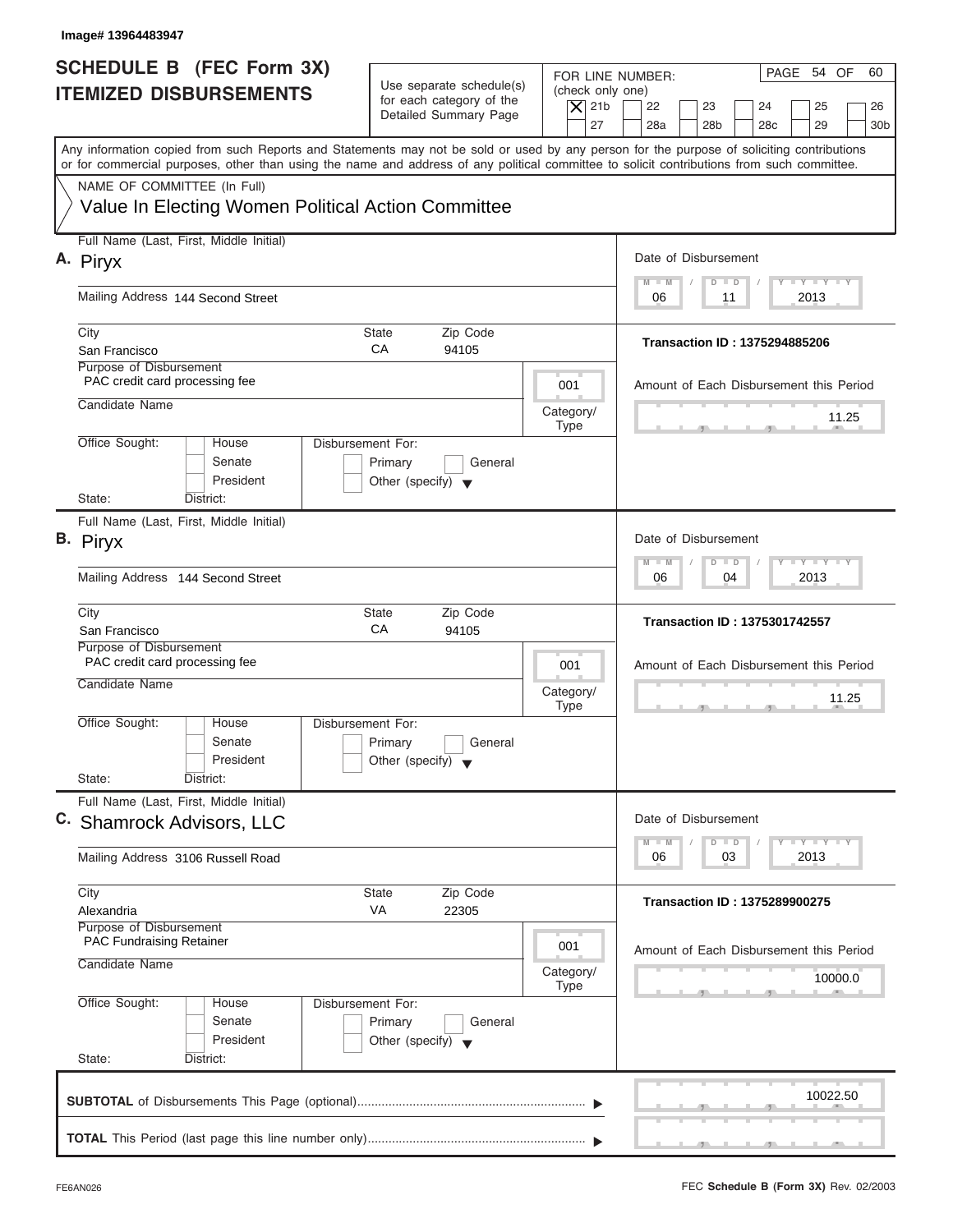Image# 13964483947

# SCHEDULE B (FEC Form 3X) ITEMIZED DISBURSEMENTS

Use separate schedule(s) for each category of the Detailed Summary Page

FOR LINE NUMBER: (check only one)

- [X] 21b
- [ ] 22
- [ ] 23
- [ ] 24
- [ ] 25
- [ ] 26
- [ ] 27
- [ ] 28a
- [ ] 28b
- [ ] 28c
- [ ] 29
- [ ] 30b

PAGE 54 OF 60

Any information copied from such Reports and Statements may not be sold or used by any person for the purpose of soliciting contributions or for commercial purposes, other than using the name and address of any political committee to solicit contributions from such committee.

NAME OF COMMITTEE (In Full)

Value In Electing Women Political Action Committee

---

**A.** Full Name (Last, First, Middle Initial): Piryx

Mailing Address: 144 Second Street

City: San Francisco | State: CA | Zip Code: 94105

Purpose of Disbursement: PAC credit card processing fee

Category/Type: 001

Candidate Name:

Office Sought: House / Senate / President

Disbursement For: Primary / General / Other (specify)

State: District:

Date of Disbursement: 06 / 11 / 2013

Transaction ID : 1375294885206

Amount of Each Disbursement this Period: 11.25

---

**B.** Full Name (Last, First, Middle Initial): Piryx

Mailing Address: 144 Second Street

City: San Francisco | State: CA | Zip Code: 94105

Purpose of Disbursement: PAC credit card processing fee

Category/Type: 001

Candidate Name:

Office Sought: House / Senate / President

Disbursement For: Primary / General / Other (specify)

State: District:

Date of Disbursement: 06 / 04 / 2013

Transaction ID : 1375301742557

Amount of Each Disbursement this Period: 11.25

---

**C.** Full Name (Last, First, Middle Initial): Shamrock Advisors, LLC

Mailing Address: 3106 Russell Road

City: Alexandria | State: VA | Zip Code: 22305

Purpose of Disbursement: PAC Fundraising Retainer

Category/Type: 001

Candidate Name:

Office Sought: House / Senate / President

Disbursement For: Primary / General / Other (specify)

State: District:

Date of Disbursement: 06 / 03 / 2013

Transaction ID : 1375289900275

Amount of Each Disbursement this Period: 10000.0

---

**SUBTOTAL** of Disbursements This Page (optional): 10022.50

**TOTAL** This Period (last page this line number only):

FE6AN026

FEC **Schedule B (Form 3X)** Rev. 02/2003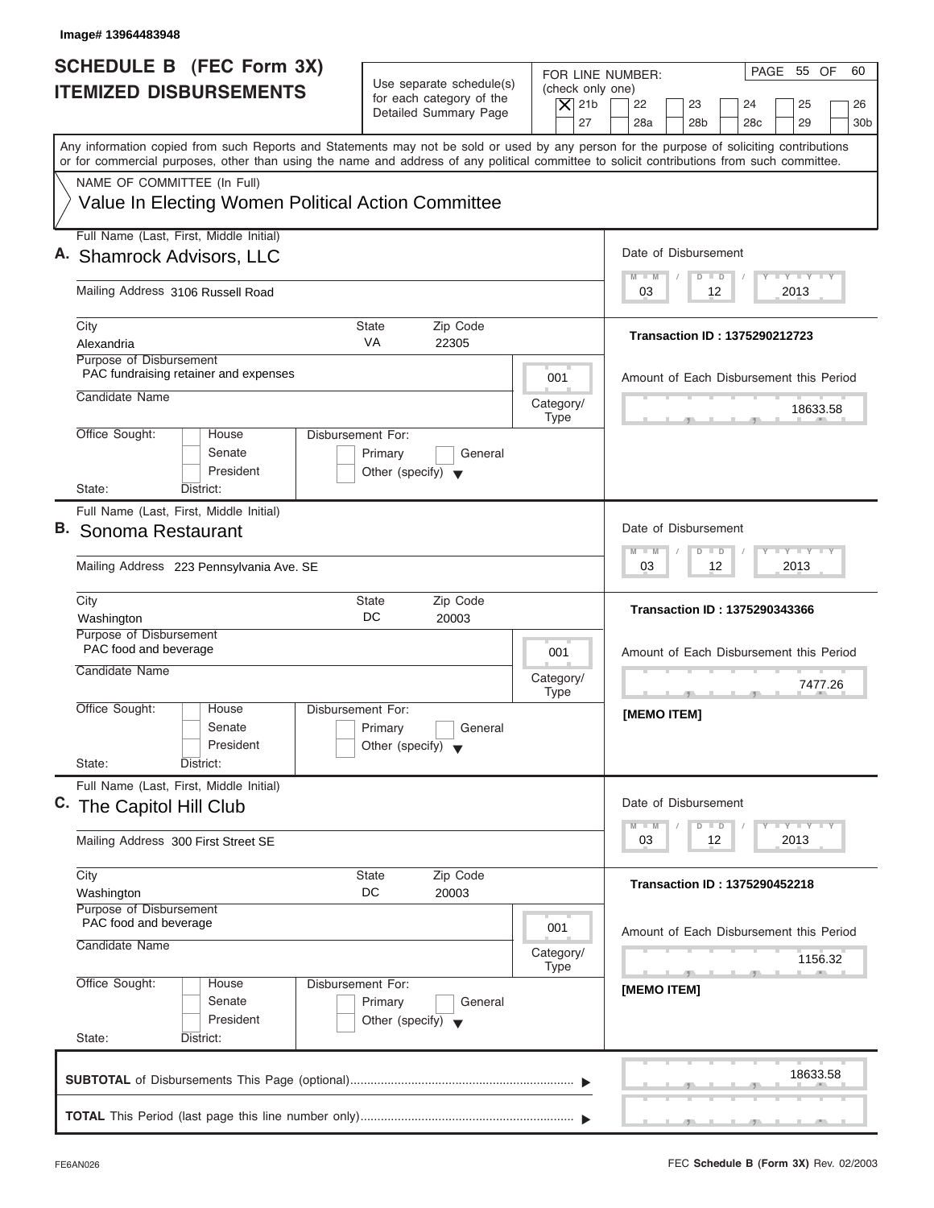Image# 13964483948

# SCHEDULE B (FEC Form 3X) ITEMIZED DISBURSEMENTS

Use separate schedule(s) for each category of the Detailed Summary Page

FOR LINE NUMBER: (check only one)

- [x] 21b
- [ ] 22
- [ ] 23
- [ ] 24
- [ ] 25
- [ ] 26
- [ ] 27
- [ ] 28a
- [ ] 28b
- [ ] 28c
- [ ] 29
- [ ] 30b

PAGE 55 OF 60

Any information copied from such Reports and Statements may not be sold or used by any person for the purpose of soliciting contributions or for commercial purposes, other than using the name and address of any political committee to solicit contributions from such committee.

NAME OF COMMITTEE (In Full)

Value In Electing Women Political Action Committee

---

**A.** Full Name (Last, First, Middle Initial): Shamrock Advisors, LLC

Mailing Address: 3106 Russell Road

City: Alexandria | State: VA | Zip Code: 22305

Purpose of Disbursement: PAC fundraising retainer and expenses

Category/Type: 001

Candidate Name:

Office Sought: House / Senate / President

Disbursement For: Primary / General / Other (specify)

State: District:

Date of Disbursement: 03 / 12 / 2013

**Transaction ID : 1375290212723**

Amount of Each Disbursement this Period: 18633.58

---

**B.** Full Name (Last, First, Middle Initial): Sonoma Restaurant

Mailing Address: 223 Pennsylvania Ave. SE

City: Washington | State: DC | Zip Code: 20003

Purpose of Disbursement: PAC food and beverage

Category/Type: 001

Candidate Name:

Office Sought: House / Senate / President

Disbursement For: Primary / General / Other (specify)

State: District:

Date of Disbursement: 03 / 12 / 2013

**Transaction ID : 1375290343366**

Amount of Each Disbursement this Period: 7477.26

**[MEMO ITEM]**

---

**C.** Full Name (Last, First, Middle Initial): The Capitol Hill Club

Mailing Address: 300 First Street SE

City: Washington | State: DC | Zip Code: 20003

Purpose of Disbursement: PAC food and beverage

Category/Type: 001

Candidate Name:

Office Sought: House / Senate / President

Disbursement For: Primary / General / Other (specify)

State: District:

Date of Disbursement: 03 / 12 / 2013

**Transaction ID : 1375290452218**

Amount of Each Disbursement this Period: 1156.32

**[MEMO ITEM]**

---

**SUBTOTAL** of Disbursements This Page (optional): 18633.58

**TOTAL** This Period (last page this line number only):

FE6AN026

FEC **Schedule B (Form 3X)** Rev. 02/2003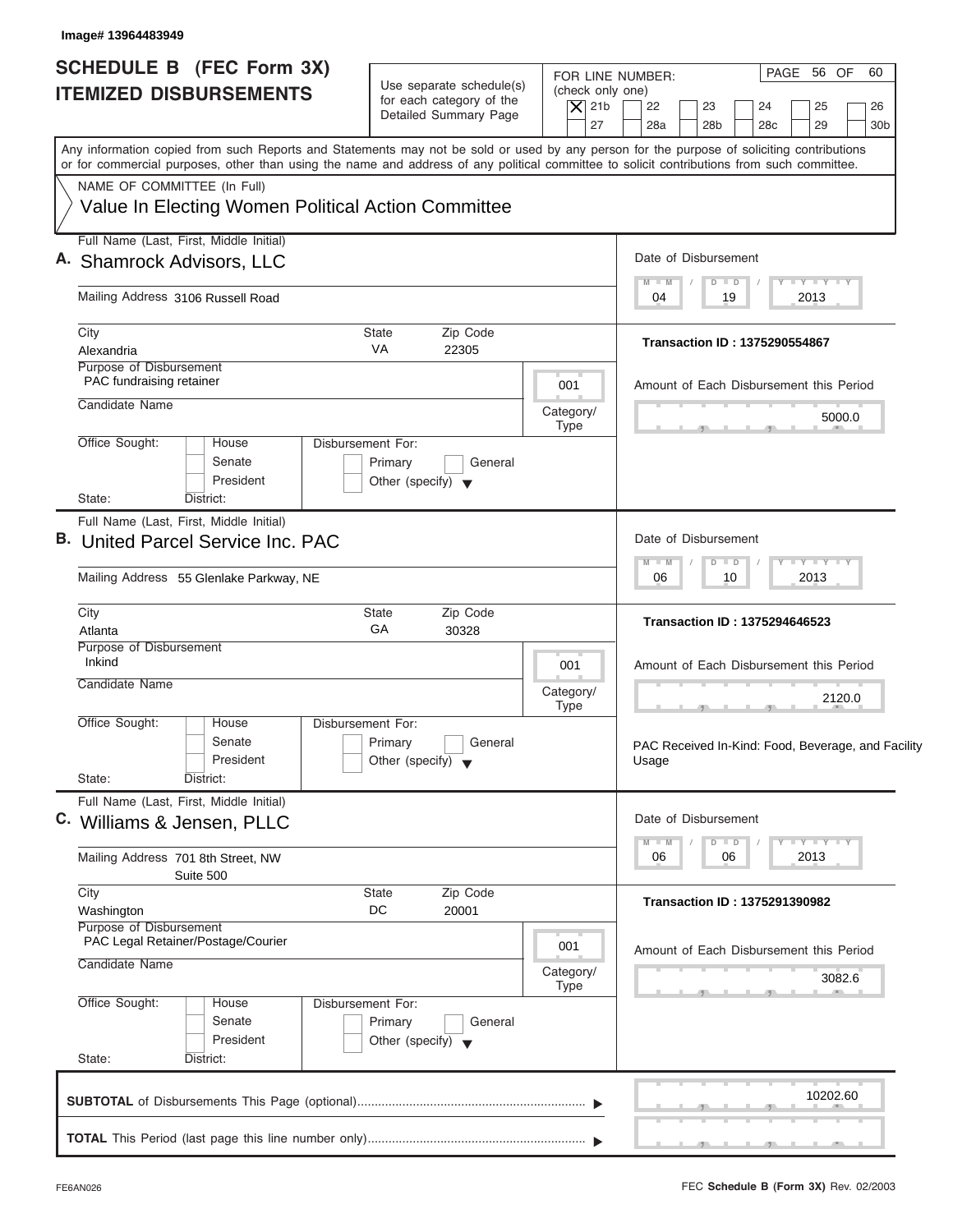Image# 13964483949

# SCHEDULE B (FEC Form 3X) ITEMIZED DISBURSEMENTS

Use separate schedule(s) for each category of the Detailed Summary Page

FOR LINE NUMBER: (check only one)
[X] 21b [ ] 22 [ ] 23 [ ] 24 [ ] 25 [ ] 26 [ ] 27 [ ] 28a [ ] 28b [ ] 28c [ ] 29 [ ] 30b

PAGE 56 OF 60

Any information copied from such Reports and Statements may not be sold or used by any person for the purpose of soliciting contributions or for commercial purposes, other than using the name and address of any political committee to solicit contributions from such committee.

NAME OF COMMITTEE (In Full)
Value In Electing Women Political Action Committee

---

**A.** Full Name (Last, First, Middle Initial): Shamrock Advisors, LLC

Mailing Address: 3106 Russell Road

City: Alexandria | State: VA | Zip Code: 22305

Purpose of Disbursement: PAC fundraising retainer

Category/Type: 001

Candidate Name:

Office Sought: [ ] House [ ] Senate [ ] President

State: District:

Disbursement For: [ ] Primary [ ] General [ ] Other (specify)

Date of Disbursement: 04 / 19 / 2013

Transaction ID : 1375290554867

Amount of Each Disbursement this Period: 5000.0

---

**B.** Full Name (Last, First, Middle Initial): United Parcel Service Inc. PAC

Mailing Address: 55 Glenlake Parkway, NE

City: Atlanta | State: GA | Zip Code: 30328

Purpose of Disbursement: Inkind

Category/Type: 001

Candidate Name:

Office Sought: [ ] House [ ] Senate [ ] President

State: District:

Disbursement For: [ ] Primary [ ] General [ ] Other (specify)

Date of Disbursement: 06 / 10 / 2013

Transaction ID : 1375294646523

Amount of Each Disbursement this Period: 2120.0

PAC Received In-Kind: Food, Beverage, and Facility Usage

---

**C.** Full Name (Last, First, Middle Initial): Williams & Jensen, PLLC

Mailing Address: 701 8th Street, NW
Suite 500

City: Washington | State: DC | Zip Code: 20001

Purpose of Disbursement: PAC Legal Retainer/Postage/Courier

Category/Type: 001

Candidate Name:

Office Sought: [ ] House [ ] Senate [ ] President

State: District:

Disbursement For: [ ] Primary [ ] General [ ] Other (specify)

Date of Disbursement: 06 / 06 / 2013

Transaction ID : 1375291390982

Amount of Each Disbursement this Period: 3082.6

---

**SUBTOTAL** of Disbursements This Page (optional): 10202.60

**TOTAL** This Period (last page this line number only):

FE6AN026 FEC **Schedule B (Form 3X)** Rev. 02/2003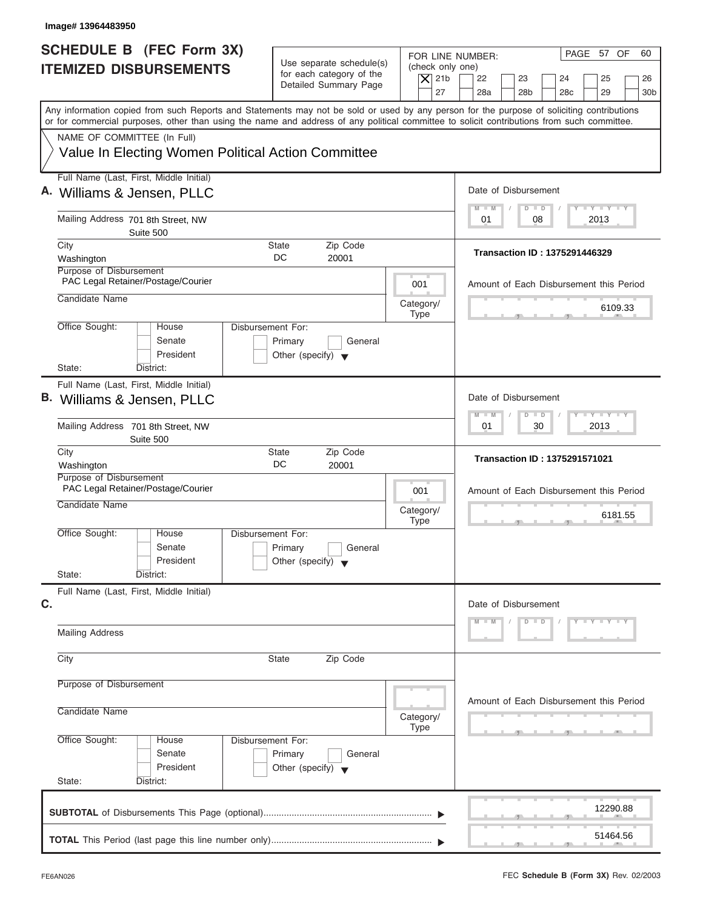Image# 13964483950

# SCHEDULE B (FEC Form 3X) ITEMIZED DISBURSEMENTS

Use separate schedule(s) for each category of the Detailed Summary Page

FOR LINE NUMBER: (check only one)

- [X] 21b
- [ ] 22
- [ ] 23
- [ ] 24
- [ ] 25
- [ ] 26
- [ ] 27
- [ ] 28a
- [ ] 28b
- [ ] 28c
- [ ] 29
- [ ] 30b

PAGE 57 OF 60

Any information copied from such Reports and Statements may not be sold or used by any person for the purpose of soliciting contributions or for commercial purposes, other than using the name and address of any political committee to solicit contributions from such committee.

NAME OF COMMITTEE (In Full)

Value In Electing Women Political Action Committee

---

**A.** Full Name (Last, First, Middle Initial): Williams & Jensen, PLLC

Mailing Address: 701 8th Street, NW, Suite 500

City: Washington | State: DC | Zip Code: 20001

Purpose of Disbursement: PAC Legal Retainer/Postage/Courier

Category/Type: 001

Candidate Name:

Office Sought: House / Senate / President | State: | District:

Disbursement For: Primary / General / Other (specify)

Date of Disbursement: 01 / 08 / 2013

Transaction ID : 1375291446329

Amount of Each Disbursement this Period: 6109.33

---

**B.** Full Name (Last, First, Middle Initial): Williams & Jensen, PLLC

Mailing Address: 701 8th Street, NW, Suite 500

City: Washington | State: DC | Zip Code: 20001

Purpose of Disbursement: PAC Legal Retainer/Postage/Courier

Category/Type: 001

Candidate Name:

Office Sought: House / Senate / President | State: | District:

Disbursement For: Primary / General / Other (specify)

Date of Disbursement: 01 / 30 / 2013

Transaction ID : 1375291571021

Amount of Each Disbursement this Period: 6181.55

---

**C.** Full Name (Last, First, Middle Initial):

Mailing Address:

City: | State: | Zip Code:

Purpose of Disbursement:

Category/Type:

Candidate Name:

Office Sought: House / Senate / President | State: | District:

Disbursement For: Primary / General / Other (specify)

Date of Disbursement: M M / D D / Y Y Y Y

Amount of Each Disbursement this Period:

---

**SUBTOTAL** of Disbursements This Page (optional): 12290.88

**TOTAL** This Period (last page this line number only): 51464.56

FE6AN026

FEC **Schedule B (Form 3X)** Rev. 02/2003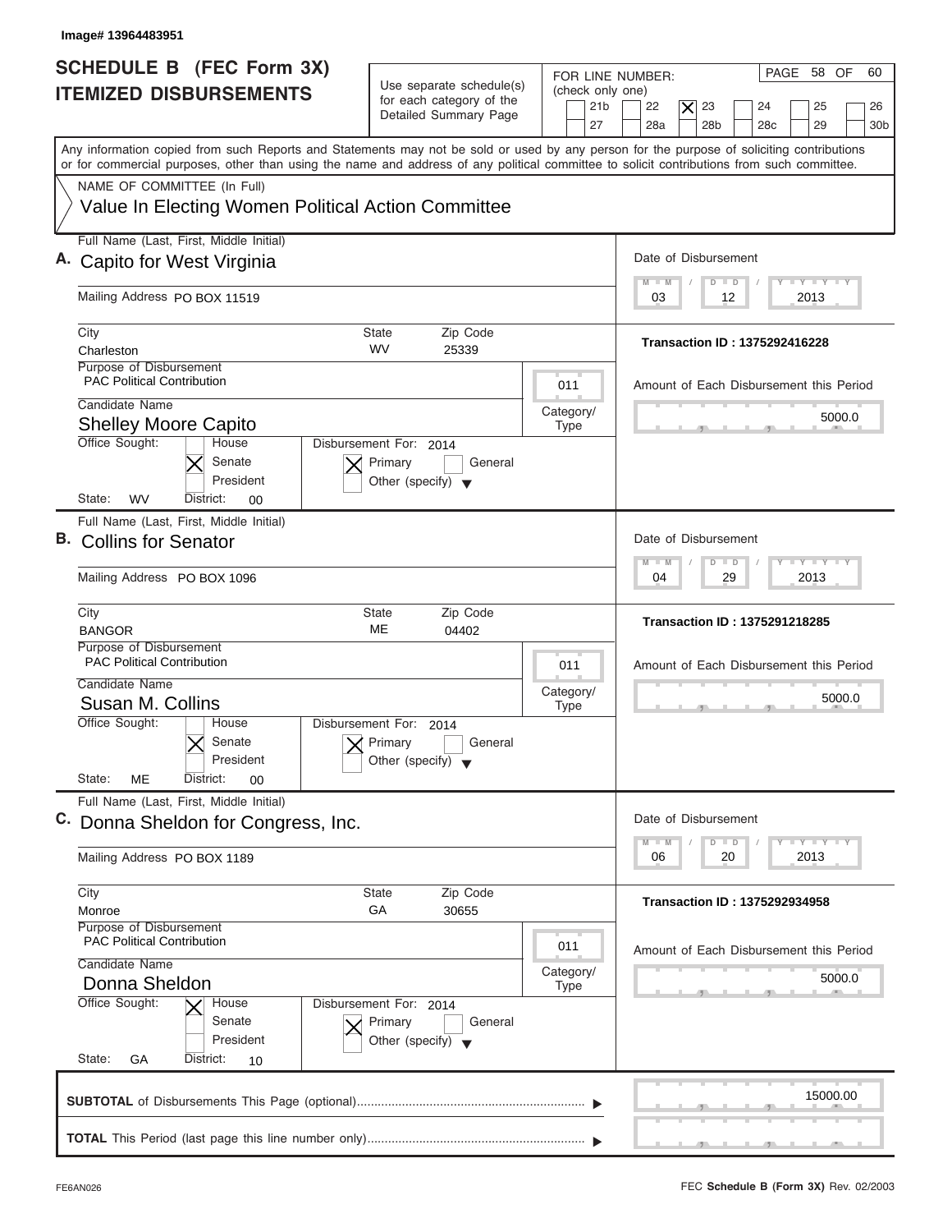Image# 13964483951

# SCHEDULE B (FEC Form 3X) ITEMIZED DISBURSEMENTS

Use separate schedule(s) for each category of the Detailed Summary Page

FOR LINE NUMBER: (check only one)

21b | 22 | [X] 23 | 24 | 25 | 26 | 27 | 28a | 28b | 28c | 29 | 30b

PAGE 58 OF 60

Any information copied from such Reports and Statements may not be sold or used by any person for the purpose of soliciting contributions or for commercial purposes, other than using the name and address of any political committee to solicit contributions from such committee.

NAME OF COMMITTEE (In Full)

Value In Electing Women Political Action Committee

---

**A.** Full Name (Last, First, Middle Initial): Capito for West Virginia

Mailing Address: PO BOX 11519

City: Charleston | State: WV | Zip Code: 25339

Purpose of Disbursement: PAC Political Contribution

Category/Type: 011

Candidate Name: Shelley Moore Capito

Office Sought: [X] Senate

State: WV | District: 00

Disbursement For: 2014 [X] Primary

Date of Disbursement: 03/12/2013

Transaction ID : 1375292416228

Amount of Each Disbursement this Period: 5000.0

---

**B.** Full Name (Last, First, Middle Initial): Collins for Senator

Mailing Address: PO BOX 1096

City: BANGOR | State: ME | Zip Code: 04402

Purpose of Disbursement: PAC Political Contribution

Category/Type: 011

Candidate Name: Susan M. Collins

Office Sought: [X] Senate

State: ME | District: 00

Disbursement For: 2014 [X] Primary

Date of Disbursement: 04/29/2013

Transaction ID : 1375291218285

Amount of Each Disbursement this Period: 5000.0

---

**C.** Full Name (Last, First, Middle Initial): Donna Sheldon for Congress, Inc.

Mailing Address: PO BOX 1189

City: Monroe | State: GA | Zip Code: 30655

Purpose of Disbursement: PAC Political Contribution

Category/Type: 011

Candidate Name: Donna Sheldon

Office Sought: [X] House

State: GA | District: 10

Disbursement For: 2014 [X] Primary

Date of Disbursement: 06/20/2013

Transaction ID : 1375292934958

Amount of Each Disbursement this Period: 5000.0

---

**SUBTOTAL** of Disbursements This Page (optional): 15000.00

**TOTAL** This Period (last page this line number only):

FE6AN026

FEC **Schedule B (Form 3X)** Rev. 02/2003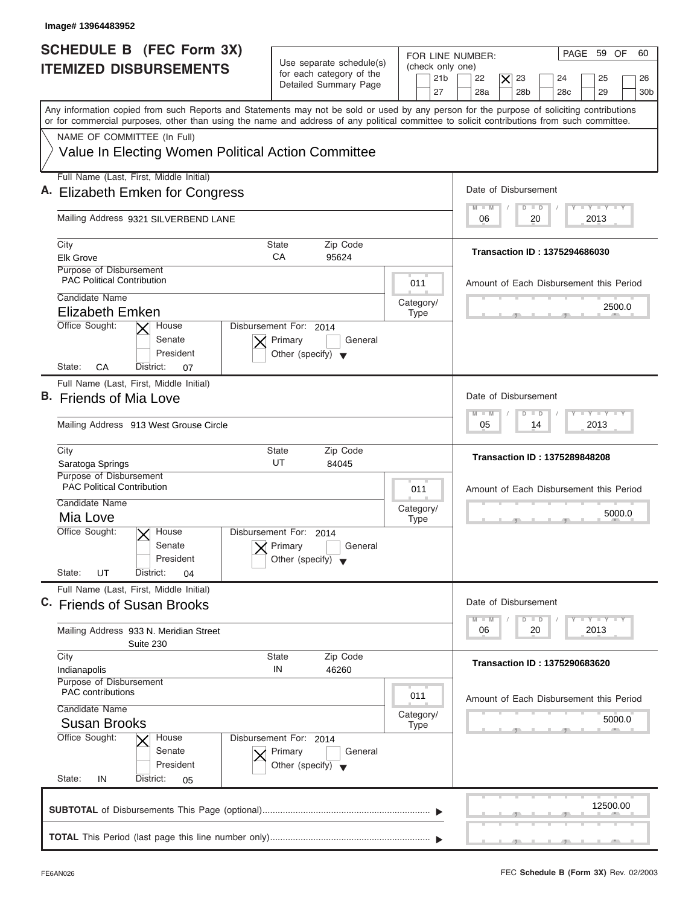Image# 13964483952

# SCHEDULE B (FEC Form 3X) ITEMIZED DISBURSEMENTS

Use separate schedule(s) for each category of the Detailed Summary Page

FOR LINE NUMBER: (check only one)

21b | 22 | **[X] 23** | 24 | 25 | 26 | 27 | 28a | 28b | 28c | 29 | 30b

PAGE 59 OF 60

Any information copied from such Reports and Statements may not be sold or used by any person for the purpose of soliciting contributions or for commercial purposes, other than using the name and address of any political committee to solicit contributions from such committee.

NAME OF COMMITTEE (In Full)

Value In Electing Women Political Action Committee

---

**A.** Full Name (Last, First, Middle Initial): Elizabeth Emken for Congress

Mailing Address: 9321 SILVERBEND LANE

City: Elk Grove | State: CA | Zip Code: 95624

Purpose of Disbursement: PAC Political Contribution

Category/Type: 011

Candidate Name: Elizabeth Emken

Office Sought: [X] House [ ] Senate [ ] President

State: CA District: 07

Disbursement For: 2014 [X] Primary [ ] General [ ] Other (specify)

Date of Disbursement: 06/20/2013

Transaction ID : 1375294686030

Amount of Each Disbursement this Period: 2500.0

---

**B.** Full Name (Last, First, Middle Initial): Friends of Mia Love

Mailing Address: 913 West Grouse Circle

City: Saratoga Springs | State: UT | Zip Code: 84045

Purpose of Disbursement: PAC Political Contribution

Category/Type: 011

Candidate Name: Mia Love

Office Sought: [X] House [ ] Senate [ ] President

State: UT District: 04

Disbursement For: 2014 [X] Primary [ ] General [ ] Other (specify)

Date of Disbursement: 05/14/2013

Transaction ID : 1375289848208

Amount of Each Disbursement this Period: 5000.0

---

**C.** Full Name (Last, First, Middle Initial): Friends of Susan Brooks

Mailing Address: 933 N. Meridian Street, Suite 230

City: Indianapolis | State: IN | Zip Code: 46260

Purpose of Disbursement: PAC contributions

Category/Type: 011

Candidate Name: Susan Brooks

Office Sought: [X] House [ ] Senate [ ] President

State: IN District: 05

Disbursement For: 2014 [X] Primary [ ] General [ ] Other (specify)

Date of Disbursement: 06/20/2013

Transaction ID : 1375290683620

Amount of Each Disbursement this Period: 5000.0

---

**SUBTOTAL** of Disbursements This Page (optional): 12500.00

**TOTAL** This Period (last page this line number only):

FE6AN026 — FEC **Schedule B (Form 3X)** Rev. 02/2003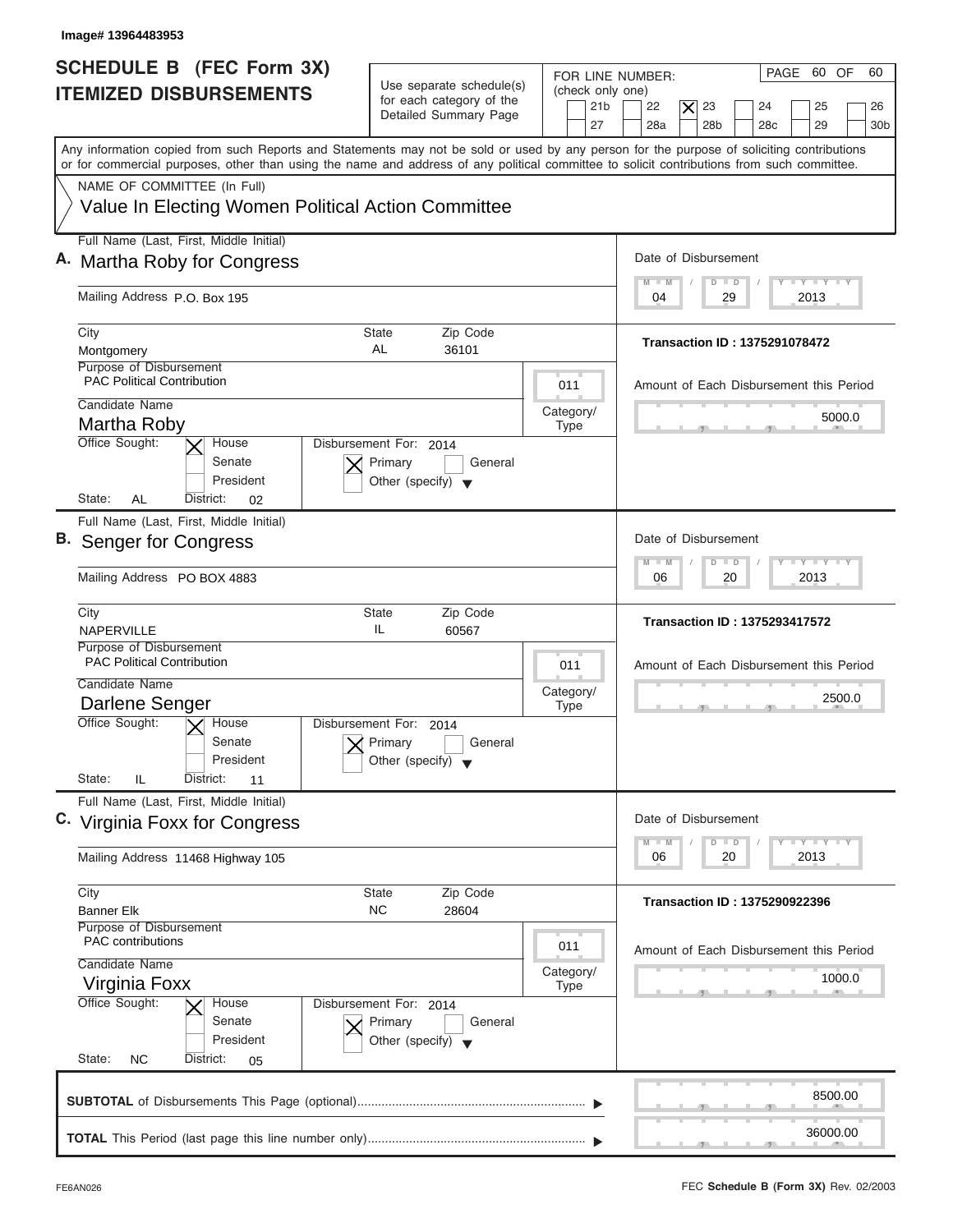Image# 13964483953

# SCHEDULE B (FEC Form 3X)
# ITEMIZED DISBURSEMENTS

Use separate schedule(s) for each category of the Detailed Summary Page

FOR LINE NUMBER: (check only one)
21b | 22 | [X] 23 | 24 | 25 | 26 | 27 | 28a | 28b | 28c | 29 | 30b

PAGE 60 OF 60

Any information copied from such Reports and Statements may not be sold or used by any person for the purpose of soliciting contributions or for commercial purposes, other than using the name and address of any political committee to solicit contributions from such committee.

NAME OF COMMITTEE (In Full)
Value In Electing Women Political Action Committee

---

**A.** Full Name (Last, First, Middle Initial): Martha Roby for Congress

Mailing Address: P.O. Box 195

City: Montgomery | State: AL | Zip Code: 36101

Date of Disbursement: 04 / 29 / 2013

Transaction ID : 1375291078472

Purpose of Disbursement: PAC Political Contribution

Category/Type: 011

Candidate Name: Martha Roby

Amount of Each Disbursement this Period: 5000.0

Office Sought: [X] House [ ] Senate [ ] President

State: AL District: 02

Disbursement For: 2014 [X] Primary [ ] General [ ] Other (specify)

---

**B.** Full Name (Last, First, Middle Initial): Senger for Congress

Mailing Address: PO BOX 4883

City: NAPERVILLE | State: IL | Zip Code: 60567

Date of Disbursement: 06 / 20 / 2013

Transaction ID : 1375293417572

Purpose of Disbursement: PAC Political Contribution

Category/Type: 011

Candidate Name: Darlene Senger

Amount of Each Disbursement this Period: 2500.0

Office Sought: [X] House [ ] Senate [ ] President

State: IL District: 11

Disbursement For: 2014 [X] Primary [ ] General [ ] Other (specify)

---

**C.** Full Name (Last, First, Middle Initial): Virginia Foxx for Congress

Mailing Address: 11468 Highway 105

City: Banner Elk | State: NC | Zip Code: 28604

Date of Disbursement: 06 / 20 / 2013

Transaction ID : 1375290922396

Purpose of Disbursement: PAC contributions

Category/Type: 011

Candidate Name: Virginia Foxx

Amount of Each Disbursement this Period: 1000.0

Office Sought: [X] House [ ] Senate [ ] President

State: NC District: 05

Disbursement For: 2014 [X] Primary [ ] General [ ] Other (specify)

---

**SUBTOTAL** of Disbursements This Page (optional): 8500.00

**TOTAL** This Period (last page this line number only): 36000.00

FE6AN026

FEC **Schedule B (Form 3X)** Rev. 02/2003